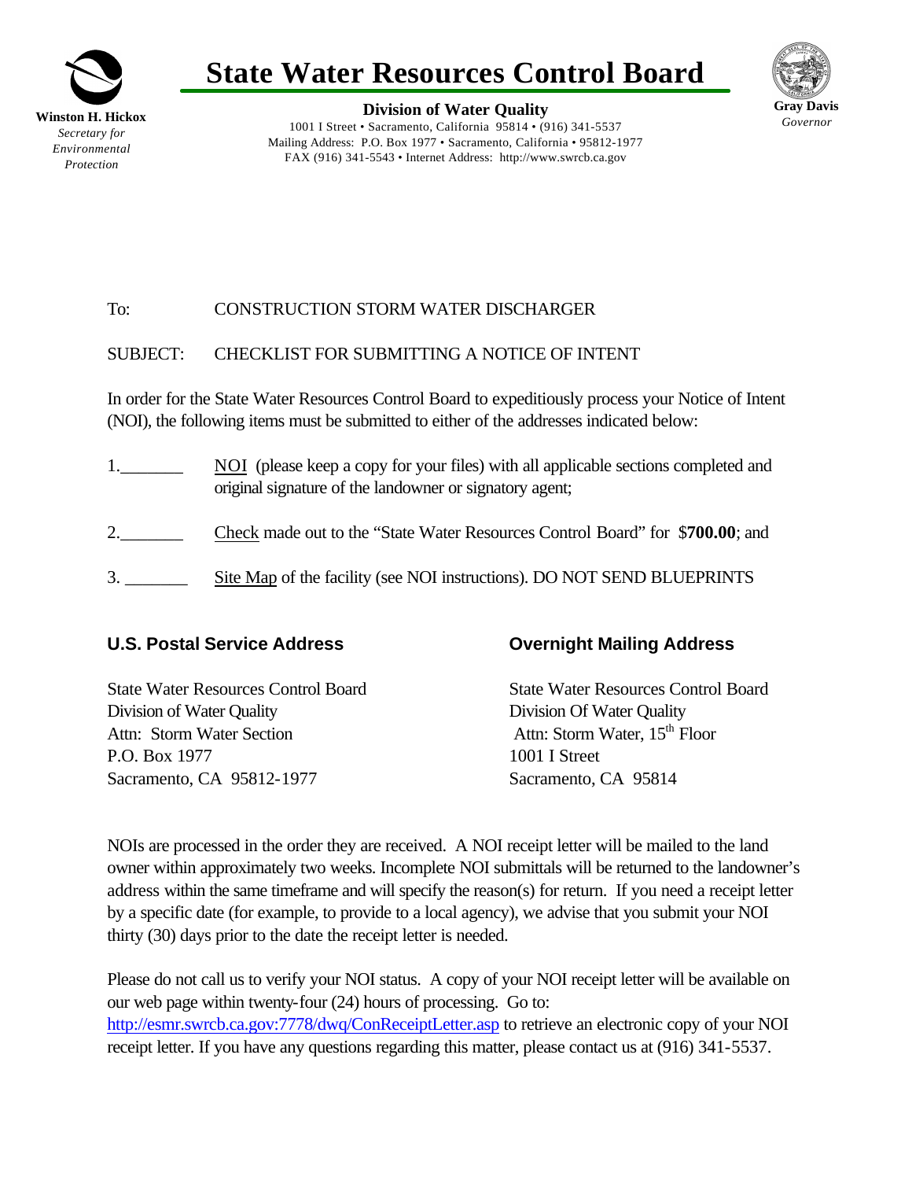**Winston H. Hickox**
*Secretary for Environmental Protection*

# State Water Resources Control Board

**Division of Water Quality**
1001 I Street • Sacramento, California 95814 • (916) 341-5537
Mailing Address: P.O. Box 1977 • Sacramento, California • 95812-1977
FAX (916) 341-5543 • Internet Address: http://www.swrcb.ca.gov

**Gray Davis**
*Governor*

To: CONSTRUCTION STORM WATER DISCHARGER

SUBJECT: CHECKLIST FOR SUBMITTING A NOTICE OF INTENT

In order for the State Water Resources Control Board to expeditiously process your Notice of Intent (NOI), the following items must be submitted to either of the addresses indicated below:

1.\_\_\_\_\_\_\_ NOI (please keep a copy for your files) with all applicable sections completed and original signature of the landowner or signatory agent;

2.\_\_\_\_\_\_\_ Check made out to the "State Water Resources Control Board" for $**700.00**; and

3. \_\_\_\_\_\_\_ Site Map of the facility (see NOI instructions). DO NOT SEND BLUEPRINTS

**U.S. Postal Service Address**

State Water Resources Control Board
Division of Water Quality
Attn: Storm Water Section
P.O. Box 1977
Sacramento, CA 95812-1977

**Overnight Mailing Address**

State Water Resources Control Board
Division Of Water Quality
Attn: Storm Water, 15th Floor
1001 I Street
Sacramento, CA 95814

NOIs are processed in the order they are received. A NOI receipt letter will be mailed to the land owner within approximately two weeks. Incomplete NOI submittals will be returned to the landowner's address within the same timeframe and will specify the reason(s) for return. If you need a receipt letter by a specific date (for example, to provide to a local agency), we advise that you submit your NOI thirty (30) days prior to the date the receipt letter is needed.

Please do not call us to verify your NOI status. A copy of your NOI receipt letter will be available on our web page within twenty-four (24) hours of processing. Go to: http://esmr.swrcb.ca.gov:7778/dwq/ConReceiptLetter.asp to retrieve an electronic copy of your NOI receipt letter. If you have any questions regarding this matter, please contact us at (916) 341-5537.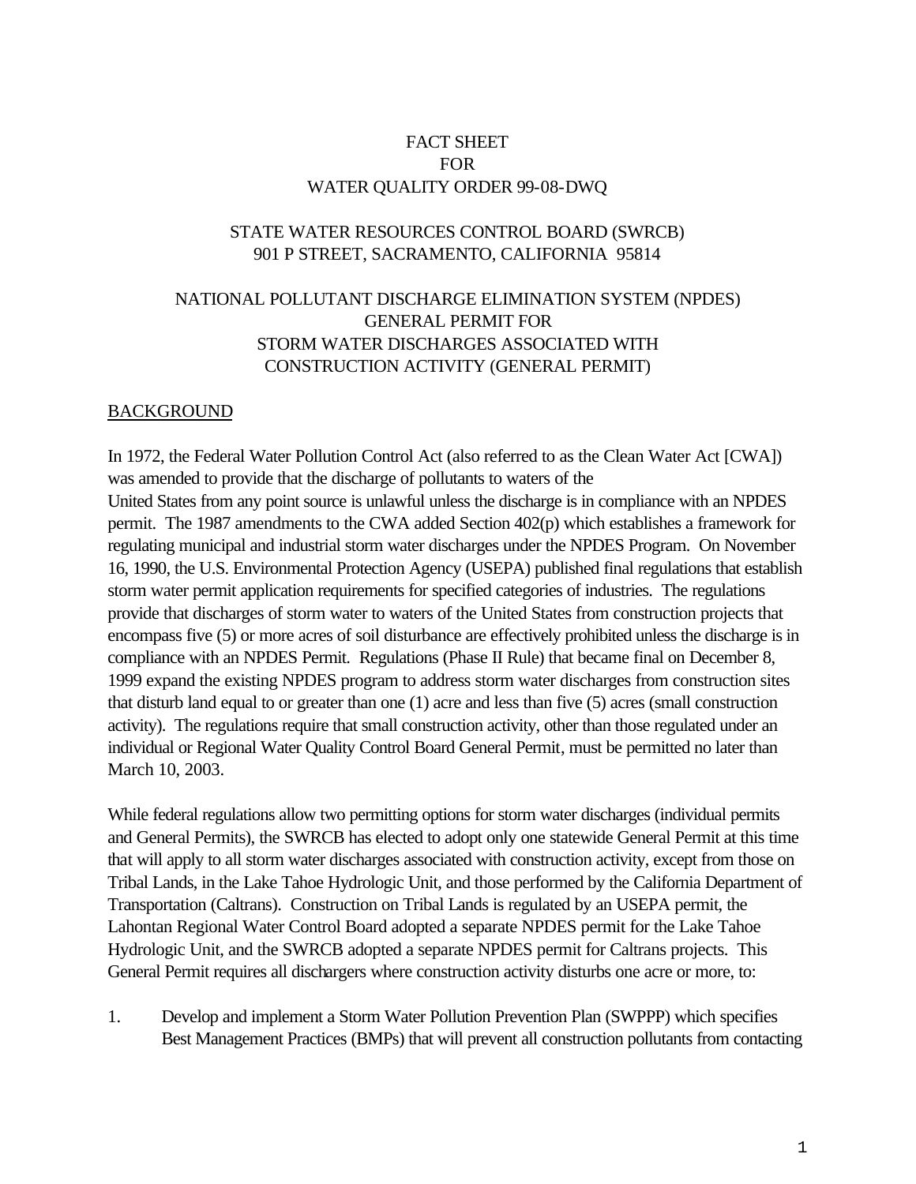FACT SHEET
FOR
WATER QUALITY ORDER 99-08-DWQ

STATE WATER RESOURCES CONTROL BOARD (SWRCB)
901 P STREET, SACRAMENTO, CALIFORNIA 95814

NATIONAL POLLUTANT DISCHARGE ELIMINATION SYSTEM (NPDES)
GENERAL PERMIT FOR
STORM WATER DISCHARGES ASSOCIATED WITH
CONSTRUCTION ACTIVITY (GENERAL PERMIT)

## BACKGROUND

In 1972, the Federal Water Pollution Control Act (also referred to as the Clean Water Act [CWA]) was amended to provide that the discharge of pollutants to waters of the United States from any point source is unlawful unless the discharge is in compliance with an NPDES permit. The 1987 amendments to the CWA added Section 402(p) which establishes a framework for regulating municipal and industrial storm water discharges under the NPDES Program. On November 16, 1990, the U.S. Environmental Protection Agency (USEPA) published final regulations that establish storm water permit application requirements for specified categories of industries. The regulations provide that discharges of storm water to waters of the United States from construction projects that encompass five (5) or more acres of soil disturbance are effectively prohibited unless the discharge is in compliance with an NPDES Permit. Regulations (Phase II Rule) that became final on December 8, 1999 expand the existing NPDES program to address storm water discharges from construction sites that disturb land equal to or greater than one (1) acre and less than five (5) acres (small construction activity). The regulations require that small construction activity, other than those regulated under an individual or Regional Water Quality Control Board General Permit, must be permitted no later than March 10, 2003.

While federal regulations allow two permitting options for storm water discharges (individual permits and General Permits), the SWRCB has elected to adopt only one statewide General Permit at this time that will apply to all storm water discharges associated with construction activity, except from those on Tribal Lands, in the Lake Tahoe Hydrologic Unit, and those performed by the California Department of Transportation (Caltrans). Construction on Tribal Lands is regulated by an USEPA permit, the Lahontan Regional Water Control Board adopted a separate NPDES permit for the Lake Tahoe Hydrologic Unit, and the SWRCB adopted a separate NPDES permit for Caltrans projects. This General Permit requires all dischargers where construction activity disturbs one acre or more, to:

1. Develop and implement a Storm Water Pollution Prevention Plan (SWPPP) which specifies Best Management Practices (BMPs) that will prevent all construction pollutants from contacting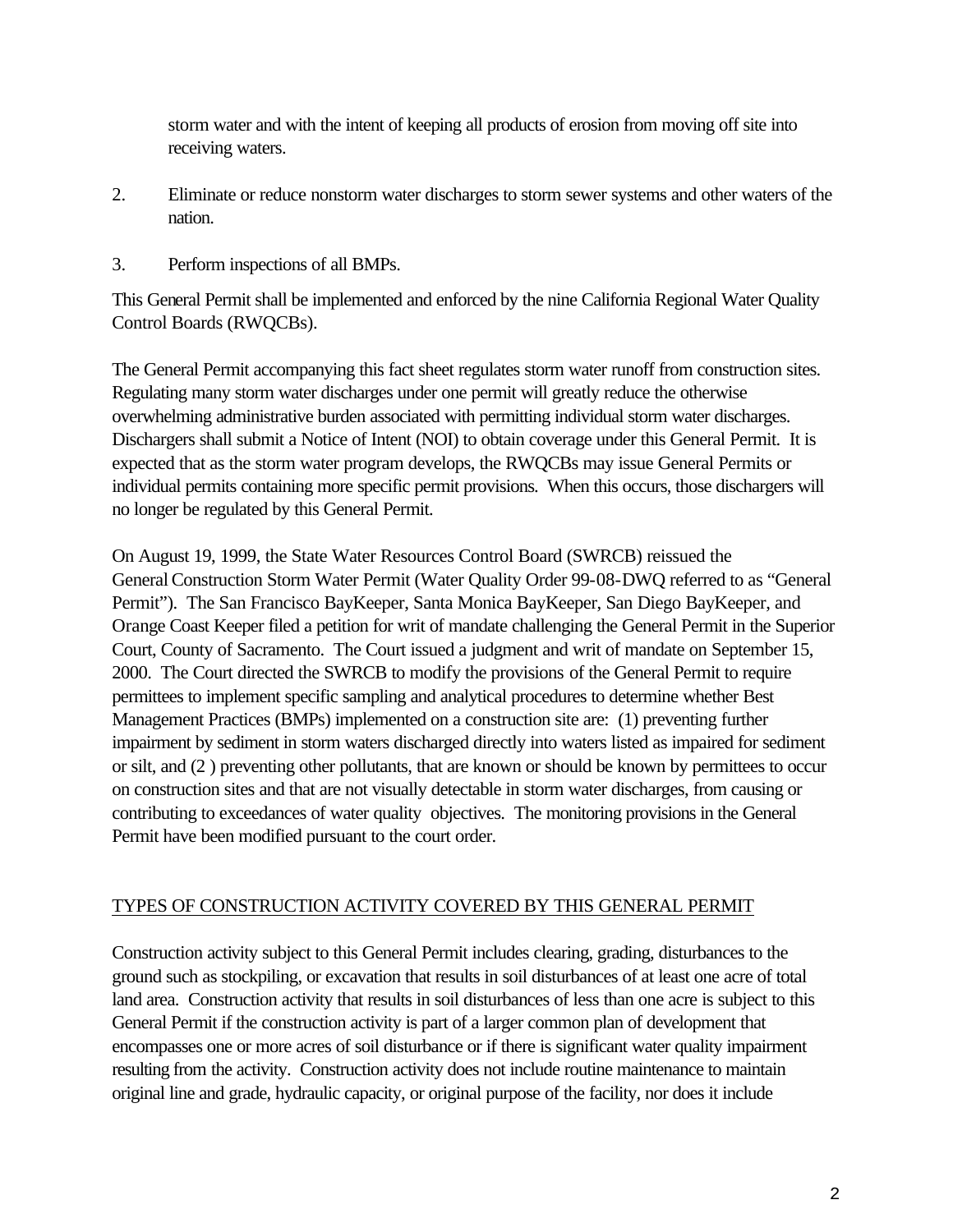storm water and with the intent of keeping all products of erosion from moving off site into receiving waters.

2. Eliminate or reduce nonstorm water discharges to storm sewer systems and other waters of the nation.

3. Perform inspections of all BMPs.

This General Permit shall be implemented and enforced by the nine California Regional Water Quality Control Boards (RWQCBs).

The General Permit accompanying this fact sheet regulates storm water runoff from construction sites. Regulating many storm water discharges under one permit will greatly reduce the otherwise overwhelming administrative burden associated with permitting individual storm water discharges. Dischargers shall submit a Notice of Intent (NOI) to obtain coverage under this General Permit. It is expected that as the storm water program develops, the RWQCBs may issue General Permits or individual permits containing more specific permit provisions. When this occurs, those dischargers will no longer be regulated by this General Permit.

On August 19, 1999, the State Water Resources Control Board (SWRCB) reissued the General Construction Storm Water Permit (Water Quality Order 99-08-DWQ referred to as "General Permit"). The San Francisco BayKeeper, Santa Monica BayKeeper, San Diego BayKeeper, and Orange Coast Keeper filed a petition for writ of mandate challenging the General Permit in the Superior Court, County of Sacramento. The Court issued a judgment and writ of mandate on September 15, 2000. The Court directed the SWRCB to modify the provisions of the General Permit to require permittees to implement specific sampling and analytical procedures to determine whether Best Management Practices (BMPs) implemented on a construction site are: (1) preventing further impairment by sediment in storm waters discharged directly into waters listed as impaired for sediment or silt, and (2 ) preventing other pollutants, that are known or should be known by permittees to occur on construction sites and that are not visually detectable in storm water discharges, from causing or contributing to exceedances of water quality objectives. The monitoring provisions in the General Permit have been modified pursuant to the court order.

## TYPES OF CONSTRUCTION ACTIVITY COVERED BY THIS GENERAL PERMIT

Construction activity subject to this General Permit includes clearing, grading, disturbances to the ground such as stockpiling, or excavation that results in soil disturbances of at least one acre of total land area. Construction activity that results in soil disturbances of less than one acre is subject to this General Permit if the construction activity is part of a larger common plan of development that encompasses one or more acres of soil disturbance or if there is significant water quality impairment resulting from the activity. Construction activity does not include routine maintenance to maintain original line and grade, hydraulic capacity, or original purpose of the facility, nor does it include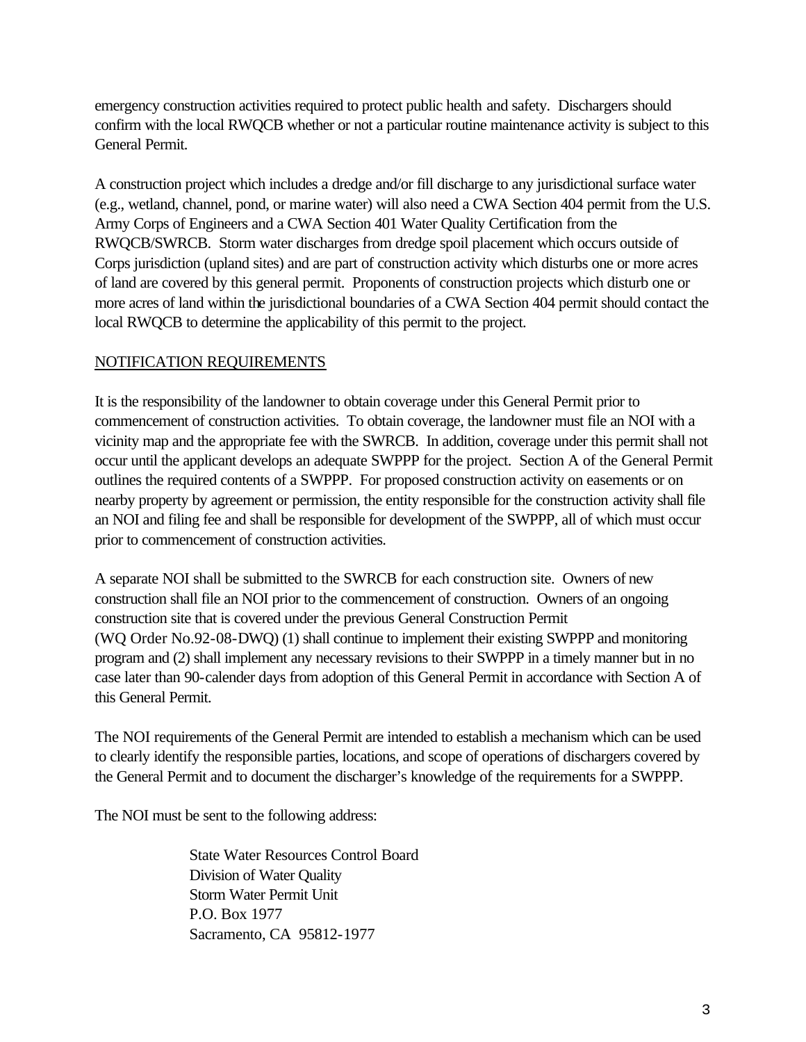emergency construction activities required to protect public health and safety. Dischargers should confirm with the local RWQCB whether or not a particular routine maintenance activity is subject to this General Permit.

A construction project which includes a dredge and/or fill discharge to any jurisdictional surface water (e.g., wetland, channel, pond, or marine water) will also need a CWA Section 404 permit from the U.S. Army Corps of Engineers and a CWA Section 401 Water Quality Certification from the RWQCB/SWRCB. Storm water discharges from dredge spoil placement which occurs outside of Corps jurisdiction (upland sites) and are part of construction activity which disturbs one or more acres of land are covered by this general permit. Proponents of construction projects which disturb one or more acres of land within the jurisdictional boundaries of a CWA Section 404 permit should contact the local RWQCB to determine the applicability of this permit to the project.

## NOTIFICATION REQUIREMENTS

It is the responsibility of the landowner to obtain coverage under this General Permit prior to commencement of construction activities. To obtain coverage, the landowner must file an NOI with a vicinity map and the appropriate fee with the SWRCB. In addition, coverage under this permit shall not occur until the applicant develops an adequate SWPPP for the project. Section A of the General Permit outlines the required contents of a SWPPP. For proposed construction activity on easements or on nearby property by agreement or permission, the entity responsible for the construction activity shall file an NOI and filing fee and shall be responsible for development of the SWPPP, all of which must occur prior to commencement of construction activities.

A separate NOI shall be submitted to the SWRCB for each construction site. Owners of new construction shall file an NOI prior to the commencement of construction. Owners of an ongoing construction site that is covered under the previous General Construction Permit (WQ Order No.92-08-DWQ) (1) shall continue to implement their existing SWPPP and monitoring program and (2) shall implement any necessary revisions to their SWPPP in a timely manner but in no case later than 90-calender days from adoption of this General Permit in accordance with Section A of this General Permit.

The NOI requirements of the General Permit are intended to establish a mechanism which can be used to clearly identify the responsible parties, locations, and scope of operations of dischargers covered by the General Permit and to document the discharger's knowledge of the requirements for a SWPPP.

The NOI must be sent to the following address:

State Water Resources Control Board
Division of Water Quality
Storm Water Permit Unit
P.O. Box 1977
Sacramento, CA 95812-1977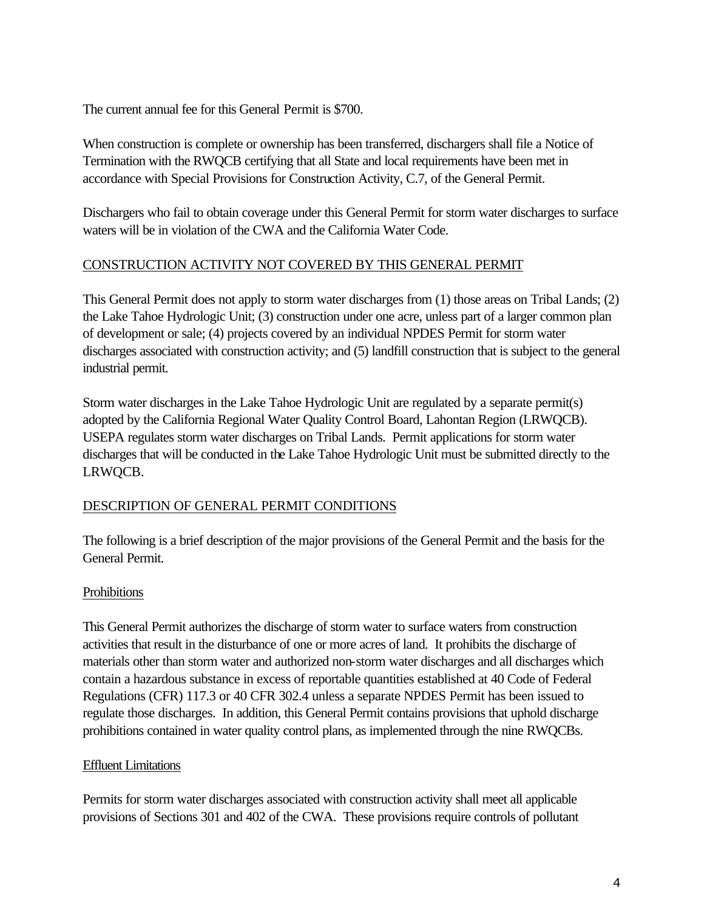The current annual fee for this General Permit is $700.

When construction is complete or ownership has been transferred, dischargers shall file a Notice of Termination with the RWQCB certifying that all State and local requirements have been met in accordance with Special Provisions for Construction Activity, C.7, of the General Permit.

Dischargers who fail to obtain coverage under this General Permit for storm water discharges to surface waters will be in violation of the CWA and the California Water Code.

## CONSTRUCTION ACTIVITY NOT COVERED BY THIS GENERAL PERMIT

This General Permit does not apply to storm water discharges from (1) those areas on Tribal Lands; (2) the Lake Tahoe Hydrologic Unit; (3) construction under one acre, unless part of a larger common plan of development or sale; (4) projects covered by an individual NPDES Permit for storm water discharges associated with construction activity; and (5) landfill construction that is subject to the general industrial permit.

Storm water discharges in the Lake Tahoe Hydrologic Unit are regulated by a separate permit(s) adopted by the California Regional Water Quality Control Board, Lahontan Region (LRWQCB). USEPA regulates storm water discharges on Tribal Lands. Permit applications for storm water discharges that will be conducted in the Lake Tahoe Hydrologic Unit must be submitted directly to the LRWQCB.

## DESCRIPTION OF GENERAL PERMIT CONDITIONS

The following is a brief description of the major provisions of the General Permit and the basis for the General Permit.

### Prohibitions

This General Permit authorizes the discharge of storm water to surface waters from construction activities that result in the disturbance of one or more acres of land. It prohibits the discharge of materials other than storm water and authorized non-storm water discharges and all discharges which contain a hazardous substance in excess of reportable quantities established at 40 Code of Federal Regulations (CFR) 117.3 or 40 CFR 302.4 unless a separate NPDES Permit has been issued to regulate those discharges. In addition, this General Permit contains provisions that uphold discharge prohibitions contained in water quality control plans, as implemented through the nine RWQCBs.

### Effluent Limitations

Permits for storm water discharges associated with construction activity shall meet all applicable provisions of Sections 301 and 402 of the CWA. These provisions require controls of pollutant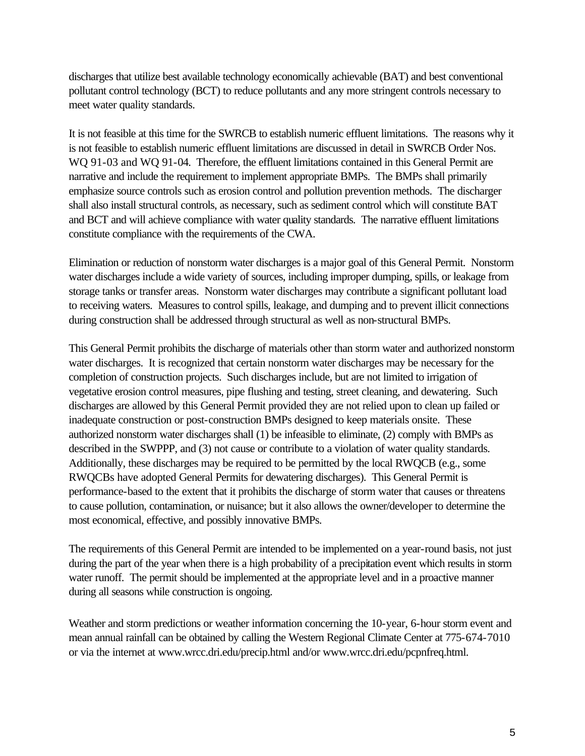discharges that utilize best available technology economically achievable (BAT) and best conventional pollutant control technology (BCT) to reduce pollutants and any more stringent controls necessary to meet water quality standards.

It is not feasible at this time for the SWRCB to establish numeric effluent limitations. The reasons why it is not feasible to establish numeric effluent limitations are discussed in detail in SWRCB Order Nos. WQ 91-03 and WQ 91-04. Therefore, the effluent limitations contained in this General Permit are narrative and include the requirement to implement appropriate BMPs. The BMPs shall primarily emphasize source controls such as erosion control and pollution prevention methods. The discharger shall also install structural controls, as necessary, such as sediment control which will constitute BAT and BCT and will achieve compliance with water quality standards. The narrative effluent limitations constitute compliance with the requirements of the CWA.

Elimination or reduction of nonstorm water discharges is a major goal of this General Permit. Nonstorm water discharges include a wide variety of sources, including improper dumping, spills, or leakage from storage tanks or transfer areas. Nonstorm water discharges may contribute a significant pollutant load to receiving waters. Measures to control spills, leakage, and dumping and to prevent illicit connections during construction shall be addressed through structural as well as non-structural BMPs.

This General Permit prohibits the discharge of materials other than storm water and authorized nonstorm water discharges. It is recognized that certain nonstorm water discharges may be necessary for the completion of construction projects. Such discharges include, but are not limited to irrigation of vegetative erosion control measures, pipe flushing and testing, street cleaning, and dewatering. Such discharges are allowed by this General Permit provided they are not relied upon to clean up failed or inadequate construction or post-construction BMPs designed to keep materials onsite. These authorized nonstorm water discharges shall (1) be infeasible to eliminate, (2) comply with BMPs as described in the SWPPP, and (3) not cause or contribute to a violation of water quality standards. Additionally, these discharges may be required to be permitted by the local RWQCB (e.g., some RWQCBs have adopted General Permits for dewatering discharges). This General Permit is performance-based to the extent that it prohibits the discharge of storm water that causes or threatens to cause pollution, contamination, or nuisance; but it also allows the owner/developer to determine the most economical, effective, and possibly innovative BMPs.

The requirements of this General Permit are intended to be implemented on a year-round basis, not just during the part of the year when there is a high probability of a precipitation event which results in storm water runoff. The permit should be implemented at the appropriate level and in a proactive manner during all seasons while construction is ongoing.

Weather and storm predictions or weather information concerning the 10-year, 6-hour storm event and mean annual rainfall can be obtained by calling the Western Regional Climate Center at 775-674-7010 or via the internet at www.wrcc.dri.edu/precip.html and/or www.wrcc.dri.edu/pcpnfreq.html.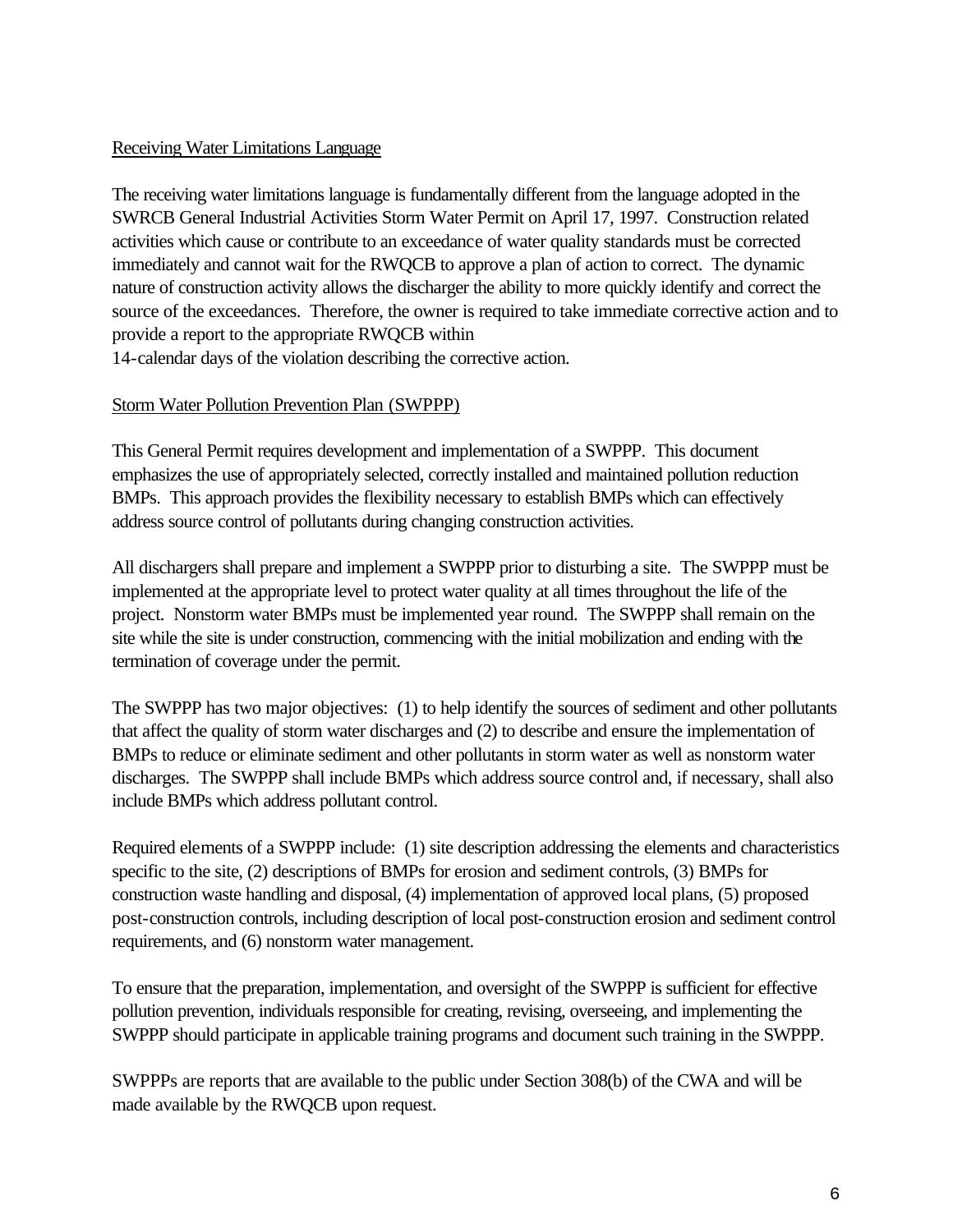Receiving Water Limitations Language

The receiving water limitations language is fundamentally different from the language adopted in the SWRCB General Industrial Activities Storm Water Permit on April 17, 1997. Construction related activities which cause or contribute to an exceedance of water quality standards must be corrected immediately and cannot wait for the RWQCB to approve a plan of action to correct. The dynamic nature of construction activity allows the discharger the ability to more quickly identify and correct the source of the exceedances. Therefore, the owner is required to take immediate corrective action and to provide a report to the appropriate RWQCB within 14-calendar days of the violation describing the corrective action.

Storm Water Pollution Prevention Plan (SWPPP)

This General Permit requires development and implementation of a SWPPP. This document emphasizes the use of appropriately selected, correctly installed and maintained pollution reduction BMPs. This approach provides the flexibility necessary to establish BMPs which can effectively address source control of pollutants during changing construction activities.

All dischargers shall prepare and implement a SWPPP prior to disturbing a site. The SWPPP must be implemented at the appropriate level to protect water quality at all times throughout the life of the project. Nonstorm water BMPs must be implemented year round. The SWPPP shall remain on the site while the site is under construction, commencing with the initial mobilization and ending with the termination of coverage under the permit.

The SWPPP has two major objectives: (1) to help identify the sources of sediment and other pollutants that affect the quality of storm water discharges and (2) to describe and ensure the implementation of BMPs to reduce or eliminate sediment and other pollutants in storm water as well as nonstorm water discharges. The SWPPP shall include BMPs which address source control and, if necessary, shall also include BMPs which address pollutant control.

Required elements of a SWPPP include: (1) site description addressing the elements and characteristics specific to the site, (2) descriptions of BMPs for erosion and sediment controls, (3) BMPs for construction waste handling and disposal, (4) implementation of approved local plans, (5) proposed post-construction controls, including description of local post-construction erosion and sediment control requirements, and (6) nonstorm water management.

To ensure that the preparation, implementation, and oversight of the SWPPP is sufficient for effective pollution prevention, individuals responsible for creating, revising, overseeing, and implementing the SWPPP should participate in applicable training programs and document such training in the SWPPP.

SWPPPs are reports that are available to the public under Section 308(b) of the CWA and will be made available by the RWQCB upon request.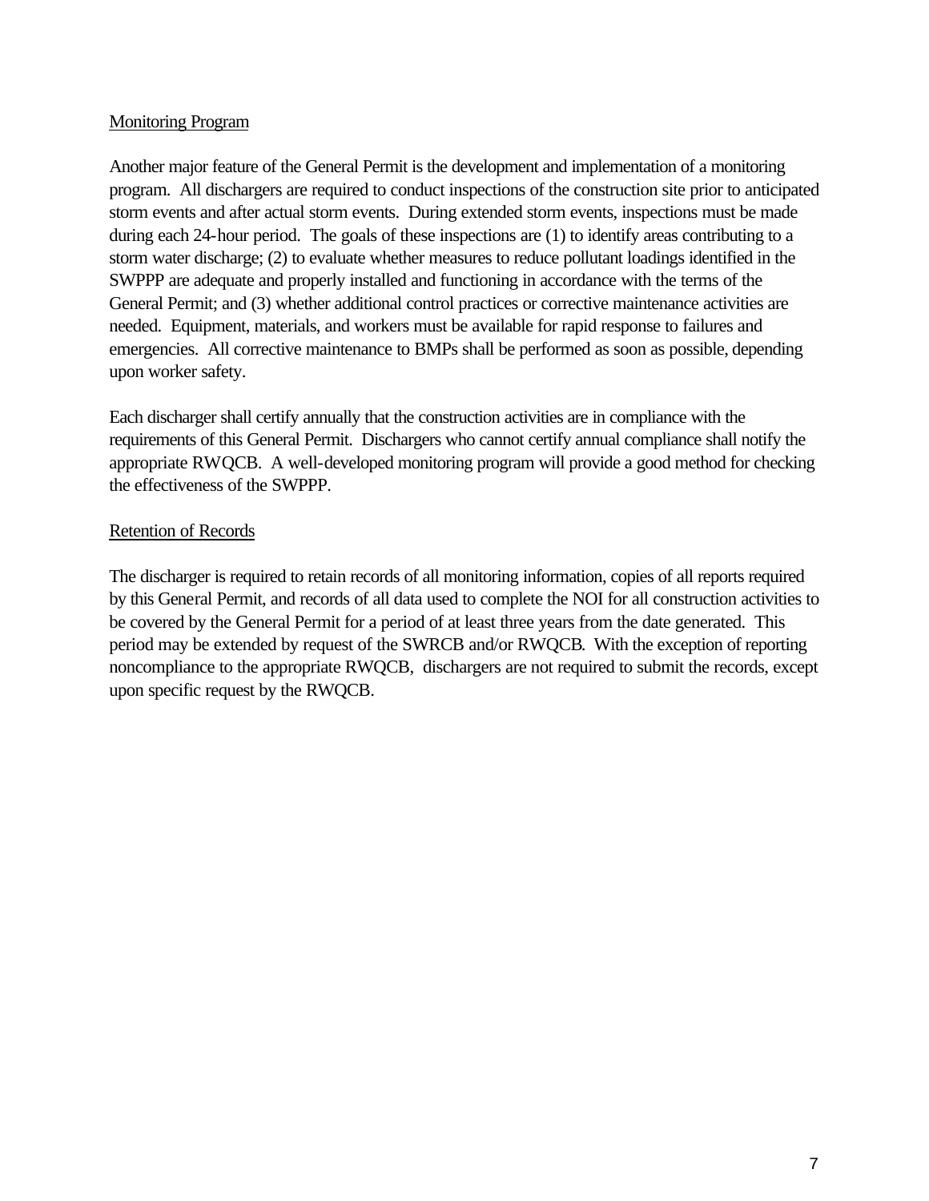Monitoring Program

Another major feature of the General Permit is the development and implementation of a monitoring program. All dischargers are required to conduct inspections of the construction site prior to anticipated storm events and after actual storm events. During extended storm events, inspections must be made during each 24-hour period. The goals of these inspections are (1) to identify areas contributing to a storm water discharge; (2) to evaluate whether measures to reduce pollutant loadings identified in the SWPPP are adequate and properly installed and functioning in accordance with the terms of the General Permit; and (3) whether additional control practices or corrective maintenance activities are needed. Equipment, materials, and workers must be available for rapid response to failures and emergencies. All corrective maintenance to BMPs shall be performed as soon as possible, depending upon worker safety.

Each discharger shall certify annually that the construction activities are in compliance with the requirements of this General Permit. Dischargers who cannot certify annual compliance shall notify the appropriate RWQCB. A well-developed monitoring program will provide a good method for checking the effectiveness of the SWPPP.

Retention of Records

The discharger is required to retain records of all monitoring information, copies of all reports required by this General Permit, and records of all data used to complete the NOI for all construction activities to be covered by the General Permit for a period of at least three years from the date generated. This period may be extended by request of the SWRCB and/or RWQCB. With the exception of reporting noncompliance to the appropriate RWQCB, dischargers are not required to submit the records, except upon specific request by the RWQCB.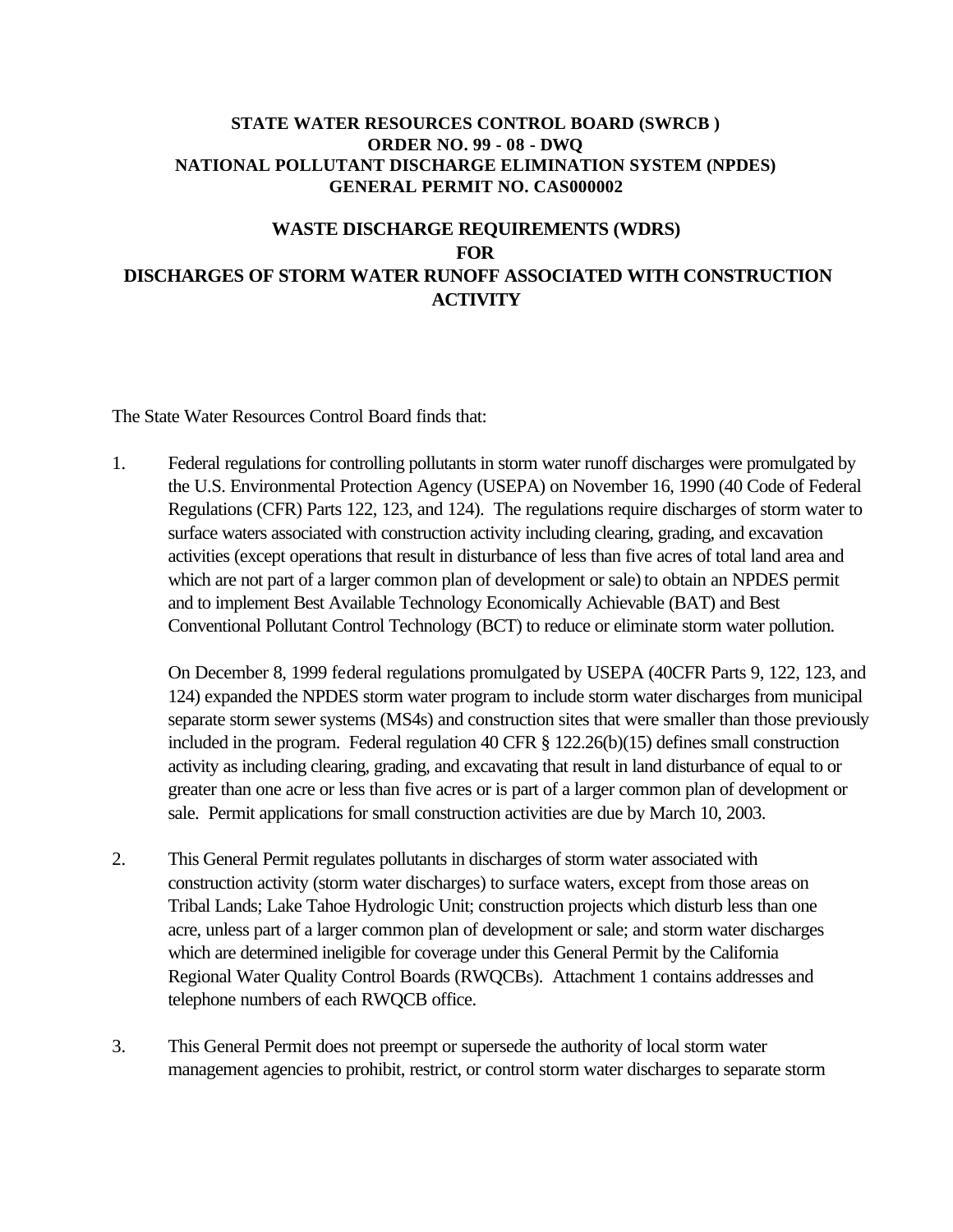**STATE WATER RESOURCES CONTROL BOARD (SWRCB )**
**ORDER NO. 99 - 08 - DWQ**
**NATIONAL POLLUTANT DISCHARGE ELIMINATION SYSTEM (NPDES)**
**GENERAL PERMIT NO. CAS000002**

# WASTE DISCHARGE REQUIREMENTS (WDRS) FOR DISCHARGES OF STORM WATER RUNOFF ASSOCIATED WITH CONSTRUCTION ACTIVITY

The State Water Resources Control Board finds that:

1. Federal regulations for controlling pollutants in storm water runoff discharges were promulgated by the U.S. Environmental Protection Agency (USEPA) on November 16, 1990 (40 Code of Federal Regulations (CFR) Parts 122, 123, and 124). The regulations require discharges of storm water to surface waters associated with construction activity including clearing, grading, and excavation activities (except operations that result in disturbance of less than five acres of total land area and which are not part of a larger common plan of development or sale) to obtain an NPDES permit and to implement Best Available Technology Economically Achievable (BAT) and Best Conventional Pollutant Control Technology (BCT) to reduce or eliminate storm water pollution.

   On December 8, 1999 federal regulations promulgated by USEPA (40CFR Parts 9, 122, 123, and 124) expanded the NPDES storm water program to include storm water discharges from municipal separate storm sewer systems (MS4s) and construction sites that were smaller than those previously included in the program. Federal regulation 40 CFR § 122.26(b)(15) defines small construction activity as including clearing, grading, and excavating that result in land disturbance of equal to or greater than one acre or less than five acres or is part of a larger common plan of development or sale. Permit applications for small construction activities are due by March 10, 2003.

2. This General Permit regulates pollutants in discharges of storm water associated with construction activity (storm water discharges) to surface waters, except from those areas on Tribal Lands; Lake Tahoe Hydrologic Unit; construction projects which disturb less than one acre, unless part of a larger common plan of development or sale; and storm water discharges which are determined ineligible for coverage under this General Permit by the California Regional Water Quality Control Boards (RWQCBs). Attachment 1 contains addresses and telephone numbers of each RWQCB office.

3. This General Permit does not preempt or supersede the authority of local storm water management agencies to prohibit, restrict, or control storm water discharges to separate storm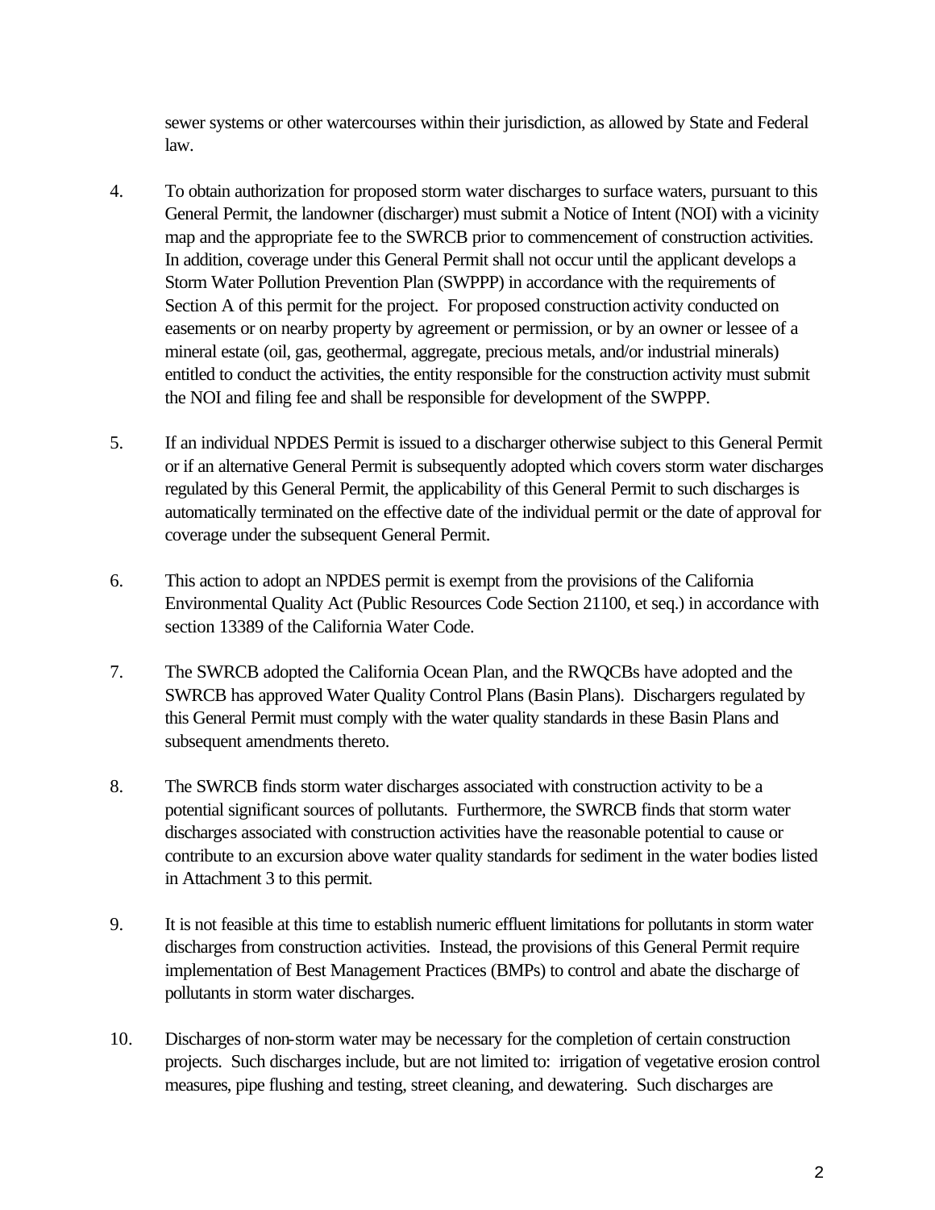sewer systems or other watercourses within their jurisdiction, as allowed by State and Federal law.

4. To obtain authorization for proposed storm water discharges to surface waters, pursuant to this General Permit, the landowner (discharger) must submit a Notice of Intent (NOI) with a vicinity map and the appropriate fee to the SWRCB prior to commencement of construction activities. In addition, coverage under this General Permit shall not occur until the applicant develops a Storm Water Pollution Prevention Plan (SWPPP) in accordance with the requirements of Section A of this permit for the project. For proposed construction activity conducted on easements or on nearby property by agreement or permission, or by an owner or lessee of a mineral estate (oil, gas, geothermal, aggregate, precious metals, and/or industrial minerals) entitled to conduct the activities, the entity responsible for the construction activity must submit the NOI and filing fee and shall be responsible for development of the SWPPP.

5. If an individual NPDES Permit is issued to a discharger otherwise subject to this General Permit or if an alternative General Permit is subsequently adopted which covers storm water discharges regulated by this General Permit, the applicability of this General Permit to such discharges is automatically terminated on the effective date of the individual permit or the date of approval for coverage under the subsequent General Permit.

6. This action to adopt an NPDES permit is exempt from the provisions of the California Environmental Quality Act (Public Resources Code Section 21100, et seq.) in accordance with section 13389 of the California Water Code.

7. The SWRCB adopted the California Ocean Plan, and the RWQCBs have adopted and the SWRCB has approved Water Quality Control Plans (Basin Plans). Dischargers regulated by this General Permit must comply with the water quality standards in these Basin Plans and subsequent amendments thereto.

8. The SWRCB finds storm water discharges associated with construction activity to be a potential significant sources of pollutants. Furthermore, the SWRCB finds that storm water discharges associated with construction activities have the reasonable potential to cause or contribute to an excursion above water quality standards for sediment in the water bodies listed in Attachment 3 to this permit.

9. It is not feasible at this time to establish numeric effluent limitations for pollutants in storm water discharges from construction activities. Instead, the provisions of this General Permit require implementation of Best Management Practices (BMPs) to control and abate the discharge of pollutants in storm water discharges.

10. Discharges of non-storm water may be necessary for the completion of certain construction projects. Such discharges include, but are not limited to: irrigation of vegetative erosion control measures, pipe flushing and testing, street cleaning, and dewatering. Such discharges are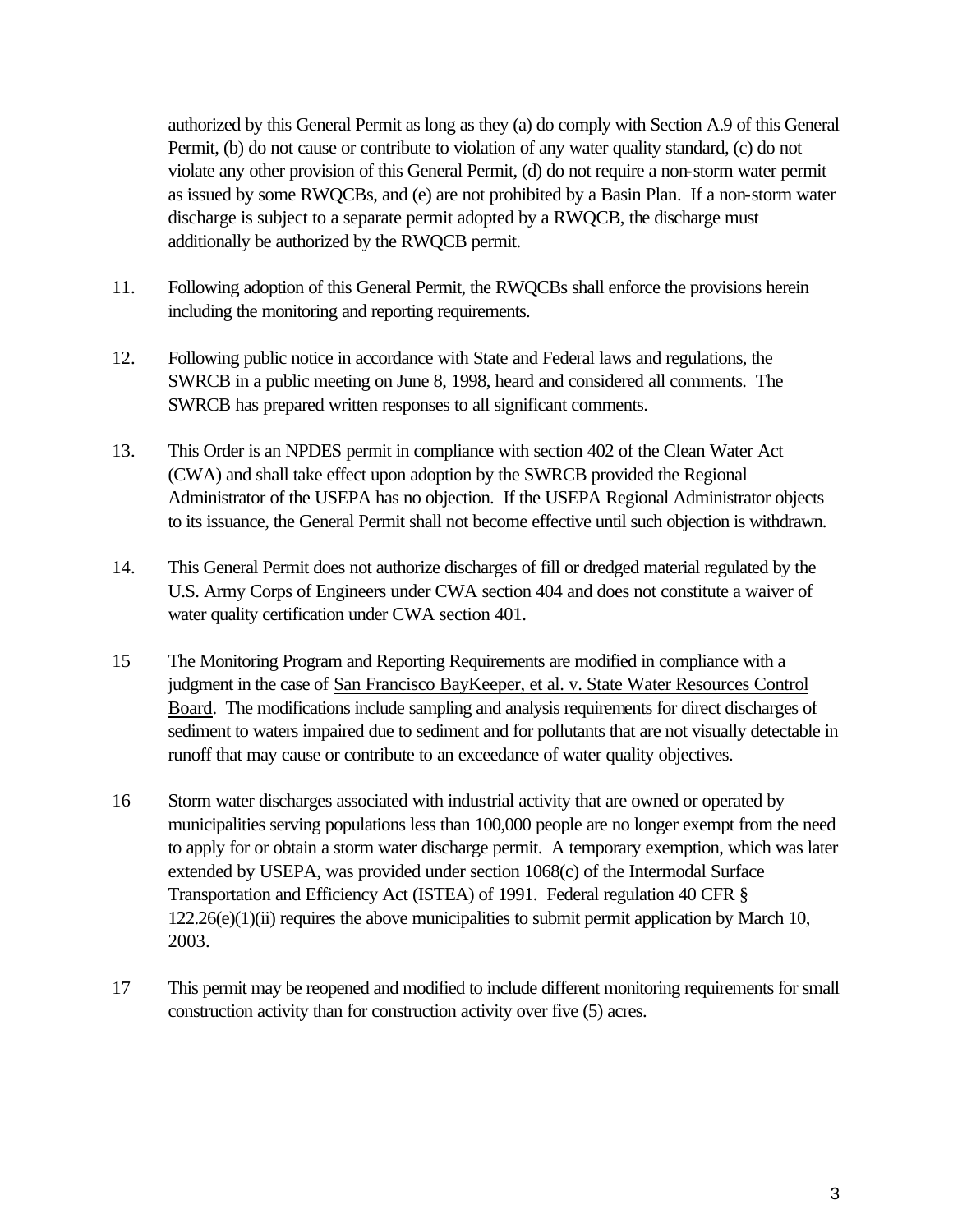authorized by this General Permit as long as they (a) do comply with Section A.9 of this General Permit, (b) do not cause or contribute to violation of any water quality standard, (c) do not violate any other provision of this General Permit, (d) do not require a non-storm water permit as issued by some RWQCBs, and (e) are not prohibited by a Basin Plan. If a non-storm water discharge is subject to a separate permit adopted by a RWQCB, the discharge must additionally be authorized by the RWQCB permit.

11. Following adoption of this General Permit, the RWQCBs shall enforce the provisions herein including the monitoring and reporting requirements.

12. Following public notice in accordance with State and Federal laws and regulations, the SWRCB in a public meeting on June 8, 1998, heard and considered all comments. The SWRCB has prepared written responses to all significant comments.

13. This Order is an NPDES permit in compliance with section 402 of the Clean Water Act (CWA) and shall take effect upon adoption by the SWRCB provided the Regional Administrator of the USEPA has no objection. If the USEPA Regional Administrator objects to its issuance, the General Permit shall not become effective until such objection is withdrawn.

14. This General Permit does not authorize discharges of fill or dredged material regulated by the U.S. Army Corps of Engineers under CWA section 404 and does not constitute a waiver of water quality certification under CWA section 401.

15 The Monitoring Program and Reporting Requirements are modified in compliance with a judgment in the case of San Francisco BayKeeper, et al. v. State Water Resources Control Board. The modifications include sampling and analysis requirements for direct discharges of sediment to waters impaired due to sediment and for pollutants that are not visually detectable in runoff that may cause or contribute to an exceedance of water quality objectives.

16 Storm water discharges associated with industrial activity that are owned or operated by municipalities serving populations less than 100,000 people are no longer exempt from the need to apply for or obtain a storm water discharge permit. A temporary exemption, which was later extended by USEPA, was provided under section 1068(c) of the Intermodal Surface Transportation and Efficiency Act (ISTEA) of 1991. Federal regulation 40 CFR § 122.26(e)(1)(ii) requires the above municipalities to submit permit application by March 10, 2003.

17 This permit may be reopened and modified to include different monitoring requirements for small construction activity than for construction activity over five (5) acres.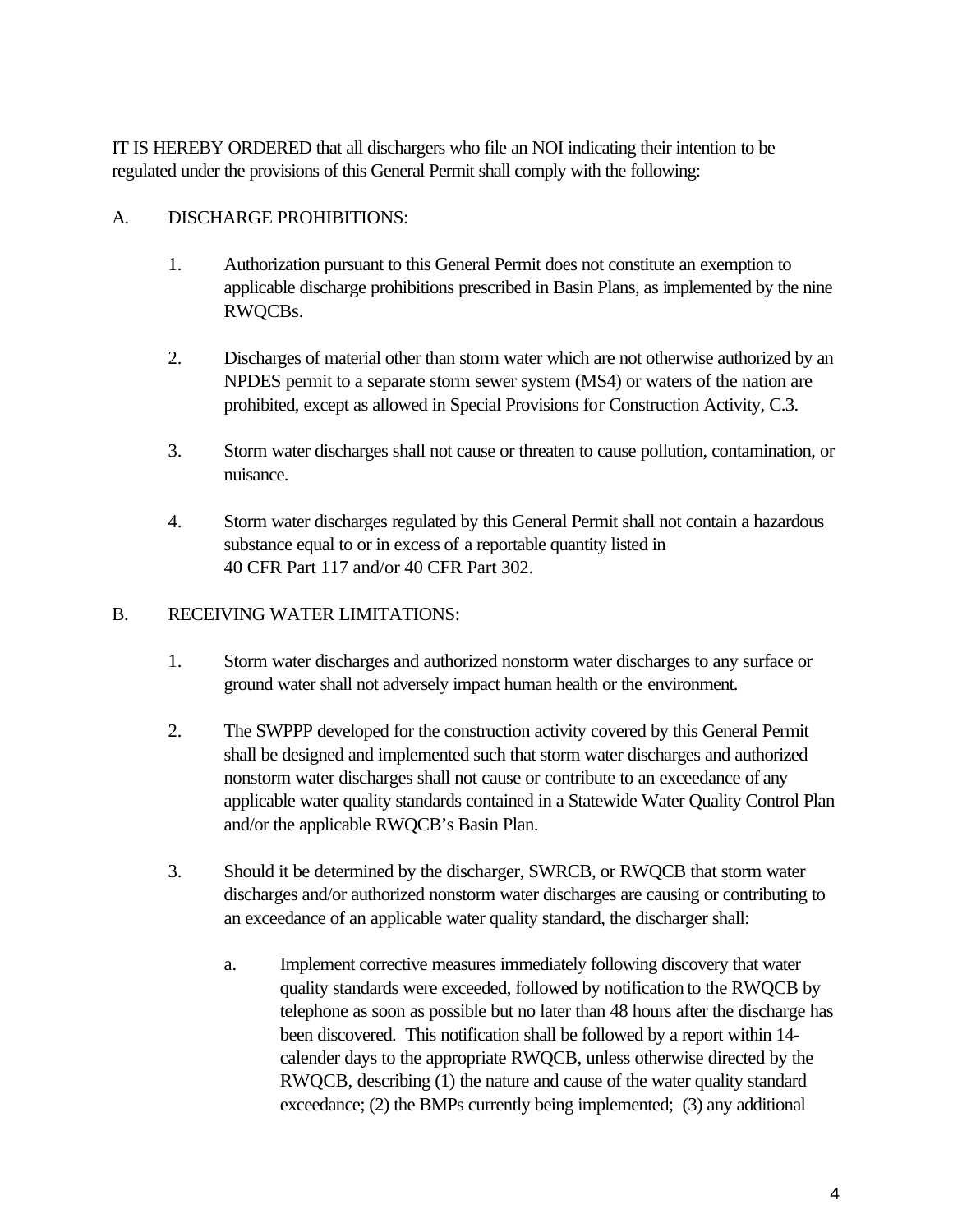IT IS HEREBY ORDERED that all dischargers who file an NOI indicating their intention to be regulated under the provisions of this General Permit shall comply with the following:

A. DISCHARGE PROHIBITIONS:

1. Authorization pursuant to this General Permit does not constitute an exemption to applicable discharge prohibitions prescribed in Basin Plans, as implemented by the nine RWQCBs.

2. Discharges of material other than storm water which are not otherwise authorized by an NPDES permit to a separate storm sewer system (MS4) or waters of the nation are prohibited, except as allowed in Special Provisions for Construction Activity, C.3.

3. Storm water discharges shall not cause or threaten to cause pollution, contamination, or nuisance.

4. Storm water discharges regulated by this General Permit shall not contain a hazardous substance equal to or in excess of a reportable quantity listed in 40 CFR Part 117 and/or 40 CFR Part 302.

B. RECEIVING WATER LIMITATIONS:

1. Storm water discharges and authorized nonstorm water discharges to any surface or ground water shall not adversely impact human health or the environment.

2. The SWPPP developed for the construction activity covered by this General Permit shall be designed and implemented such that storm water discharges and authorized nonstorm water discharges shall not cause or contribute to an exceedance of any applicable water quality standards contained in a Statewide Water Quality Control Plan and/or the applicable RWQCB's Basin Plan.

3. Should it be determined by the discharger, SWRCB, or RWQCB that storm water discharges and/or authorized nonstorm water discharges are causing or contributing to an exceedance of an applicable water quality standard, the discharger shall:

   a. Implement corrective measures immediately following discovery that water quality standards were exceeded, followed by notification to the RWQCB by telephone as soon as possible but no later than 48 hours after the discharge has been discovered. This notification shall be followed by a report within 14-calender days to the appropriate RWQCB, unless otherwise directed by the RWQCB, describing (1) the nature and cause of the water quality standard exceedance; (2) the BMPs currently being implemented; (3) any additional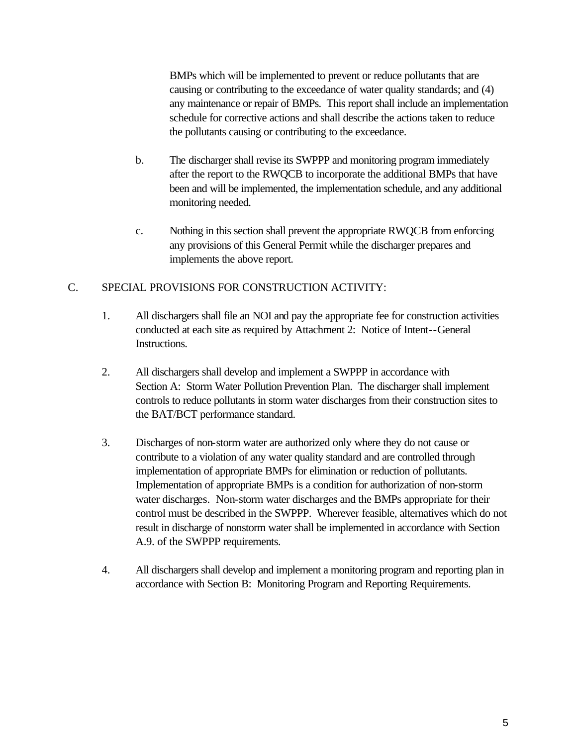BMPs which will be implemented to prevent or reduce pollutants that are causing or contributing to the exceedance of water quality standards; and (4) any maintenance or repair of BMPs. This report shall include an implementation schedule for corrective actions and shall describe the actions taken to reduce the pollutants causing or contributing to the exceedance.

b. The discharger shall revise its SWPPP and monitoring program immediately after the report to the RWQCB to incorporate the additional BMPs that have been and will be implemented, the implementation schedule, and any additional monitoring needed.

c. Nothing in this section shall prevent the appropriate RWQCB from enforcing any provisions of this General Permit while the discharger prepares and implements the above report.

## C. SPECIAL PROVISIONS FOR CONSTRUCTION ACTIVITY:

1. All dischargers shall file an NOI and pay the appropriate fee for construction activities conducted at each site as required by Attachment 2: Notice of Intent--General Instructions.

2. All dischargers shall develop and implement a SWPPP in accordance with Section A: Storm Water Pollution Prevention Plan. The discharger shall implement controls to reduce pollutants in storm water discharges from their construction sites to the BAT/BCT performance standard.

3. Discharges of non-storm water are authorized only where they do not cause or contribute to a violation of any water quality standard and are controlled through implementation of appropriate BMPs for elimination or reduction of pollutants. Implementation of appropriate BMPs is a condition for authorization of non-storm water discharges. Non-storm water discharges and the BMPs appropriate for their control must be described in the SWPPP. Wherever feasible, alternatives which do not result in discharge of nonstorm water shall be implemented in accordance with Section A.9. of the SWPPP requirements.

4. All dischargers shall develop and implement a monitoring program and reporting plan in accordance with Section B: Monitoring Program and Reporting Requirements.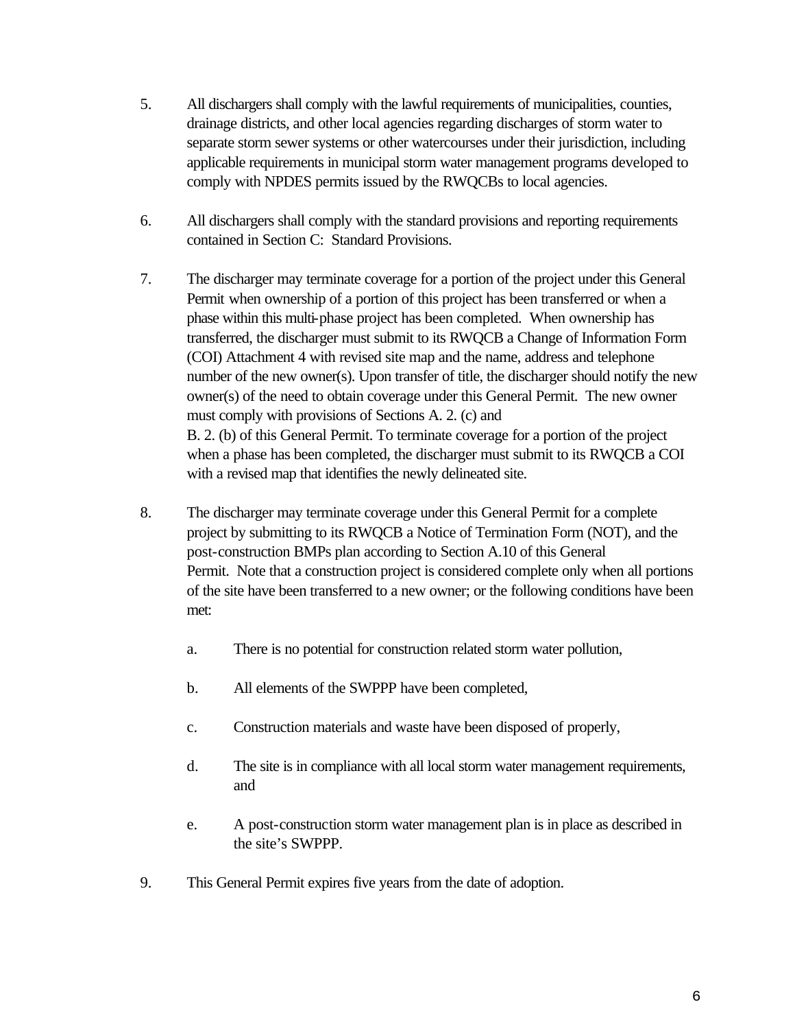5. All dischargers shall comply with the lawful requirements of municipalities, counties, drainage districts, and other local agencies regarding discharges of storm water to separate storm sewer systems or other watercourses under their jurisdiction, including applicable requirements in municipal storm water management programs developed to comply with NPDES permits issued by the RWQCBs to local agencies.

6. All dischargers shall comply with the standard provisions and reporting requirements contained in Section C: Standard Provisions.

7. The discharger may terminate coverage for a portion of the project under this General Permit when ownership of a portion of this project has been transferred or when a phase within this multi-phase project has been completed. When ownership has transferred, the discharger must submit to its RWQCB a Change of Information Form (COI) Attachment 4 with revised site map and the name, address and telephone number of the new owner(s). Upon transfer of title, the discharger should notify the new owner(s) of the need to obtain coverage under this General Permit. The new owner must comply with provisions of Sections A. 2. (c) and B. 2. (b) of this General Permit. To terminate coverage for a portion of the project when a phase has been completed, the discharger must submit to its RWQCB a COI with a revised map that identifies the newly delineated site.

8. The discharger may terminate coverage under this General Permit for a complete project by submitting to its RWQCB a Notice of Termination Form (NOT), and the post-construction BMPs plan according to Section A.10 of this General Permit. Note that a construction project is considered complete only when all portions of the site have been transferred to a new owner; or the following conditions have been met:

   a. There is no potential for construction related storm water pollution,

   b. All elements of the SWPPP have been completed,

   c. Construction materials and waste have been disposed of properly,

   d. The site is in compliance with all local storm water management requirements, and

   e. A post-construction storm water management plan is in place as described in the site's SWPPP.

9. This General Permit expires five years from the date of adoption.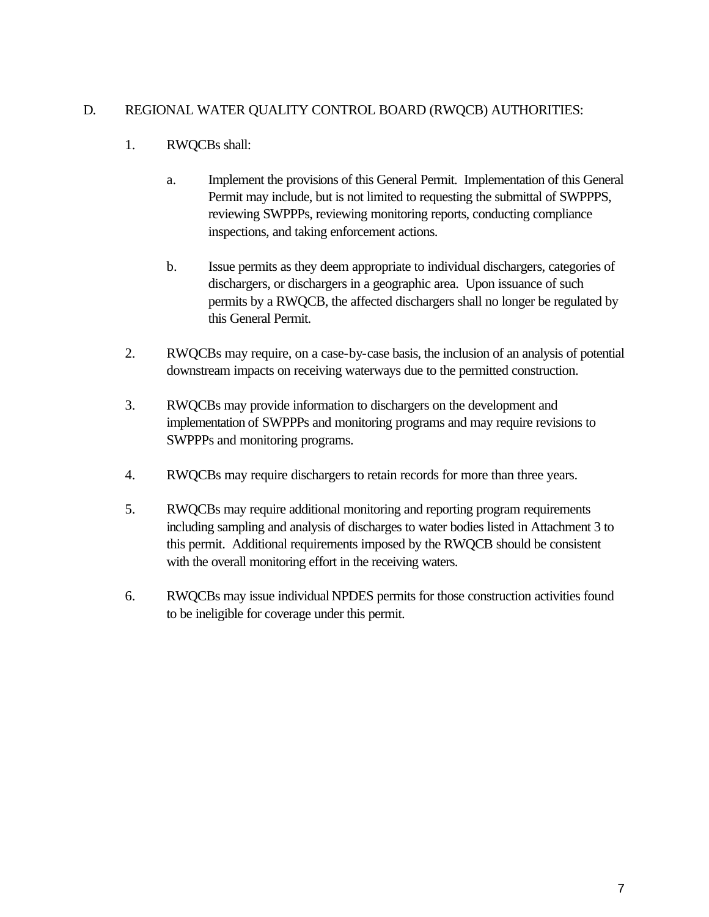## D. REGIONAL WATER QUALITY CONTROL BOARD (RWQCB) AUTHORITIES:

1. RWQCBs shall:

   a. Implement the provisions of this General Permit. Implementation of this General Permit may include, but is not limited to requesting the submittal of SWPPPS, reviewing SWPPPs, reviewing monitoring reports, conducting compliance inspections, and taking enforcement actions.

   b. Issue permits as they deem appropriate to individual dischargers, categories of dischargers, or dischargers in a geographic area. Upon issuance of such permits by a RWQCB, the affected dischargers shall no longer be regulated by this General Permit.

2. RWQCBs may require, on a case-by-case basis, the inclusion of an analysis of potential downstream impacts on receiving waterways due to the permitted construction.

3. RWQCBs may provide information to dischargers on the development and implementation of SWPPPs and monitoring programs and may require revisions to SWPPPs and monitoring programs.

4. RWQCBs may require dischargers to retain records for more than three years.

5. RWQCBs may require additional monitoring and reporting program requirements including sampling and analysis of discharges to water bodies listed in Attachment 3 to this permit. Additional requirements imposed by the RWQCB should be consistent with the overall monitoring effort in the receiving waters.

6. RWQCBs may issue individual NPDES permits for those construction activities found to be ineligible for coverage under this permit.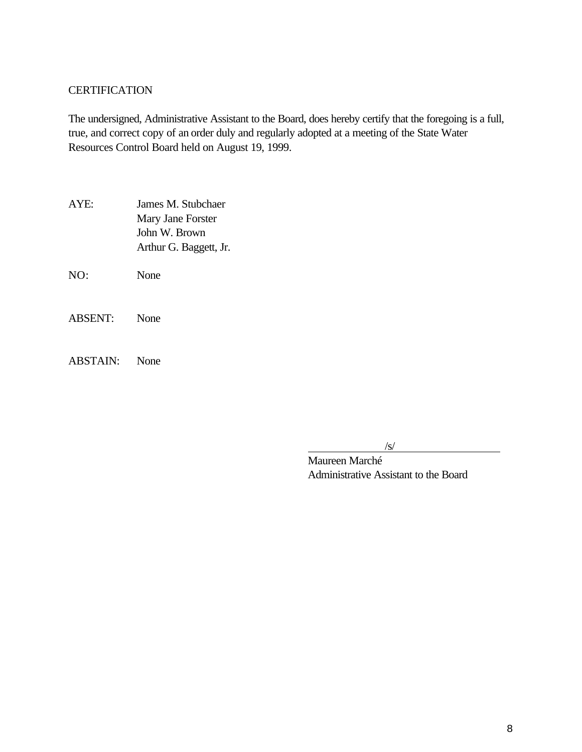CERTIFICATION

The undersigned, Administrative Assistant to the Board, does hereby certify that the foregoing is a full, true, and correct copy of an order duly and regularly adopted at a meeting of the State Water Resources Control Board held on August 19, 1999.

AYE: James M. Stubchaer
Mary Jane Forster
John W. Brown
Arthur G. Baggett, Jr.

NO: None

ABSENT: None

ABSTAIN: None

/s/
Maureen Marché
Administrative Assistant to the Board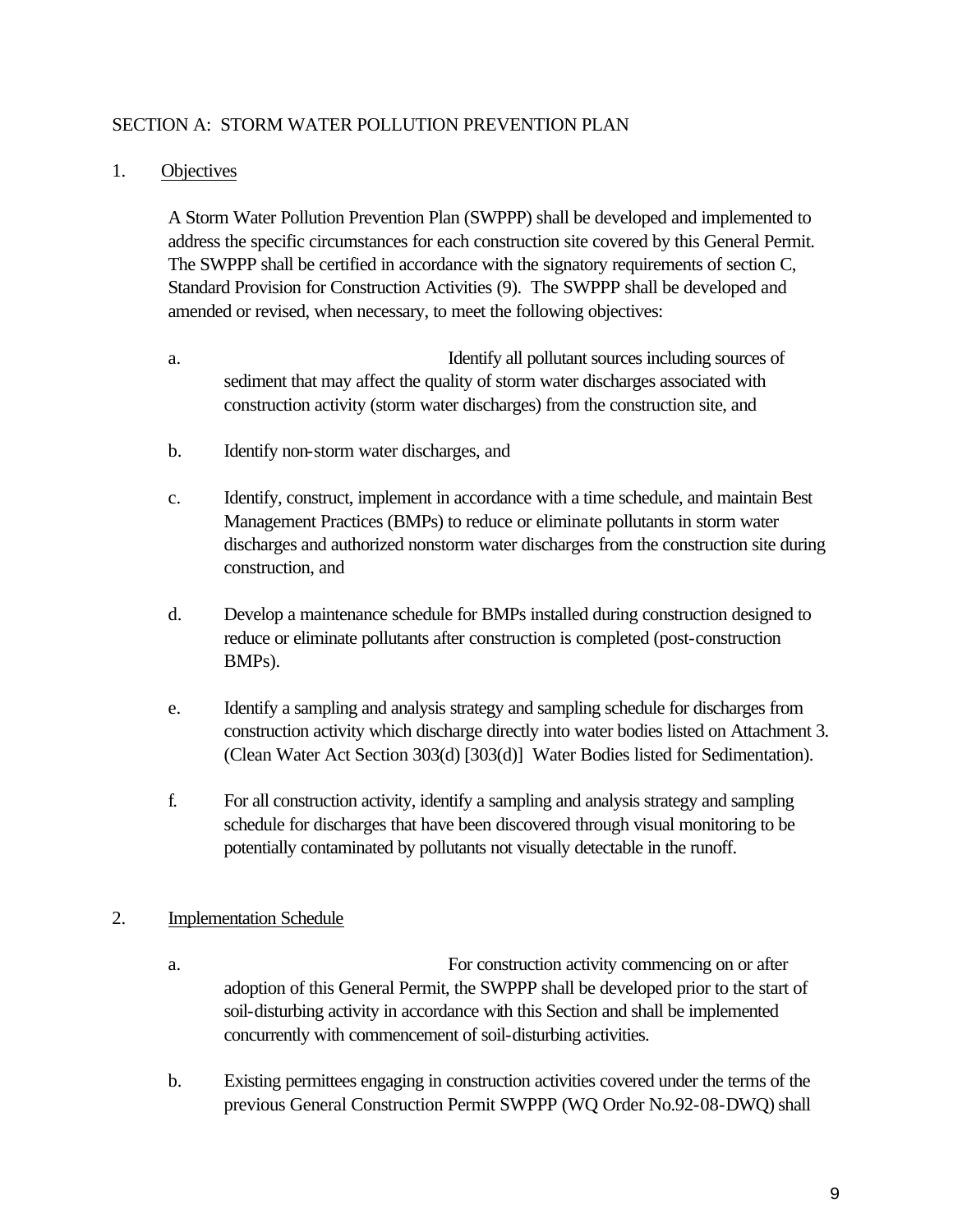SECTION A: STORM WATER POLLUTION PREVENTION PLAN

1. Objectives

   A Storm Water Pollution Prevention Plan (SWPPP) shall be developed and implemented to address the specific circumstances for each construction site covered by this General Permit. The SWPPP shall be certified in accordance with the signatory requirements of section C, Standard Provision for Construction Activities (9). The SWPPP shall be developed and amended or revised, when necessary, to meet the following objectives:

   a. Identify all pollutant sources including sources of sediment that may affect the quality of storm water discharges associated with construction activity (storm water discharges) from the construction site, and

   b. Identify non-storm water discharges, and

   c. Identify, construct, implement in accordance with a time schedule, and maintain Best Management Practices (BMPs) to reduce or eliminate pollutants in storm water discharges and authorized nonstorm water discharges from the construction site during construction, and

   d. Develop a maintenance schedule for BMPs installed during construction designed to reduce or eliminate pollutants after construction is completed (post-construction BMPs).

   e. Identify a sampling and analysis strategy and sampling schedule for discharges from construction activity which discharge directly into water bodies listed on Attachment 3. (Clean Water Act Section 303(d) [303(d)] Water Bodies listed for Sedimentation).

   f. For all construction activity, identify a sampling and analysis strategy and sampling schedule for discharges that have been discovered through visual monitoring to be potentially contaminated by pollutants not visually detectable in the runoff.

2. Implementation Schedule

   a. For construction activity commencing on or after adoption of this General Permit, the SWPPP shall be developed prior to the start of soil-disturbing activity in accordance with this Section and shall be implemented concurrently with commencement of soil-disturbing activities.

   b. Existing permittees engaging in construction activities covered under the terms of the previous General Construction Permit SWPPP (WQ Order No.92-08-DWQ) shall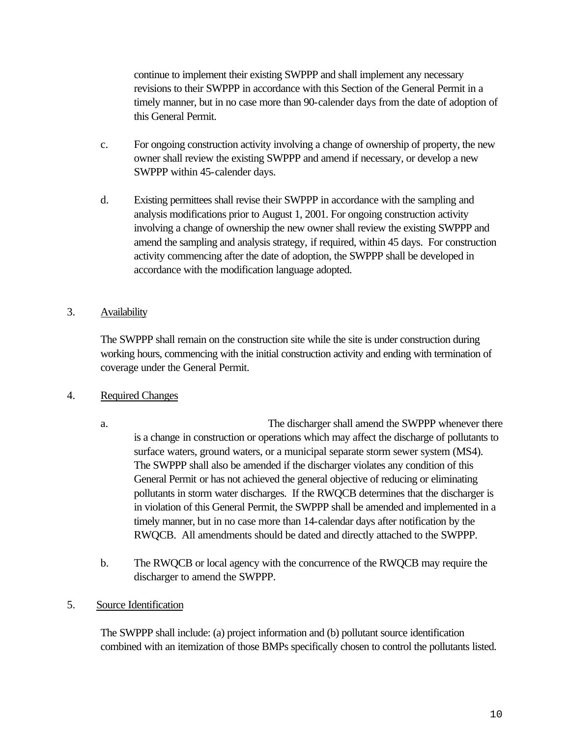continue to implement their existing SWPPP and shall implement any necessary revisions to their SWPPP in accordance with this Section of the General Permit in a timely manner, but in no case more than 90-calender days from the date of adoption of this General Permit.

c. For ongoing construction activity involving a change of ownership of property, the new owner shall review the existing SWPPP and amend if necessary, or develop a new SWPPP within 45-calender days.

d. Existing permittees shall revise their SWPPP in accordance with the sampling and analysis modifications prior to August 1, 2001. For ongoing construction activity involving a change of ownership the new owner shall review the existing SWPPP and amend the sampling and analysis strategy, if required, within 45 days. For construction activity commencing after the date of adoption, the SWPPP shall be developed in accordance with the modification language adopted.

3. Availability

The SWPPP shall remain on the construction site while the site is under construction during working hours, commencing with the initial construction activity and ending with termination of coverage under the General Permit.

4. Required Changes

a. The discharger shall amend the SWPPP whenever there is a change in construction or operations which may affect the discharge of pollutants to surface waters, ground waters, or a municipal separate storm sewer system (MS4). The SWPPP shall also be amended if the discharger violates any condition of this General Permit or has not achieved the general objective of reducing or eliminating pollutants in storm water discharges. If the RWQCB determines that the discharger is in violation of this General Permit, the SWPPP shall be amended and implemented in a timely manner, but in no case more than 14-calendar days after notification by the RWQCB. All amendments should be dated and directly attached to the SWPPP.

b. The RWQCB or local agency with the concurrence of the RWQCB may require the discharger to amend the SWPPP.

5. Source Identification

The SWPPP shall include: (a) project information and (b) pollutant source identification combined with an itemization of those BMPs specifically chosen to control the pollutants listed.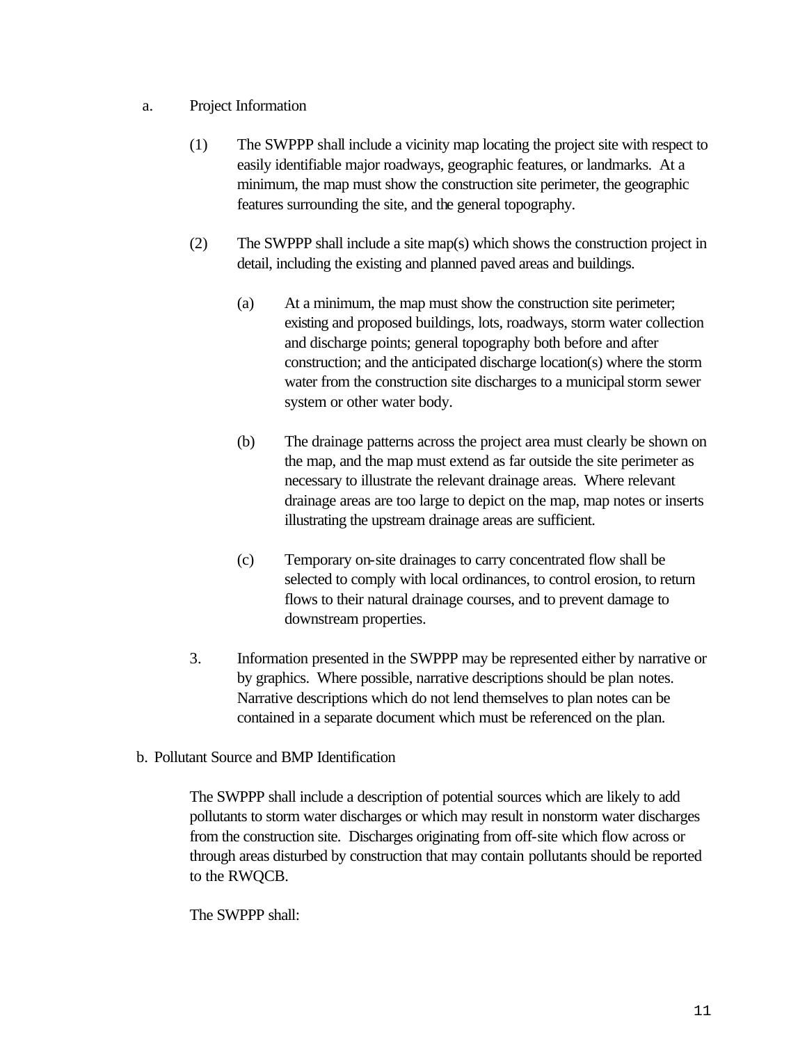a. Project Information

(1) The SWPPP shall include a vicinity map locating the project site with respect to easily identifiable major roadways, geographic features, or landmarks. At a minimum, the map must show the construction site perimeter, the geographic features surrounding the site, and the general topography.

(2) The SWPPP shall include a site map(s) which shows the construction project in detail, including the existing and planned paved areas and buildings.

(a) At a minimum, the map must show the construction site perimeter; existing and proposed buildings, lots, roadways, storm water collection and discharge points; general topography both before and after construction; and the anticipated discharge location(s) where the storm water from the construction site discharges to a municipal storm sewer system or other water body.

(b) The drainage patterns across the project area must clearly be shown on the map, and the map must extend as far outside the site perimeter as necessary to illustrate the relevant drainage areas. Where relevant drainage areas are too large to depict on the map, map notes or inserts illustrating the upstream drainage areas are sufficient.

(c) Temporary on-site drainages to carry concentrated flow shall be selected to comply with local ordinances, to control erosion, to return flows to their natural drainage courses, and to prevent damage to downstream properties.

3. Information presented in the SWPPP may be represented either by narrative or by graphics. Where possible, narrative descriptions should be plan notes. Narrative descriptions which do not lend themselves to plan notes can be contained in a separate document which must be referenced on the plan.

b. Pollutant Source and BMP Identification

The SWPPP shall include a description of potential sources which are likely to add pollutants to storm water discharges or which may result in nonstorm water discharges from the construction site. Discharges originating from off-site which flow across or through areas disturbed by construction that may contain pollutants should be reported to the RWQCB.

The SWPPP shall: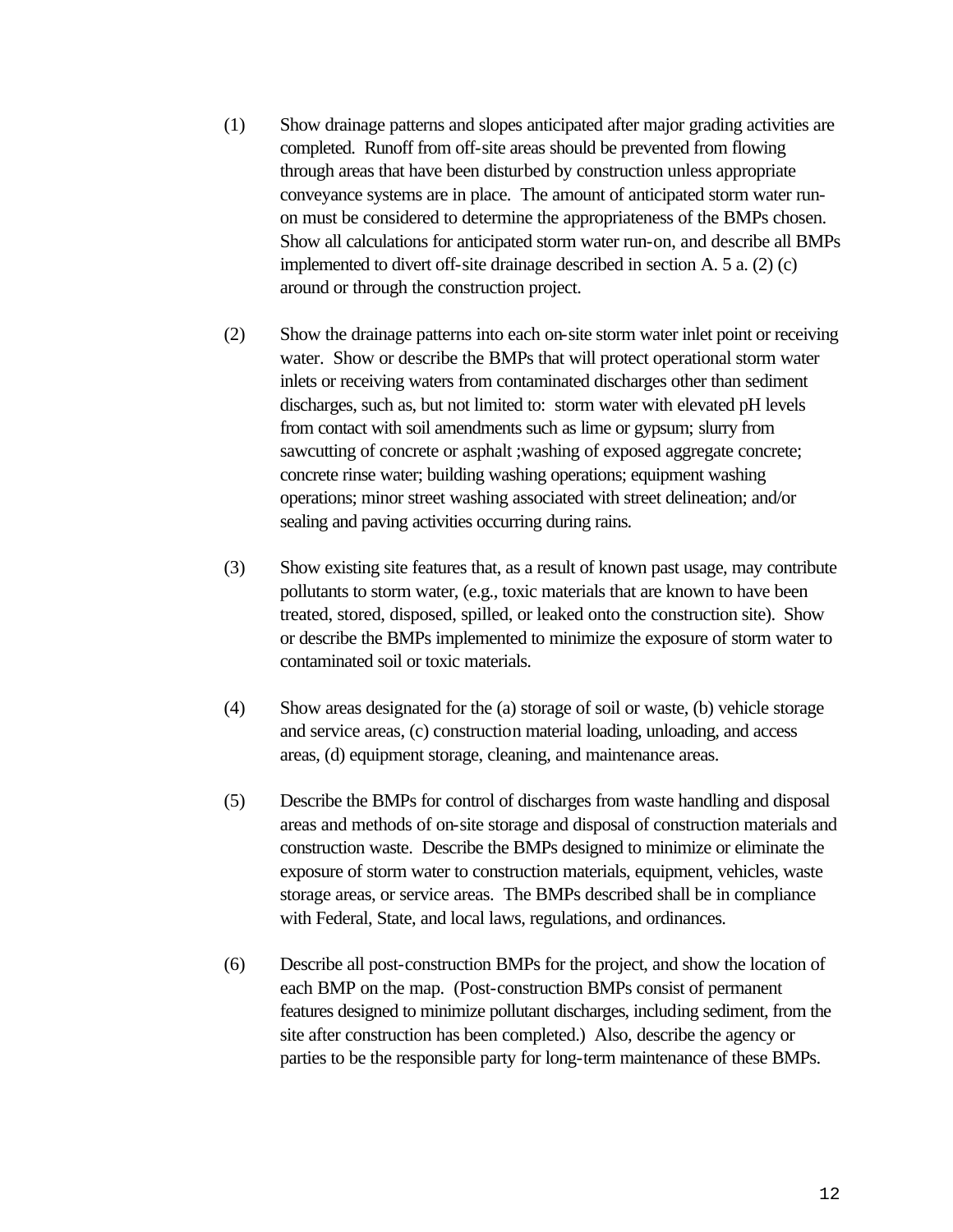(1) Show drainage patterns and slopes anticipated after major grading activities are completed. Runoff from off-site areas should be prevented from flowing through areas that have been disturbed by construction unless appropriate conveyance systems are in place. The amount of anticipated storm water run-on must be considered to determine the appropriateness of the BMPs chosen. Show all calculations for anticipated storm water run-on, and describe all BMPs implemented to divert off-site drainage described in section A. 5 a. (2) (c) around or through the construction project.

(2) Show the drainage patterns into each on-site storm water inlet point or receiving water. Show or describe the BMPs that will protect operational storm water inlets or receiving waters from contaminated discharges other than sediment discharges, such as, but not limited to: storm water with elevated pH levels from contact with soil amendments such as lime or gypsum; slurry from sawcutting of concrete or asphalt ;washing of exposed aggregate concrete; concrete rinse water; building washing operations; equipment washing operations; minor street washing associated with street delineation; and/or sealing and paving activities occurring during rains.

(3) Show existing site features that, as a result of known past usage, may contribute pollutants to storm water, (e.g., toxic materials that are known to have been treated, stored, disposed, spilled, or leaked onto the construction site). Show or describe the BMPs implemented to minimize the exposure of storm water to contaminated soil or toxic materials.

(4) Show areas designated for the (a) storage of soil or waste, (b) vehicle storage and service areas, (c) construction material loading, unloading, and access areas, (d) equipment storage, cleaning, and maintenance areas.

(5) Describe the BMPs for control of discharges from waste handling and disposal areas and methods of on-site storage and disposal of construction materials and construction waste. Describe the BMPs designed to minimize or eliminate the exposure of storm water to construction materials, equipment, vehicles, waste storage areas, or service areas. The BMPs described shall be in compliance with Federal, State, and local laws, regulations, and ordinances.

(6) Describe all post-construction BMPs for the project, and show the location of each BMP on the map. (Post-construction BMPs consist of permanent features designed to minimize pollutant discharges, including sediment, from the site after construction has been completed.) Also, describe the agency or parties to be the responsible party for long-term maintenance of these BMPs.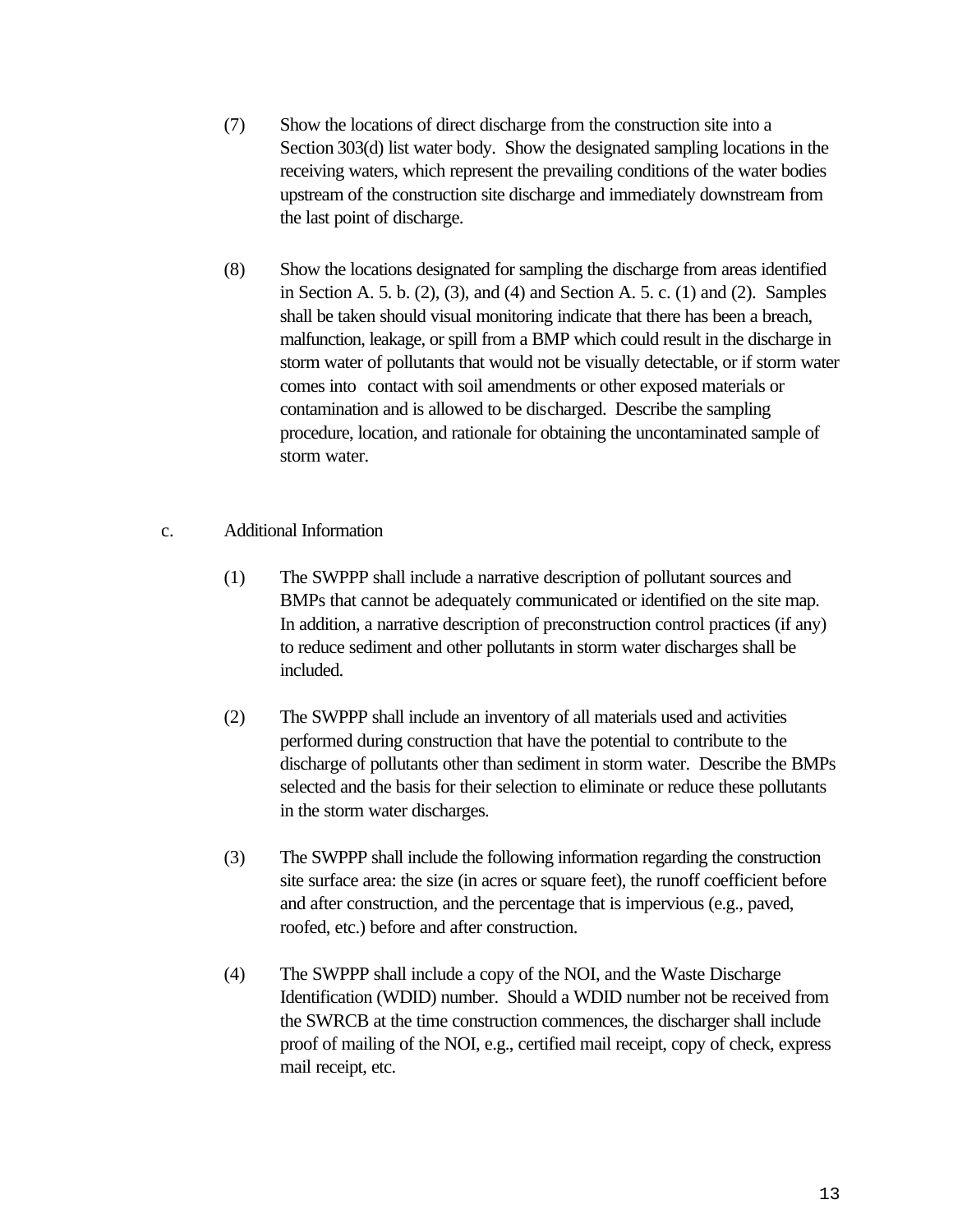(7) Show the locations of direct discharge from the construction site into a Section 303(d) list water body. Show the designated sampling locations in the receiving waters, which represent the prevailing conditions of the water bodies upstream of the construction site discharge and immediately downstream from the last point of discharge.

(8) Show the locations designated for sampling the discharge from areas identified in Section A. 5. b. (2), (3), and (4) and Section A. 5. c. (1) and (2). Samples shall be taken should visual monitoring indicate that there has been a breach, malfunction, leakage, or spill from a BMP which could result in the discharge in storm water of pollutants that would not be visually detectable, or if storm water comes into contact with soil amendments or other exposed materials or contamination and is allowed to be discharged. Describe the sampling procedure, location, and rationale for obtaining the uncontaminated sample of storm water.

c. Additional Information

(1) The SWPPP shall include a narrative description of pollutant sources and BMPs that cannot be adequately communicated or identified on the site map. In addition, a narrative description of preconstruction control practices (if any) to reduce sediment and other pollutants in storm water discharges shall be included.

(2) The SWPPP shall include an inventory of all materials used and activities performed during construction that have the potential to contribute to the discharge of pollutants other than sediment in storm water. Describe the BMPs selected and the basis for their selection to eliminate or reduce these pollutants in the storm water discharges.

(3) The SWPPP shall include the following information regarding the construction site surface area: the size (in acres or square feet), the runoff coefficient before and after construction, and the percentage that is impervious (e.g., paved, roofed, etc.) before and after construction.

(4) The SWPPP shall include a copy of the NOI, and the Waste Discharge Identification (WDID) number. Should a WDID number not be received from the SWRCB at the time construction commences, the discharger shall include proof of mailing of the NOI, e.g., certified mail receipt, copy of check, express mail receipt, etc.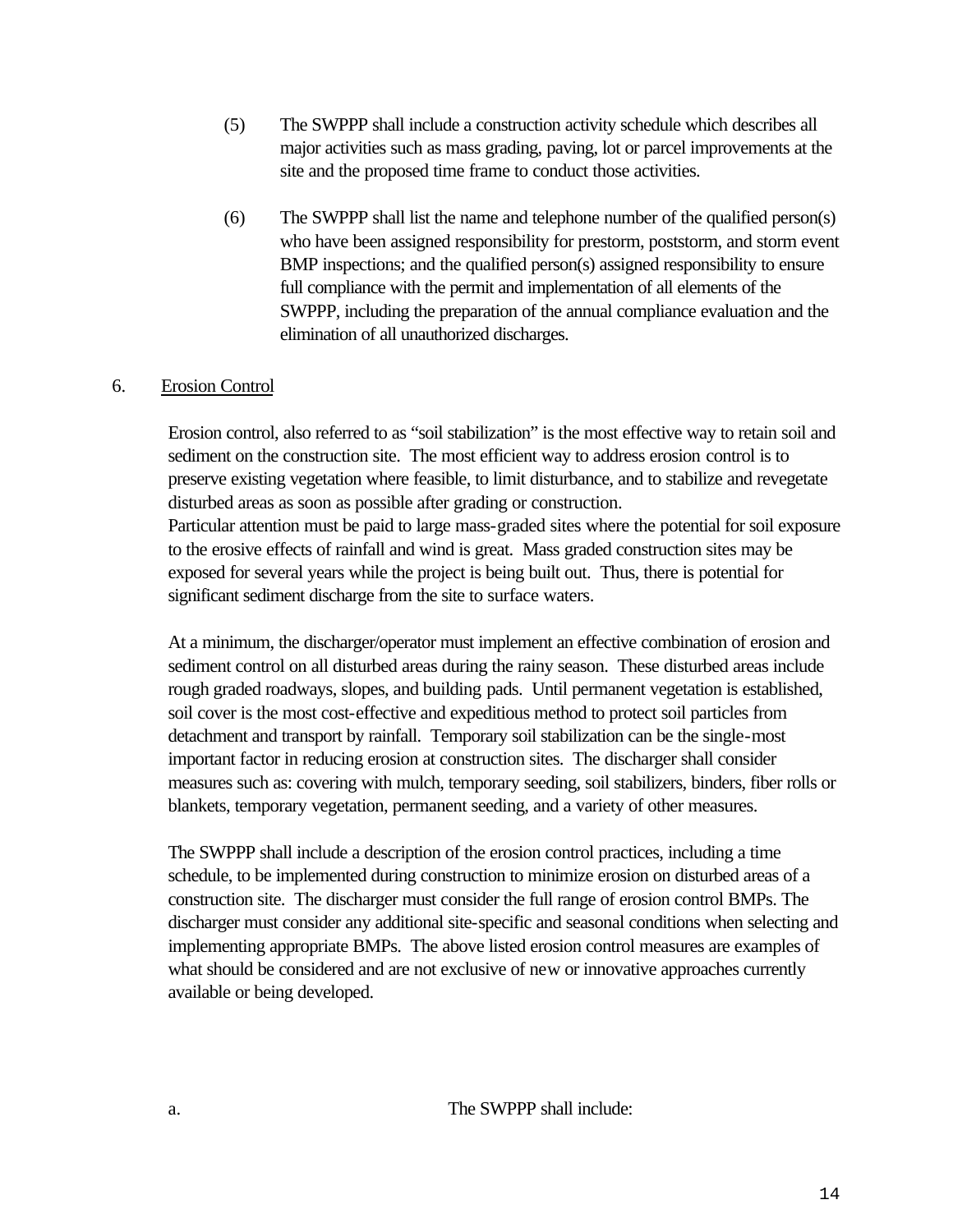(5) The SWPPP shall include a construction activity schedule which describes all major activities such as mass grading, paving, lot or parcel improvements at the site and the proposed time frame to conduct those activities.

(6) The SWPPP shall list the name and telephone number of the qualified person(s) who have been assigned responsibility for prestorm, poststorm, and storm event BMP inspections; and the qualified person(s) assigned responsibility to ensure full compliance with the permit and implementation of all elements of the SWPPP, including the preparation of the annual compliance evaluation and the elimination of all unauthorized discharges.

## 6. Erosion Control

Erosion control, also referred to as "soil stabilization" is the most effective way to retain soil and sediment on the construction site. The most efficient way to address erosion control is to preserve existing vegetation where feasible, to limit disturbance, and to stabilize and revegetate disturbed areas as soon as possible after grading or construction.
Particular attention must be paid to large mass-graded sites where the potential for soil exposure to the erosive effects of rainfall and wind is great. Mass graded construction sites may be exposed for several years while the project is being built out. Thus, there is potential for significant sediment discharge from the site to surface waters.

At a minimum, the discharger/operator must implement an effective combination of erosion and sediment control on all disturbed areas during the rainy season. These disturbed areas include rough graded roadways, slopes, and building pads. Until permanent vegetation is established, soil cover is the most cost-effective and expeditious method to protect soil particles from detachment and transport by rainfall. Temporary soil stabilization can be the single-most important factor in reducing erosion at construction sites. The discharger shall consider measures such as: covering with mulch, temporary seeding, soil stabilizers, binders, fiber rolls or blankets, temporary vegetation, permanent seeding, and a variety of other measures.

The SWPPP shall include a description of the erosion control practices, including a time schedule, to be implemented during construction to minimize erosion on disturbed areas of a construction site. The discharger must consider the full range of erosion control BMPs. The discharger must consider any additional site-specific and seasonal conditions when selecting and implementing appropriate BMPs. The above listed erosion control measures are examples of what should be considered and are not exclusive of new or innovative approaches currently available or being developed.

a. The SWPPP shall include: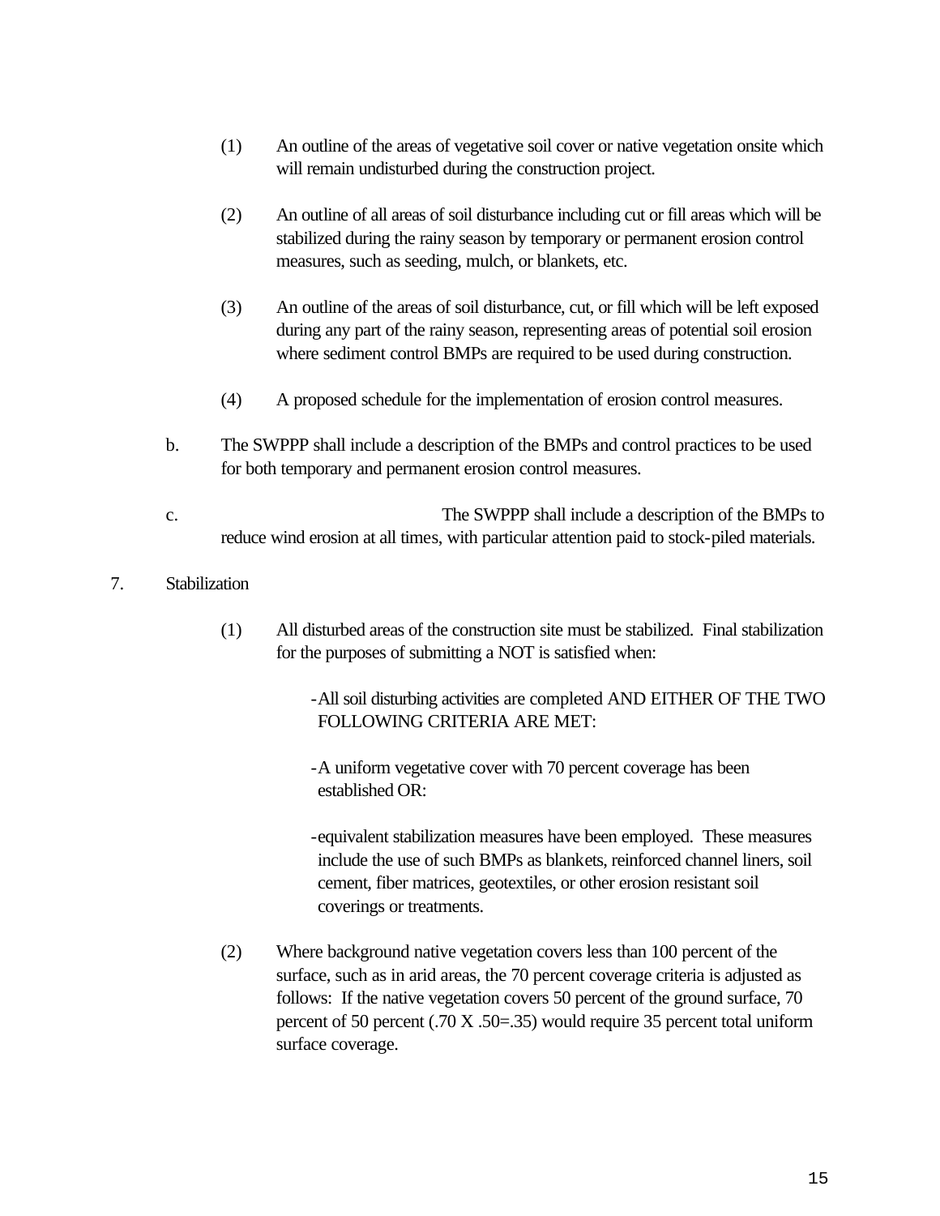(1) An outline of the areas of vegetative soil cover or native vegetation onsite which will remain undisturbed during the construction project.

(2) An outline of all areas of soil disturbance including cut or fill areas which will be stabilized during the rainy season by temporary or permanent erosion control measures, such as seeding, mulch, or blankets, etc.

(3) An outline of the areas of soil disturbance, cut, or fill which will be left exposed during any part of the rainy season, representing areas of potential soil erosion where sediment control BMPs are required to be used during construction.

(4) A proposed schedule for the implementation of erosion control measures.

b. The SWPPP shall include a description of the BMPs and control practices to be used for both temporary and permanent erosion control measures.

c. The SWPPP shall include a description of the BMPs to reduce wind erosion at all times, with particular attention paid to stock-piled materials.

7. Stabilization

(1) All disturbed areas of the construction site must be stabilized. Final stabilization for the purposes of submitting a NOT is satisfied when:

- All soil disturbing activities are completed AND EITHER OF THE TWO FOLLOWING CRITERIA ARE MET:

- A uniform vegetative cover with 70 percent coverage has been established OR:

- equivalent stabilization measures have been employed. These measures include the use of such BMPs as blankets, reinforced channel liners, soil cement, fiber matrices, geotextiles, or other erosion resistant soil coverings or treatments.

(2) Where background native vegetation covers less than 100 percent of the surface, such as in arid areas, the 70 percent coverage criteria is adjusted as follows: If the native vegetation covers 50 percent of the ground surface, 70 percent of 50 percent (.70 X .50=.35) would require 35 percent total uniform surface coverage.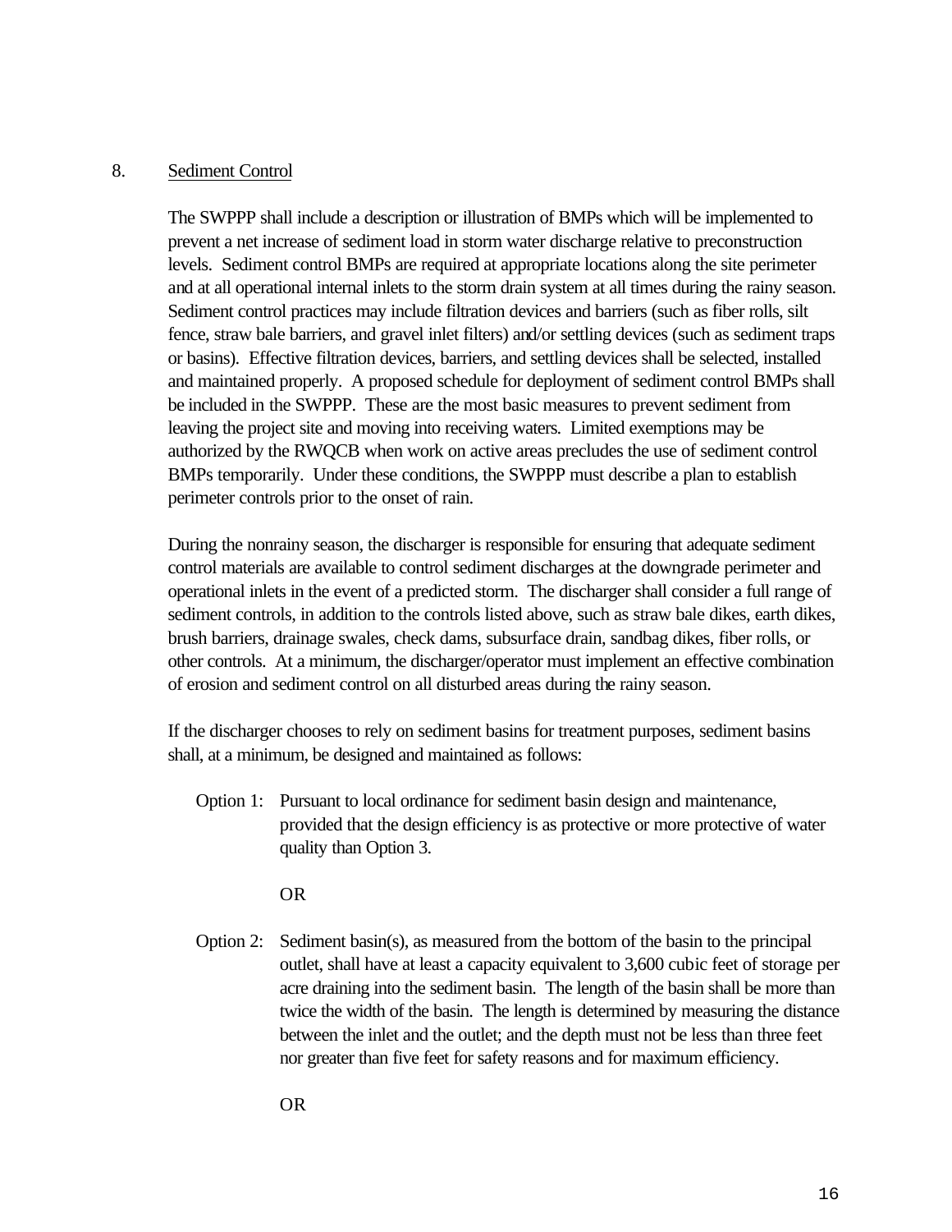8. Sediment Control

The SWPPP shall include a description or illustration of BMPs which will be implemented to prevent a net increase of sediment load in storm water discharge relative to preconstruction levels. Sediment control BMPs are required at appropriate locations along the site perimeter and at all operational internal inlets to the storm drain system at all times during the rainy season. Sediment control practices may include filtration devices and barriers (such as fiber rolls, silt fence, straw bale barriers, and gravel inlet filters) and/or settling devices (such as sediment traps or basins). Effective filtration devices, barriers, and settling devices shall be selected, installed and maintained properly. A proposed schedule for deployment of sediment control BMPs shall be included in the SWPPP. These are the most basic measures to prevent sediment from leaving the project site and moving into receiving waters. Limited exemptions may be authorized by the RWQCB when work on active areas precludes the use of sediment control BMPs temporarily. Under these conditions, the SWPPP must describe a plan to establish perimeter controls prior to the onset of rain.

During the nonrainy season, the discharger is responsible for ensuring that adequate sediment control materials are available to control sediment discharges at the downgrade perimeter and operational inlets in the event of a predicted storm. The discharger shall consider a full range of sediment controls, in addition to the controls listed above, such as straw bale dikes, earth dikes, brush barriers, drainage swales, check dams, subsurface drain, sandbag dikes, fiber rolls, or other controls. At a minimum, the discharger/operator must implement an effective combination of erosion and sediment control on all disturbed areas during the rainy season.

If the discharger chooses to rely on sediment basins for treatment purposes, sediment basins shall, at a minimum, be designed and maintained as follows:

Option 1: Pursuant to local ordinance for sediment basin design and maintenance, provided that the design efficiency is as protective or more protective of water quality than Option 3.

OR

Option 2: Sediment basin(s), as measured from the bottom of the basin to the principal outlet, shall have at least a capacity equivalent to 3,600 cubic feet of storage per acre draining into the sediment basin. The length of the basin shall be more than twice the width of the basin. The length is determined by measuring the distance between the inlet and the outlet; and the depth must not be less than three feet nor greater than five feet for safety reasons and for maximum efficiency.

OR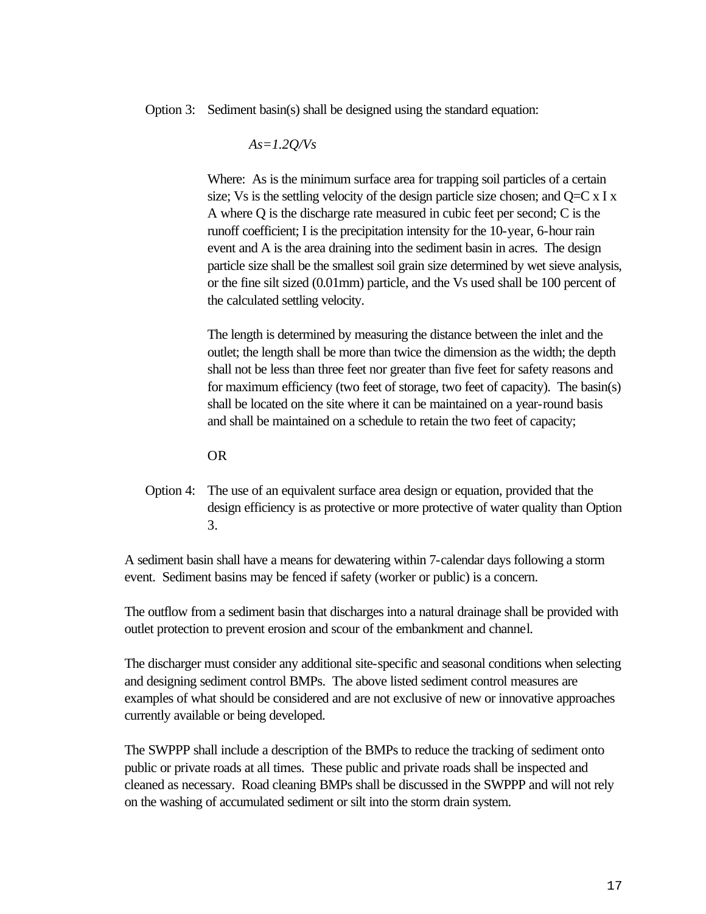Option 3: Sediment basin(s) shall be designed using the standard equation:

$$As=1.2Q/Vs$$

Where: As is the minimum surface area for trapping soil particles of a certain size; Vs is the settling velocity of the design particle size chosen; and Q=C x I x A where Q is the discharge rate measured in cubic feet per second; C is the runoff coefficient; I is the precipitation intensity for the 10-year, 6-hour rain event and A is the area draining into the sediment basin in acres. The design particle size shall be the smallest soil grain size determined by wet sieve analysis, or the fine silt sized (0.01mm) particle, and the Vs used shall be 100 percent of the calculated settling velocity.

The length is determined by measuring the distance between the inlet and the outlet; the length shall be more than twice the dimension as the width; the depth shall not be less than three feet nor greater than five feet for safety reasons and for maximum efficiency (two feet of storage, two feet of capacity). The basin(s) shall be located on the site where it can be maintained on a year-round basis and shall be maintained on a schedule to retain the two feet of capacity;

OR

Option 4: The use of an equivalent surface area design or equation, provided that the design efficiency is as protective or more protective of water quality than Option 3.

A sediment basin shall have a means for dewatering within 7-calendar days following a storm event. Sediment basins may be fenced if safety (worker or public) is a concern.

The outflow from a sediment basin that discharges into a natural drainage shall be provided with outlet protection to prevent erosion and scour of the embankment and channel.

The discharger must consider any additional site-specific and seasonal conditions when selecting and designing sediment control BMPs. The above listed sediment control measures are examples of what should be considered and are not exclusive of new or innovative approaches currently available or being developed.

The SWPPP shall include a description of the BMPs to reduce the tracking of sediment onto public or private roads at all times. These public and private roads shall be inspected and cleaned as necessary. Road cleaning BMPs shall be discussed in the SWPPP and will not rely on the washing of accumulated sediment or silt into the storm drain system.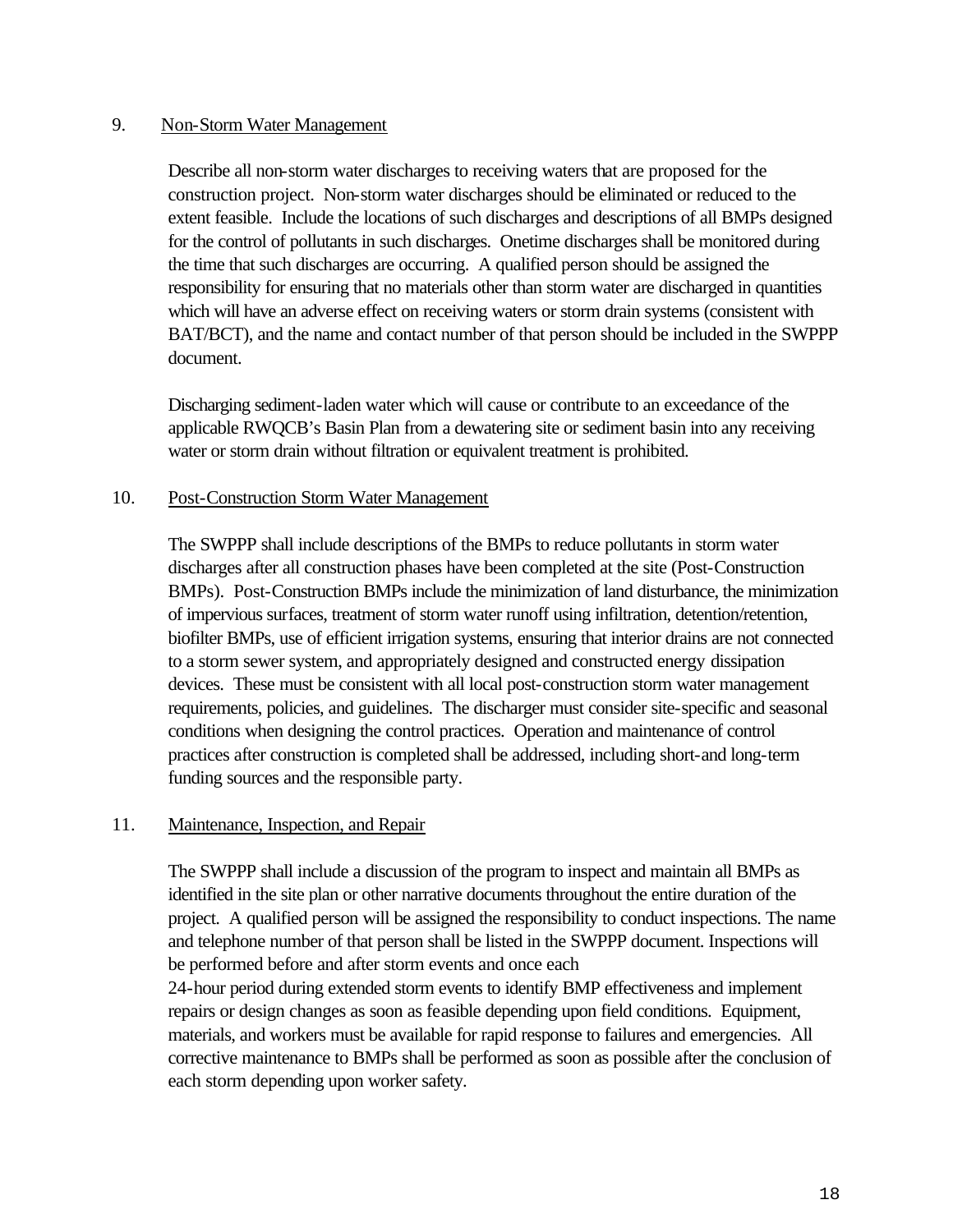9. Non-Storm Water Management

Describe all non-storm water discharges to receiving waters that are proposed for the construction project. Non-storm water discharges should be eliminated or reduced to the extent feasible. Include the locations of such discharges and descriptions of all BMPs designed for the control of pollutants in such discharges. Onetime discharges shall be monitored during the time that such discharges are occurring. A qualified person should be assigned the responsibility for ensuring that no materials other than storm water are discharged in quantities which will have an adverse effect on receiving waters or storm drain systems (consistent with BAT/BCT), and the name and contact number of that person should be included in the SWPPP document.

Discharging sediment-laden water which will cause or contribute to an exceedance of the applicable RWQCB's Basin Plan from a dewatering site or sediment basin into any receiving water or storm drain without filtration or equivalent treatment is prohibited.

10. Post-Construction Storm Water Management

The SWPPP shall include descriptions of the BMPs to reduce pollutants in storm water discharges after all construction phases have been completed at the site (Post-Construction BMPs). Post-Construction BMPs include the minimization of land disturbance, the minimization of impervious surfaces, treatment of storm water runoff using infiltration, detention/retention, biofilter BMPs, use of efficient irrigation systems, ensuring that interior drains are not connected to a storm sewer system, and appropriately designed and constructed energy dissipation devices. These must be consistent with all local post-construction storm water management requirements, policies, and guidelines. The discharger must consider site-specific and seasonal conditions when designing the control practices. Operation and maintenance of control practices after construction is completed shall be addressed, including short-and long-term funding sources and the responsible party.

11. Maintenance, Inspection, and Repair

The SWPPP shall include a discussion of the program to inspect and maintain all BMPs as identified in the site plan or other narrative documents throughout the entire duration of the project. A qualified person will be assigned the responsibility to conduct inspections. The name and telephone number of that person shall be listed in the SWPPP document. Inspections will be performed before and after storm events and once each 24-hour period during extended storm events to identify BMP effectiveness and implement repairs or design changes as soon as feasible depending upon field conditions. Equipment, materials, and workers must be available for rapid response to failures and emergencies. All corrective maintenance to BMPs shall be performed as soon as possible after the conclusion of each storm depending upon worker safety.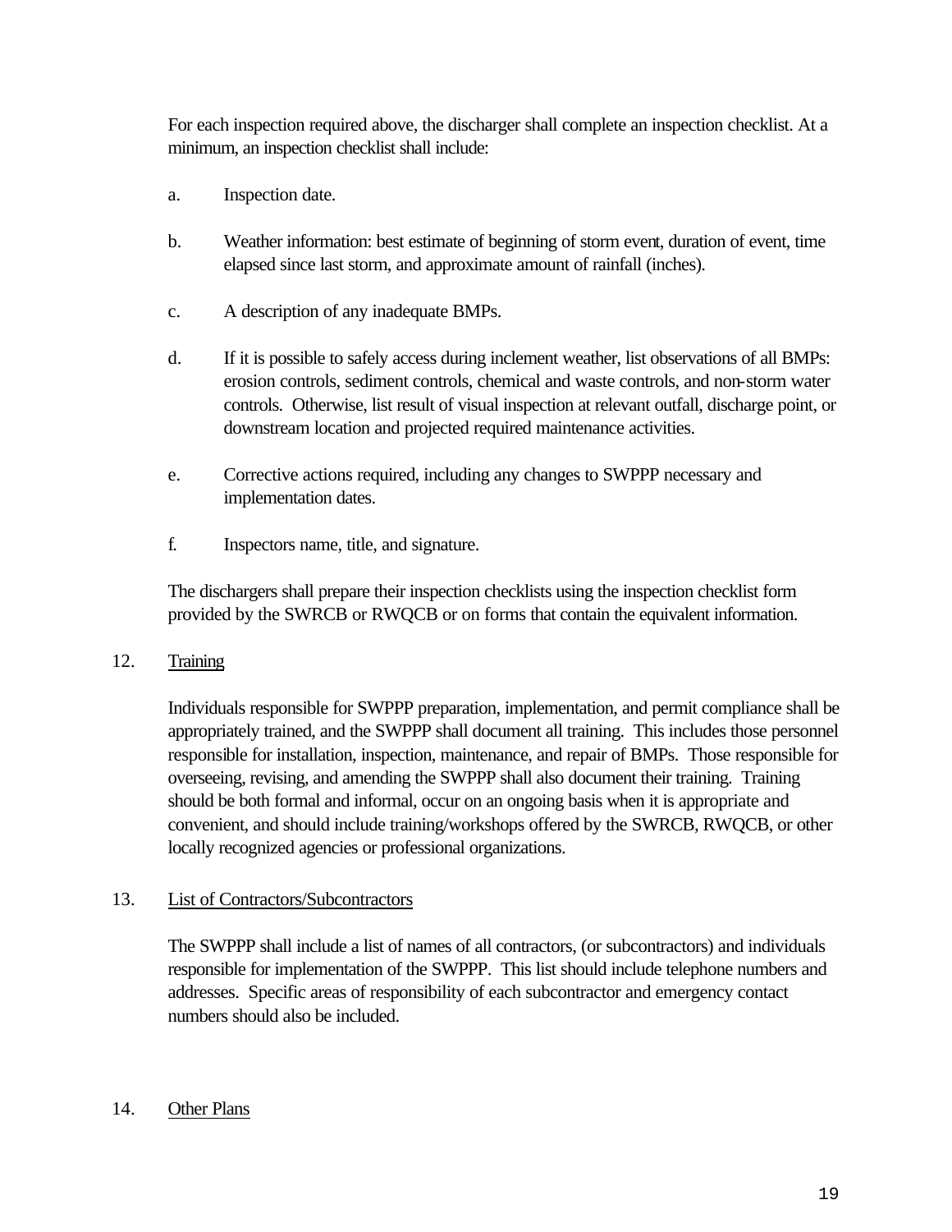For each inspection required above, the discharger shall complete an inspection checklist. At a minimum, an inspection checklist shall include:

a. Inspection date.

b. Weather information: best estimate of beginning of storm event, duration of event, time elapsed since last storm, and approximate amount of rainfall (inches).

c. A description of any inadequate BMPs.

d. If it is possible to safely access during inclement weather, list observations of all BMPs: erosion controls, sediment controls, chemical and waste controls, and non-storm water controls. Otherwise, list result of visual inspection at relevant outfall, discharge point, or downstream location and projected required maintenance activities.

e. Corrective actions required, including any changes to SWPPP necessary and implementation dates.

f. Inspectors name, title, and signature.

The dischargers shall prepare their inspection checklists using the inspection checklist form provided by the SWRCB or RWQCB or on forms that contain the equivalent information.

12. <u>Training</u>

Individuals responsible for SWPPP preparation, implementation, and permit compliance shall be appropriately trained, and the SWPPP shall document all training. This includes those personnel responsible for installation, inspection, maintenance, and repair of BMPs. Those responsible for overseeing, revising, and amending the SWPPP shall also document their training. Training should be both formal and informal, occur on an ongoing basis when it is appropriate and convenient, and should include training/workshops offered by the SWRCB, RWQCB, or other locally recognized agencies or professional organizations.

13. <u>List of Contractors/Subcontractors</u>

The SWPPP shall include a list of names of all contractors, (or subcontractors) and individuals responsible for implementation of the SWPPP. This list should include telephone numbers and addresses. Specific areas of responsibility of each subcontractor and emergency contact numbers should also be included.

14. <u>Other Plans</u>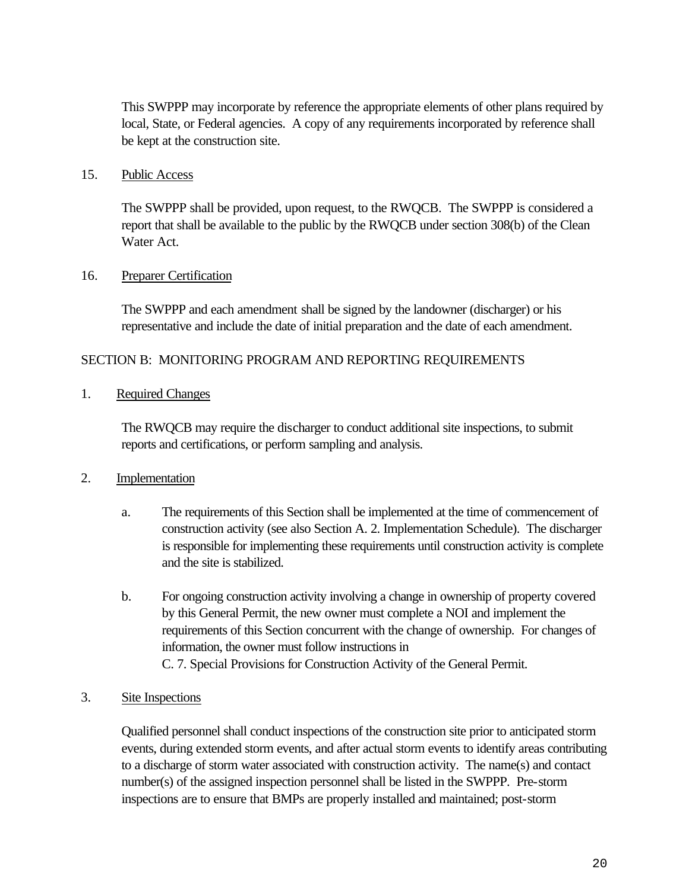This SWPPP may incorporate by reference the appropriate elements of other plans required by local, State, or Federal agencies. A copy of any requirements incorporated by reference shall be kept at the construction site.

15. Public Access

The SWPPP shall be provided, upon request, to the RWQCB. The SWPPP is considered a report that shall be available to the public by the RWQCB under section 308(b) of the Clean Water Act.

16. Preparer Certification

The SWPPP and each amendment shall be signed by the landowner (discharger) or his representative and include the date of initial preparation and the date of each amendment.

## SECTION B: MONITORING PROGRAM AND REPORTING REQUIREMENTS

1. Required Changes

The RWQCB may require the discharger to conduct additional site inspections, to submit reports and certifications, or perform sampling and analysis.

2. Implementation

a. The requirements of this Section shall be implemented at the time of commencement of construction activity (see also Section A. 2. Implementation Schedule). The discharger is responsible for implementing these requirements until construction activity is complete and the site is stabilized.

b. For ongoing construction activity involving a change in ownership of property covered by this General Permit, the new owner must complete a NOI and implement the requirements of this Section concurrent with the change of ownership. For changes of information, the owner must follow instructions in C. 7. Special Provisions for Construction Activity of the General Permit.

3. Site Inspections

Qualified personnel shall conduct inspections of the construction site prior to anticipated storm events, during extended storm events, and after actual storm events to identify areas contributing to a discharge of storm water associated with construction activity. The name(s) and contact number(s) of the assigned inspection personnel shall be listed in the SWPPP. Pre-storm inspections are to ensure that BMPs are properly installed and maintained; post-storm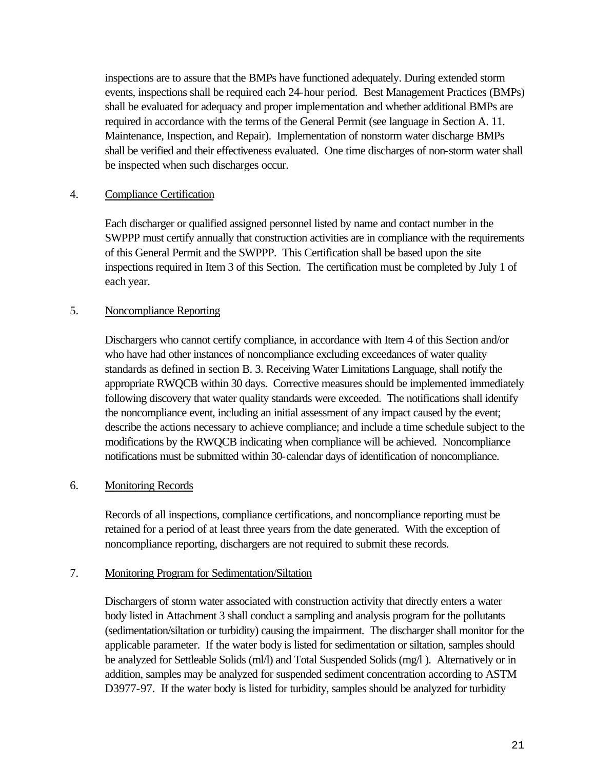inspections are to assure that the BMPs have functioned adequately. During extended storm events, inspections shall be required each 24-hour period. Best Management Practices (BMPs) shall be evaluated for adequacy and proper implementation and whether additional BMPs are required in accordance with the terms of the General Permit (see language in Section A. 11. Maintenance, Inspection, and Repair). Implementation of nonstorm water discharge BMPs shall be verified and their effectiveness evaluated. One time discharges of non-storm water shall be inspected when such discharges occur.

4. Compliance Certification

Each discharger or qualified assigned personnel listed by name and contact number in the SWPPP must certify annually that construction activities are in compliance with the requirements of this General Permit and the SWPPP. This Certification shall be based upon the site inspections required in Item 3 of this Section. The certification must be completed by July 1 of each year.

5. Noncompliance Reporting

Dischargers who cannot certify compliance, in accordance with Item 4 of this Section and/or who have had other instances of noncompliance excluding exceedances of water quality standards as defined in section B. 3. Receiving Water Limitations Language, shall notify the appropriate RWQCB within 30 days. Corrective measures should be implemented immediately following discovery that water quality standards were exceeded. The notifications shall identify the noncompliance event, including an initial assessment of any impact caused by the event; describe the actions necessary to achieve compliance; and include a time schedule subject to the modifications by the RWQCB indicating when compliance will be achieved. Noncompliance notifications must be submitted within 30-calendar days of identification of noncompliance.

6. Monitoring Records

Records of all inspections, compliance certifications, and noncompliance reporting must be retained for a period of at least three years from the date generated. With the exception of noncompliance reporting, dischargers are not required to submit these records.

7. Monitoring Program for Sedimentation/Siltation

Dischargers of storm water associated with construction activity that directly enters a water body listed in Attachment 3 shall conduct a sampling and analysis program for the pollutants (sedimentation/siltation or turbidity) causing the impairment. The discharger shall monitor for the applicable parameter. If the water body is listed for sedimentation or siltation, samples should be analyzed for Settleable Solids (ml/l) and Total Suspended Solids (mg/l ). Alternatively or in addition, samples may be analyzed for suspended sediment concentration according to ASTM D3977-97. If the water body is listed for turbidity, samples should be analyzed for turbidity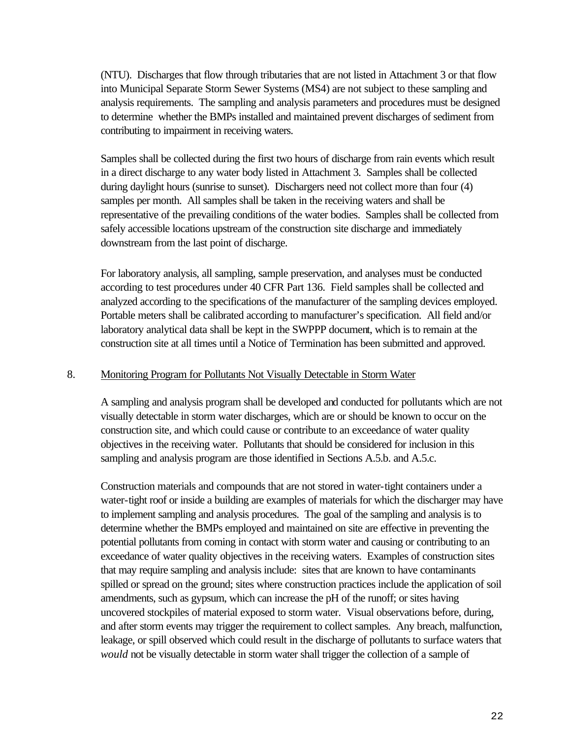(NTU). Discharges that flow through tributaries that are not listed in Attachment 3 or that flow into Municipal Separate Storm Sewer Systems (MS4) are not subject to these sampling and analysis requirements. The sampling and analysis parameters and procedures must be designed to determine whether the BMPs installed and maintained prevent discharges of sediment from contributing to impairment in receiving waters.

Samples shall be collected during the first two hours of discharge from rain events which result in a direct discharge to any water body listed in Attachment 3. Samples shall be collected during daylight hours (sunrise to sunset). Dischargers need not collect more than four (4) samples per month. All samples shall be taken in the receiving waters and shall be representative of the prevailing conditions of the water bodies. Samples shall be collected from safely accessible locations upstream of the construction site discharge and immediately downstream from the last point of discharge.

For laboratory analysis, all sampling, sample preservation, and analyses must be conducted according to test procedures under 40 CFR Part 136. Field samples shall be collected and analyzed according to the specifications of the manufacturer of the sampling devices employed. Portable meters shall be calibrated according to manufacturer's specification. All field and/or laboratory analytical data shall be kept in the SWPPP document, which is to remain at the construction site at all times until a Notice of Termination has been submitted and approved.

8. Monitoring Program for Pollutants Not Visually Detectable in Storm Water

A sampling and analysis program shall be developed and conducted for pollutants which are not visually detectable in storm water discharges, which are or should be known to occur on the construction site, and which could cause or contribute to an exceedance of water quality objectives in the receiving water. Pollutants that should be considered for inclusion in this sampling and analysis program are those identified in Sections A.5.b. and A.5.c.

Construction materials and compounds that are not stored in water-tight containers under a water-tight roof or inside a building are examples of materials for which the discharger may have to implement sampling and analysis procedures. The goal of the sampling and analysis is to determine whether the BMPs employed and maintained on site are effective in preventing the potential pollutants from coming in contact with storm water and causing or contributing to an exceedance of water quality objectives in the receiving waters. Examples of construction sites that may require sampling and analysis include: sites that are known to have contaminants spilled or spread on the ground; sites where construction practices include the application of soil amendments, such as gypsum, which can increase the pH of the runoff; or sites having uncovered stockpiles of material exposed to storm water. Visual observations before, during, and after storm events may trigger the requirement to collect samples. Any breach, malfunction, leakage, or spill observed which could result in the discharge of pollutants to surface waters that *would* not be visually detectable in storm water shall trigger the collection of a sample of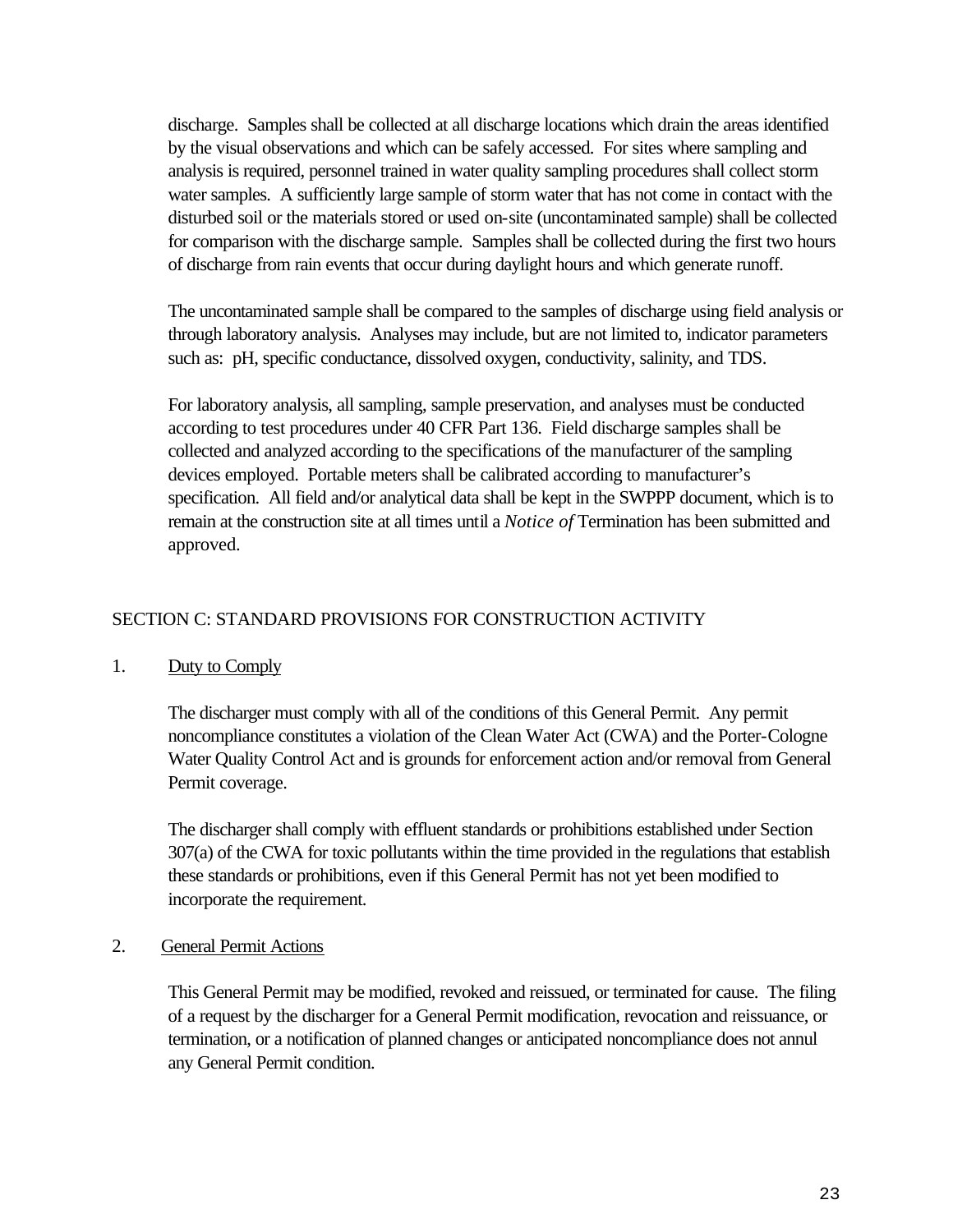discharge. Samples shall be collected at all discharge locations which drain the areas identified by the visual observations and which can be safely accessed. For sites where sampling and analysis is required, personnel trained in water quality sampling procedures shall collect storm water samples. A sufficiently large sample of storm water that has not come in contact with the disturbed soil or the materials stored or used on-site (uncontaminated sample) shall be collected for comparison with the discharge sample. Samples shall be collected during the first two hours of discharge from rain events that occur during daylight hours and which generate runoff.

The uncontaminated sample shall be compared to the samples of discharge using field analysis or through laboratory analysis. Analyses may include, but are not limited to, indicator parameters such as: pH, specific conductance, dissolved oxygen, conductivity, salinity, and TDS.

For laboratory analysis, all sampling, sample preservation, and analyses must be conducted according to test procedures under 40 CFR Part 136. Field discharge samples shall be collected and analyzed according to the specifications of the manufacturer of the sampling devices employed. Portable meters shall be calibrated according to manufacturer's specification. All field and/or analytical data shall be kept in the SWPPP document, which is to remain at the construction site at all times until a *Notice of* Termination has been submitted and approved.

## SECTION C: STANDARD PROVISIONS FOR CONSTRUCTION ACTIVITY

1. Duty to Comply

   The discharger must comply with all of the conditions of this General Permit. Any permit noncompliance constitutes a violation of the Clean Water Act (CWA) and the Porter-Cologne Water Quality Control Act and is grounds for enforcement action and/or removal from General Permit coverage.

   The discharger shall comply with effluent standards or prohibitions established under Section 307(a) of the CWA for toxic pollutants within the time provided in the regulations that establish these standards or prohibitions, even if this General Permit has not yet been modified to incorporate the requirement.

2. General Permit Actions

   This General Permit may be modified, revoked and reissued, or terminated for cause. The filing of a request by the discharger for a General Permit modification, revocation and reissuance, or termination, or a notification of planned changes or anticipated noncompliance does not annul any General Permit condition.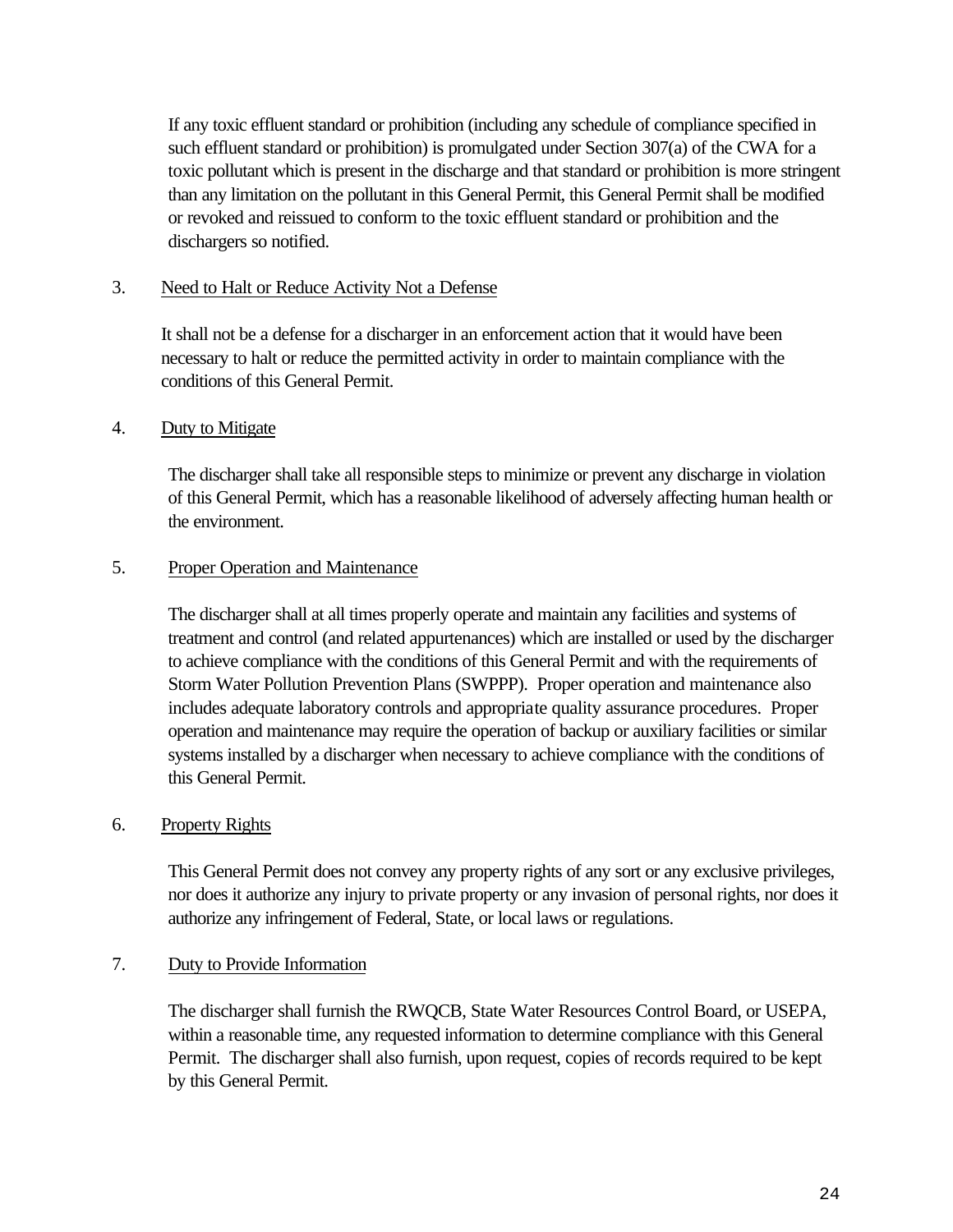If any toxic effluent standard or prohibition (including any schedule of compliance specified in such effluent standard or prohibition) is promulgated under Section 307(a) of the CWA for a toxic pollutant which is present in the discharge and that standard or prohibition is more stringent than any limitation on the pollutant in this General Permit, this General Permit shall be modified or revoked and reissued to conform to the toxic effluent standard or prohibition and the dischargers so notified.

3. <u>Need to Halt or Reduce Activity Not a Defense</u>

   It shall not be a defense for a discharger in an enforcement action that it would have been necessary to halt or reduce the permitted activity in order to maintain compliance with the conditions of this General Permit.

4. <u>Duty to Mitigate</u>

   The discharger shall take all responsible steps to minimize or prevent any discharge in violation of this General Permit, which has a reasonable likelihood of adversely affecting human health or the environment.

5. <u>Proper Operation and Maintenance</u>

   The discharger shall at all times properly operate and maintain any facilities and systems of treatment and control (and related appurtenances) which are installed or used by the discharger to achieve compliance with the conditions of this General Permit and with the requirements of Storm Water Pollution Prevention Plans (SWPPP). Proper operation and maintenance also includes adequate laboratory controls and appropriate quality assurance procedures. Proper operation and maintenance may require the operation of backup or auxiliary facilities or similar systems installed by a discharger when necessary to achieve compliance with the conditions of this General Permit.

6. <u>Property Rights</u>

   This General Permit does not convey any property rights of any sort or any exclusive privileges, nor does it authorize any injury to private property or any invasion of personal rights, nor does it authorize any infringement of Federal, State, or local laws or regulations.

7. <u>Duty to Provide Information</u>

   The discharger shall furnish the RWQCB, State Water Resources Control Board, or USEPA, within a reasonable time, any requested information to determine compliance with this General Permit. The discharger shall also furnish, upon request, copies of records required to be kept by this General Permit.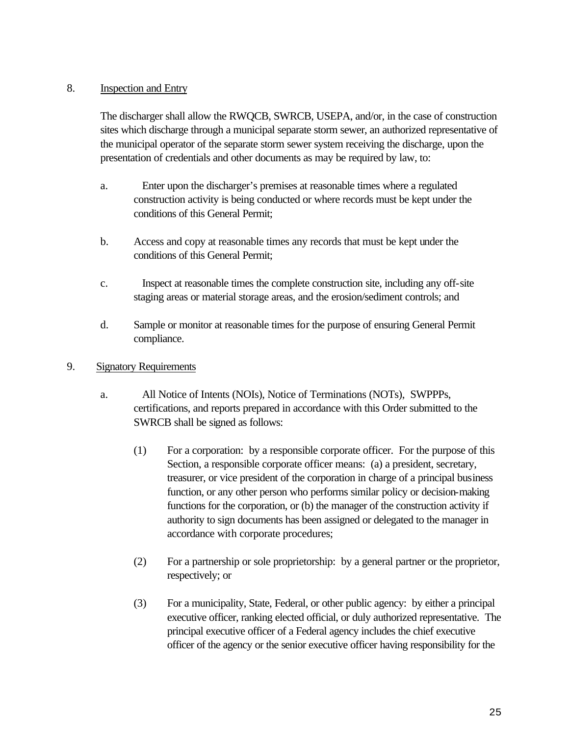8. Inspection and Entry

The discharger shall allow the RWQCB, SWRCB, USEPA, and/or, in the case of construction sites which discharge through a municipal separate storm sewer, an authorized representative of the municipal operator of the separate storm sewer system receiving the discharge, upon the presentation of credentials and other documents as may be required by law, to:

a. Enter upon the discharger's premises at reasonable times where a regulated construction activity is being conducted or where records must be kept under the conditions of this General Permit;

b. Access and copy at reasonable times any records that must be kept under the conditions of this General Permit;

c. Inspect at reasonable times the complete construction site, including any off-site staging areas or material storage areas, and the erosion/sediment controls; and

d. Sample or monitor at reasonable times for the purpose of ensuring General Permit compliance.

9. Signatory Requirements

a. All Notice of Intents (NOIs), Notice of Terminations (NOTs), SWPPPs, certifications, and reports prepared in accordance with this Order submitted to the SWRCB shall be signed as follows:

(1) For a corporation: by a responsible corporate officer. For the purpose of this Section, a responsible corporate officer means: (a) a president, secretary, treasurer, or vice president of the corporation in charge of a principal business function, or any other person who performs similar policy or decision-making functions for the corporation, or (b) the manager of the construction activity if authority to sign documents has been assigned or delegated to the manager in accordance with corporate procedures;

(2) For a partnership or sole proprietorship: by a general partner or the proprietor, respectively; or

(3) For a municipality, State, Federal, or other public agency: by either a principal executive officer, ranking elected official, or duly authorized representative. The principal executive officer of a Federal agency includes the chief executive officer of the agency or the senior executive officer having responsibility for the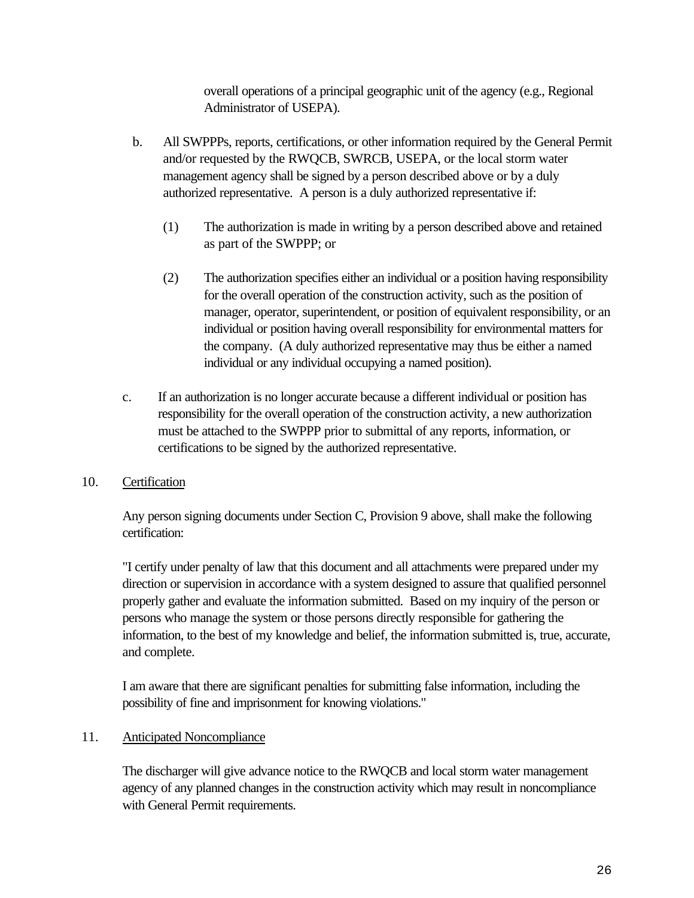overall operations of a principal geographic unit of the agency (e.g., Regional Administrator of USEPA).

b. All SWPPPs, reports, certifications, or other information required by the General Permit and/or requested by the RWQCB, SWRCB, USEPA, or the local storm water management agency shall be signed by a person described above or by a duly authorized representative. A person is a duly authorized representative if:

   (1) The authorization is made in writing by a person described above and retained as part of the SWPPP; or

   (2) The authorization specifies either an individual or a position having responsibility for the overall operation of the construction activity, such as the position of manager, operator, superintendent, or position of equivalent responsibility, or an individual or position having overall responsibility for environmental matters for the company. (A duly authorized representative may thus be either a named individual or any individual occupying a named position).

c. If an authorization is no longer accurate because a different individual or position has responsibility for the overall operation of the construction activity, a new authorization must be attached to the SWPPP prior to submittal of any reports, information, or certifications to be signed by the authorized representative.

10. <u>Certification</u>

Any person signing documents under Section C, Provision 9 above, shall make the following certification:

"I certify under penalty of law that this document and all attachments were prepared under my direction or supervision in accordance with a system designed to assure that qualified personnel properly gather and evaluate the information submitted. Based on my inquiry of the person or persons who manage the system or those persons directly responsible for gathering the information, to the best of my knowledge and belief, the information submitted is, true, accurate, and complete.

I am aware that there are significant penalties for submitting false information, including the possibility of fine and imprisonment for knowing violations."

11. <u>Anticipated Noncompliance</u>

The discharger will give advance notice to the RWQCB and local storm water management agency of any planned changes in the construction activity which may result in noncompliance with General Permit requirements.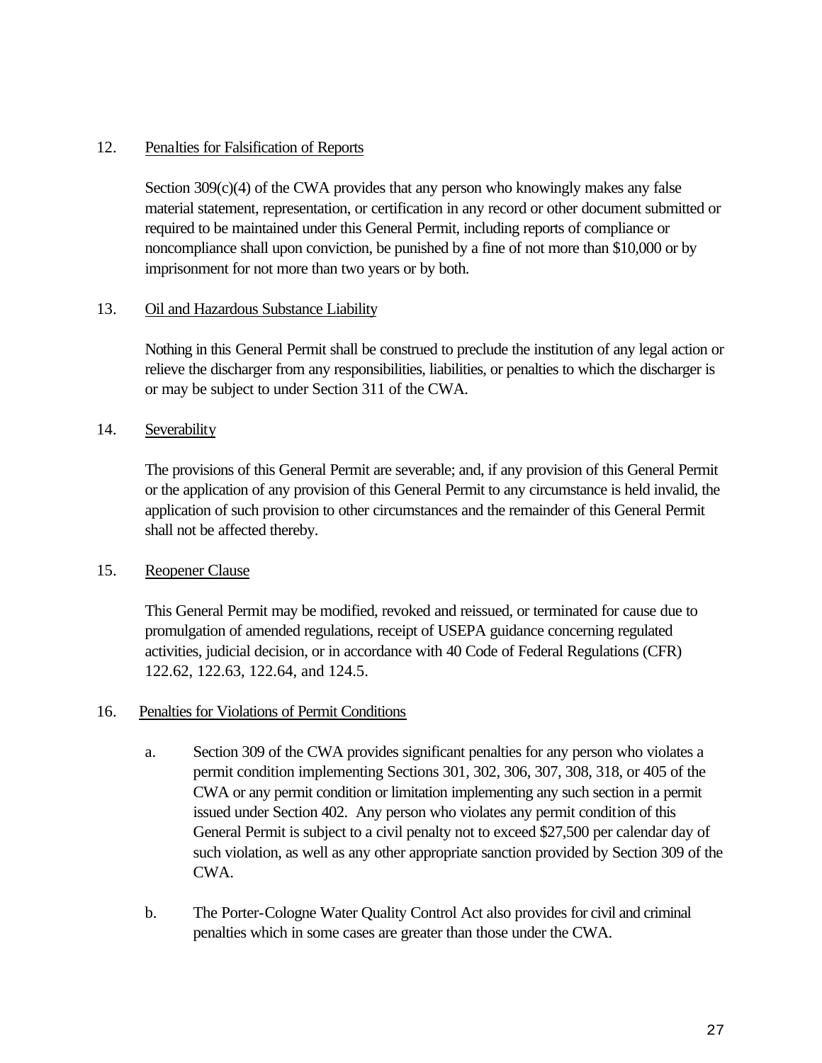12. Penalties for Falsification of Reports

    Section 309(c)(4) of the CWA provides that any person who knowingly makes any false material statement, representation, or certification in any record or other document submitted or required to be maintained under this General Permit, including reports of compliance or noncompliance shall upon conviction, be punished by a fine of not more than $10,000 or by imprisonment for not more than two years or by both.

13. Oil and Hazardous Substance Liability

    Nothing in this General Permit shall be construed to preclude the institution of any legal action or relieve the discharger from any responsibilities, liabilities, or penalties to which the discharger is or may be subject to under Section 311 of the CWA.

14. Severability

    The provisions of this General Permit are severable; and, if any provision of this General Permit or the application of any provision of this General Permit to any circumstance is held invalid, the application of such provision to other circumstances and the remainder of this General Permit shall not be affected thereby.

15. Reopener Clause

    This General Permit may be modified, revoked and reissued, or terminated for cause due to promulgation of amended regulations, receipt of USEPA guidance concerning regulated activities, judicial decision, or in accordance with 40 Code of Federal Regulations (CFR) 122.62, 122.63, 122.64, and 124.5.

16. Penalties for Violations of Permit Conditions

    a. Section 309 of the CWA provides significant penalties for any person who violates a permit condition implementing Sections 301, 302, 306, 307, 308, 318, or 405 of the CWA or any permit condition or limitation implementing any such section in a permit issued under Section 402. Any person who violates any permit condition of this General Permit is subject to a civil penalty not to exceed $27,500 per calendar day of such violation, as well as any other appropriate sanction provided by Section 309 of the CWA.

    b. The Porter-Cologne Water Quality Control Act also provides for civil and criminal penalties which in some cases are greater than those under the CWA.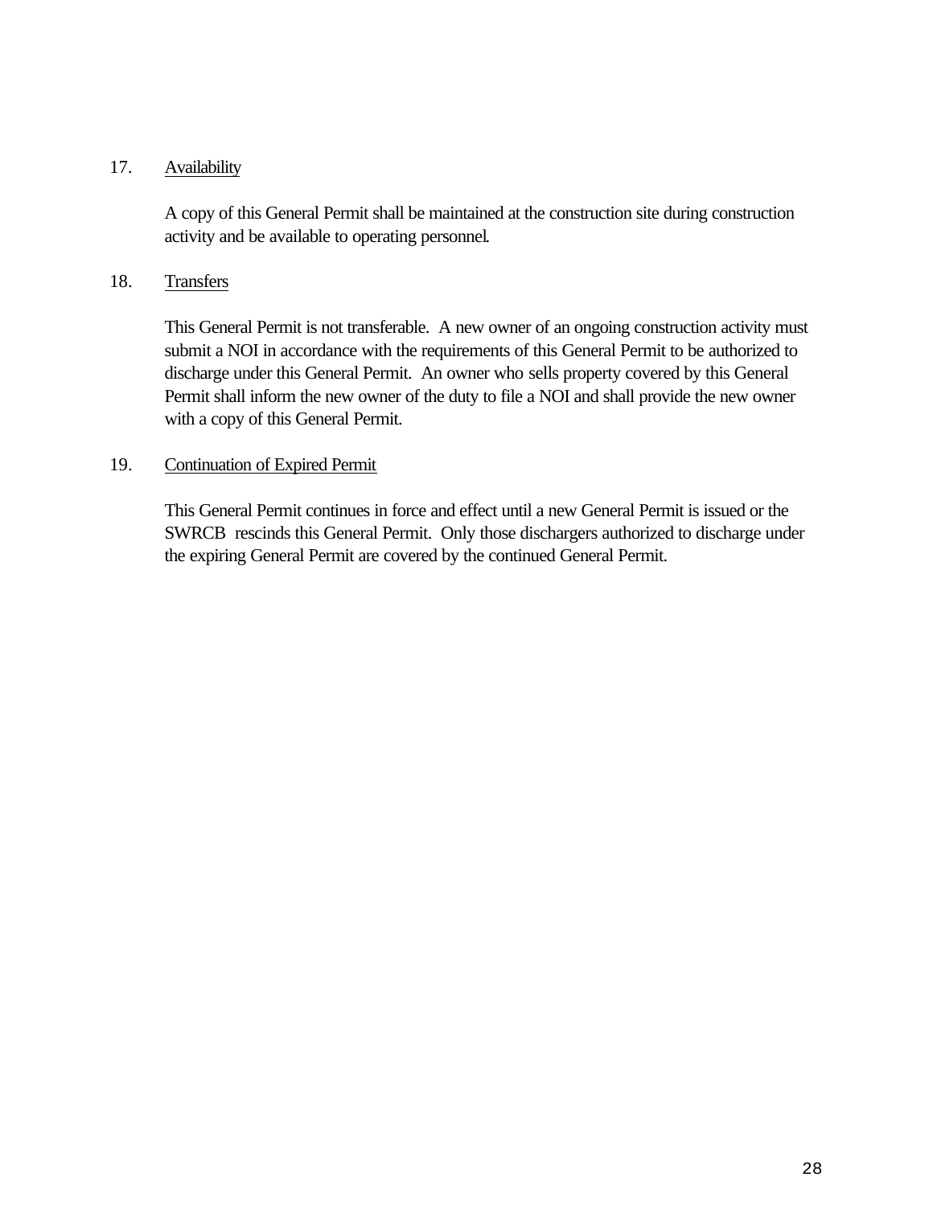17. <u>Availability</u>

    A copy of this General Permit shall be maintained at the construction site during construction activity and be available to operating personnel.

18. <u>Transfers</u>

    This General Permit is not transferable. A new owner of an ongoing construction activity must submit a NOI in accordance with the requirements of this General Permit to be authorized to discharge under this General Permit. An owner who sells property covered by this General Permit shall inform the new owner of the duty to file a NOI and shall provide the new owner with a copy of this General Permit.

19. <u>Continuation of Expired Permit</u>

    This General Permit continues in force and effect until a new General Permit is issued or the SWRCB rescinds this General Permit. Only those dischargers authorized to discharge under the expiring General Permit are covered by the continued General Permit.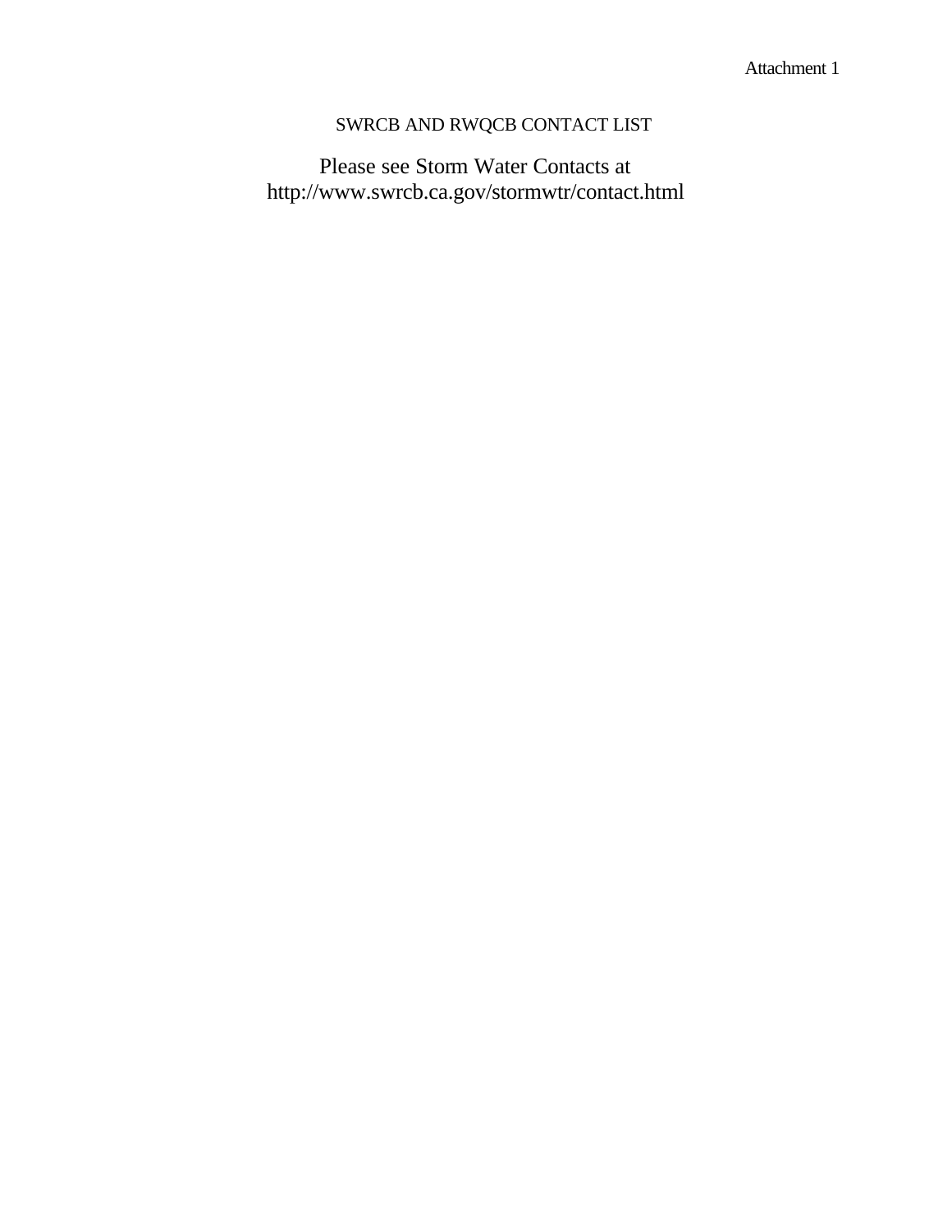Attachment 1

# SWRCB AND RWQCB CONTACT LIST

Please see Storm Water Contacts at
http://www.swrcb.ca.gov/stormwtr/contact.html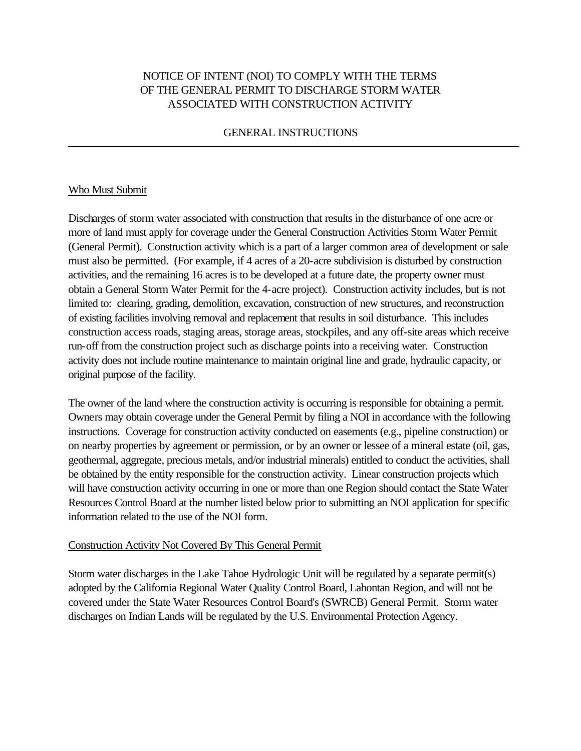# NOTICE OF INTENT (NOI) TO COMPLY WITH THE TERMS OF THE GENERAL PERMIT TO DISCHARGE STORM WATER ASSOCIATED WITH CONSTRUCTION ACTIVITY

## GENERAL INSTRUCTIONS

---

### Who Must Submit

Discharges of storm water associated with construction that results in the disturbance of one acre or more of land must apply for coverage under the General Construction Activities Storm Water Permit (General Permit). Construction activity which is a part of a larger common area of development or sale must also be permitted. (For example, if 4 acres of a 20-acre subdivision is disturbed by construction activities, and the remaining 16 acres is to be developed at a future date, the property owner must obtain a General Storm Water Permit for the 4-acre project). Construction activity includes, but is not limited to: clearing, grading, demolition, excavation, construction of new structures, and reconstruction of existing facilities involving removal and replacement that results in soil disturbance. This includes construction access roads, staging areas, storage areas, stockpiles, and any off-site areas which receive run-off from the construction project such as discharge points into a receiving water. Construction activity does not include routine maintenance to maintain original line and grade, hydraulic capacity, or original purpose of the facility.

The owner of the land where the construction activity is occurring is responsible for obtaining a permit. Owners may obtain coverage under the General Permit by filing a NOI in accordance with the following instructions. Coverage for construction activity conducted on easements (e.g., pipeline construction) or on nearby properties by agreement or permission, or by an owner or lessee of a mineral estate (oil, gas, geothermal, aggregate, precious metals, and/or industrial minerals) entitled to conduct the activities, shall be obtained by the entity responsible for the construction activity. Linear construction projects which will have construction activity occurring in one or more than one Region should contact the State Water Resources Control Board at the number listed below prior to submitting an NOI application for specific information related to the use of the NOI form.

### Construction Activity Not Covered By This General Permit

Storm water discharges in the Lake Tahoe Hydrologic Unit will be regulated by a separate permit(s) adopted by the California Regional Water Quality Control Board, Lahontan Region, and will not be covered under the State Water Resources Control Board's (SWRCB) General Permit. Storm water discharges on Indian Lands will be regulated by the U.S. Environmental Protection Agency.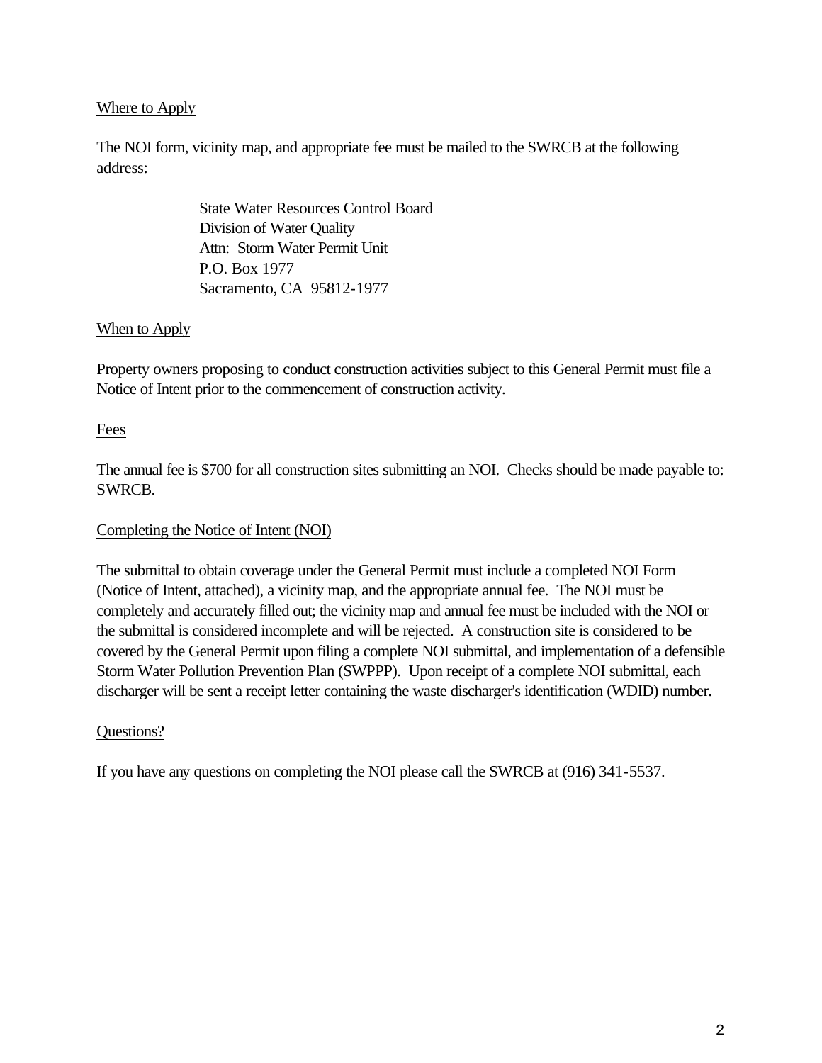Where to Apply

The NOI form, vicinity map, and appropriate fee must be mailed to the SWRCB at the following address:

> State Water Resources Control Board  
> Division of Water Quality  
> Attn: Storm Water Permit Unit  
> P.O. Box 1977  
> Sacramento, CA 95812-1977

When to Apply

Property owners proposing to conduct construction activities subject to this General Permit must file a Notice of Intent prior to the commencement of construction activity.

Fees

The annual fee is $700 for all construction sites submitting an NOI. Checks should be made payable to: SWRCB.

Completing the Notice of Intent (NOI)

The submittal to obtain coverage under the General Permit must include a completed NOI Form (Notice of Intent, attached), a vicinity map, and the appropriate annual fee. The NOI must be completely and accurately filled out; the vicinity map and annual fee must be included with the NOI or the submittal is considered incomplete and will be rejected. A construction site is considered to be covered by the General Permit upon filing a complete NOI submittal, and implementation of a defensible Storm Water Pollution Prevention Plan (SWPPP). Upon receipt of a complete NOI submittal, each discharger will be sent a receipt letter containing the waste discharger's identification (WDID) number.

Questions?

If you have any questions on completing the NOI please call the SWRCB at (916) 341-5537.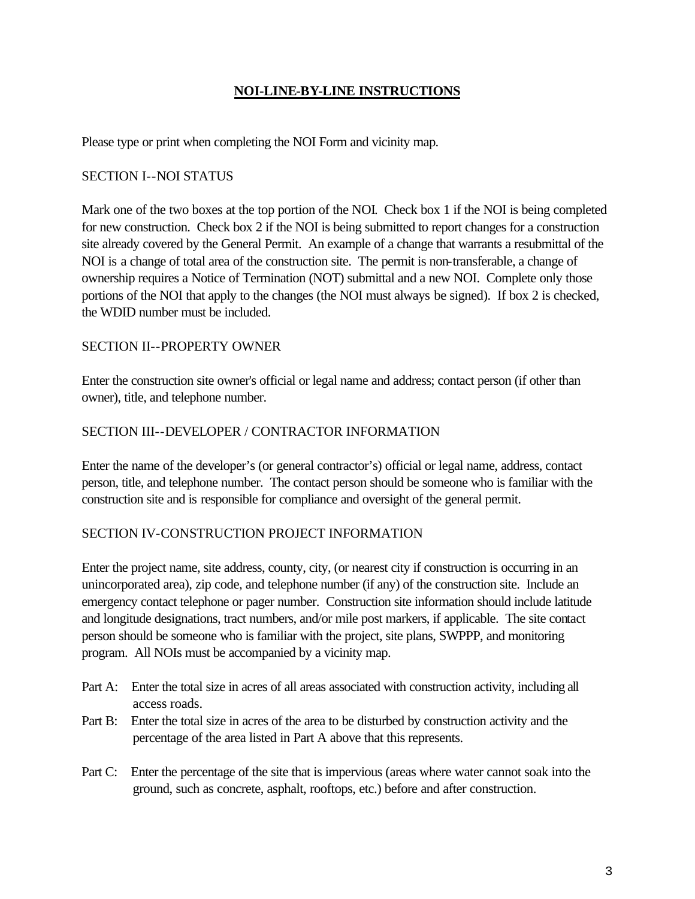# NOI-LINE-BY-LINE INSTRUCTIONS

Please type or print when completing the NOI Form and vicinity map.

SECTION I--NOI STATUS

Mark one of the two boxes at the top portion of the NOI. Check box 1 if the NOI is being completed for new construction. Check box 2 if the NOI is being submitted to report changes for a construction site already covered by the General Permit. An example of a change that warrants a resubmittal of the NOI is a change of total area of the construction site. The permit is non-transferable, a change of ownership requires a Notice of Termination (NOT) submittal and a new NOI. Complete only those portions of the NOI that apply to the changes (the NOI must always be signed). If box 2 is checked, the WDID number must be included.

SECTION II--PROPERTY OWNER

Enter the construction site owner's official or legal name and address; contact person (if other than owner), title, and telephone number.

SECTION III--DEVELOPER / CONTRACTOR INFORMATION

Enter the name of the developer's (or general contractor's) official or legal name, address, contact person, title, and telephone number. The contact person should be someone who is familiar with the construction site and is responsible for compliance and oversight of the general permit.

SECTION IV-CONSTRUCTION PROJECT INFORMATION

Enter the project name, site address, county, city, (or nearest city if construction is occurring in an unincorporated area), zip code, and telephone number (if any) of the construction site. Include an emergency contact telephone or pager number. Construction site information should include latitude and longitude designations, tract numbers, and/or mile post markers, if applicable. The site contact person should be someone who is familiar with the project, site plans, SWPPP, and monitoring program. All NOIs must be accompanied by a vicinity map.

Part A: Enter the total size in acres of all areas associated with construction activity, including all access roads.

Part B: Enter the total size in acres of the area to be disturbed by construction activity and the percentage of the area listed in Part A above that this represents.

Part C: Enter the percentage of the site that is impervious (areas where water cannot soak into the ground, such as concrete, asphalt, rooftops, etc.) before and after construction.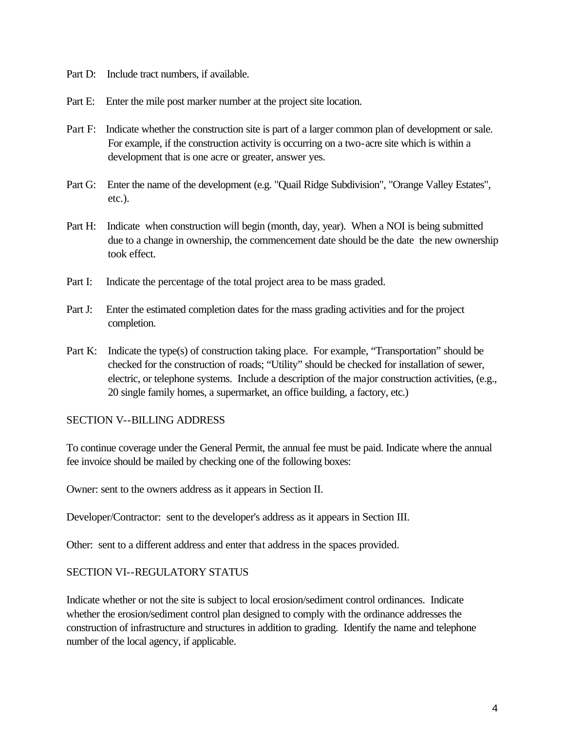Part D: Include tract numbers, if available.

Part E: Enter the mile post marker number at the project site location.

Part F: Indicate whether the construction site is part of a larger common plan of development or sale. For example, if the construction activity is occurring on a two-acre site which is within a development that is one acre or greater, answer yes.

Part G: Enter the name of the development (e.g. "Quail Ridge Subdivision", "Orange Valley Estates", etc.).

Part H: Indicate when construction will begin (month, day, year). When a NOI is being submitted due to a change in ownership, the commencement date should be the date the new ownership took effect.

Part I: Indicate the percentage of the total project area to be mass graded.

Part J: Enter the estimated completion dates for the mass grading activities and for the project completion.

Part K: Indicate the type(s) of construction taking place. For example, “Transportation” should be checked for the construction of roads; “Utility” should be checked for installation of sewer, electric, or telephone systems. Include a description of the major construction activities, (e.g., 20 single family homes, a supermarket, an office building, a factory, etc.)

## SECTION V--BILLING ADDRESS

To continue coverage under the General Permit, the annual fee must be paid. Indicate where the annual fee invoice should be mailed by checking one of the following boxes:

Owner: sent to the owners address as it appears in Section II.

Developer/Contractor: sent to the developer's address as it appears in Section III.

Other: sent to a different address and enter that address in the spaces provided.

## SECTION VI--REGULATORY STATUS

Indicate whether or not the site is subject to local erosion/sediment control ordinances. Indicate whether the erosion/sediment control plan designed to comply with the ordinance addresses the construction of infrastructure and structures in addition to grading. Identify the name and telephone number of the local agency, if applicable.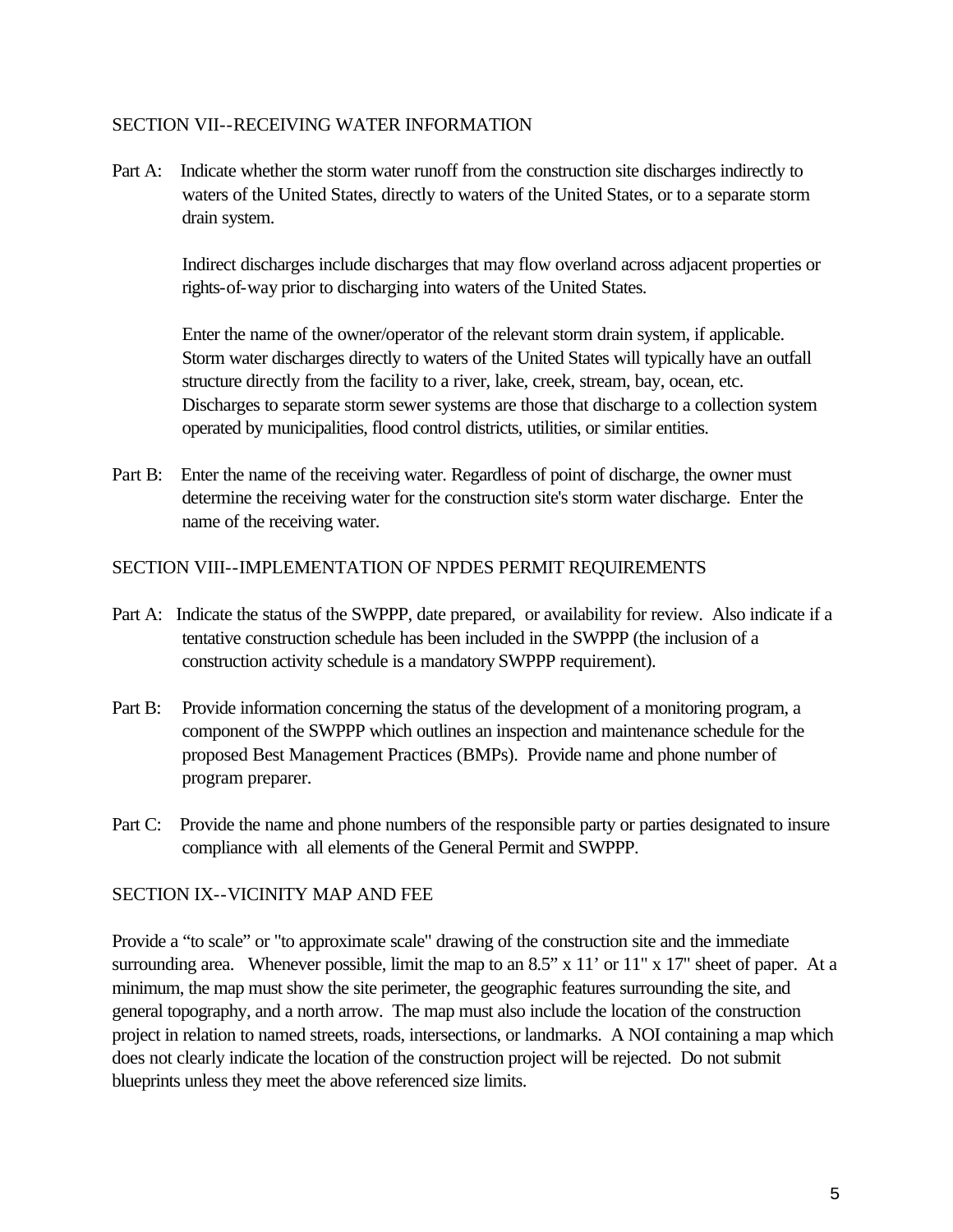## SECTION VII--RECEIVING WATER INFORMATION

Part A: Indicate whether the storm water runoff from the construction site discharges indirectly to waters of the United States, directly to waters of the United States, or to a separate storm drain system.

Indirect discharges include discharges that may flow overland across adjacent properties or rights-of-way prior to discharging into waters of the United States.

Enter the name of the owner/operator of the relevant storm drain system, if applicable. Storm water discharges directly to waters of the United States will typically have an outfall structure directly from the facility to a river, lake, creek, stream, bay, ocean, etc. Discharges to separate storm sewer systems are those that discharge to a collection system operated by municipalities, flood control districts, utilities, or similar entities.

Part B: Enter the name of the receiving water. Regardless of point of discharge, the owner must determine the receiving water for the construction site's storm water discharge. Enter the name of the receiving water.

## SECTION VIII--IMPLEMENTATION OF NPDES PERMIT REQUIREMENTS

Part A: Indicate the status of the SWPPP, date prepared, or availability for review. Also indicate if a tentative construction schedule has been included in the SWPPP (the inclusion of a construction activity schedule is a mandatory SWPPP requirement).

Part B: Provide information concerning the status of the development of a monitoring program, a component of the SWPPP which outlines an inspection and maintenance schedule for the proposed Best Management Practices (BMPs). Provide name and phone number of program preparer.

Part C: Provide the name and phone numbers of the responsible party or parties designated to insure compliance with all elements of the General Permit and SWPPP.

## SECTION IX--VICINITY MAP AND FEE

Provide a "to scale" or "to approximate scale" drawing of the construction site and the immediate surrounding area. Whenever possible, limit the map to an 8.5" x 11' or 11" x 17" sheet of paper. At a minimum, the map must show the site perimeter, the geographic features surrounding the site, and general topography, and a north arrow. The map must also include the location of the construction project in relation to named streets, roads, intersections, or landmarks. A NOI containing a map which does not clearly indicate the location of the construction project will be rejected. Do not submit blueprints unless they meet the above referenced size limits.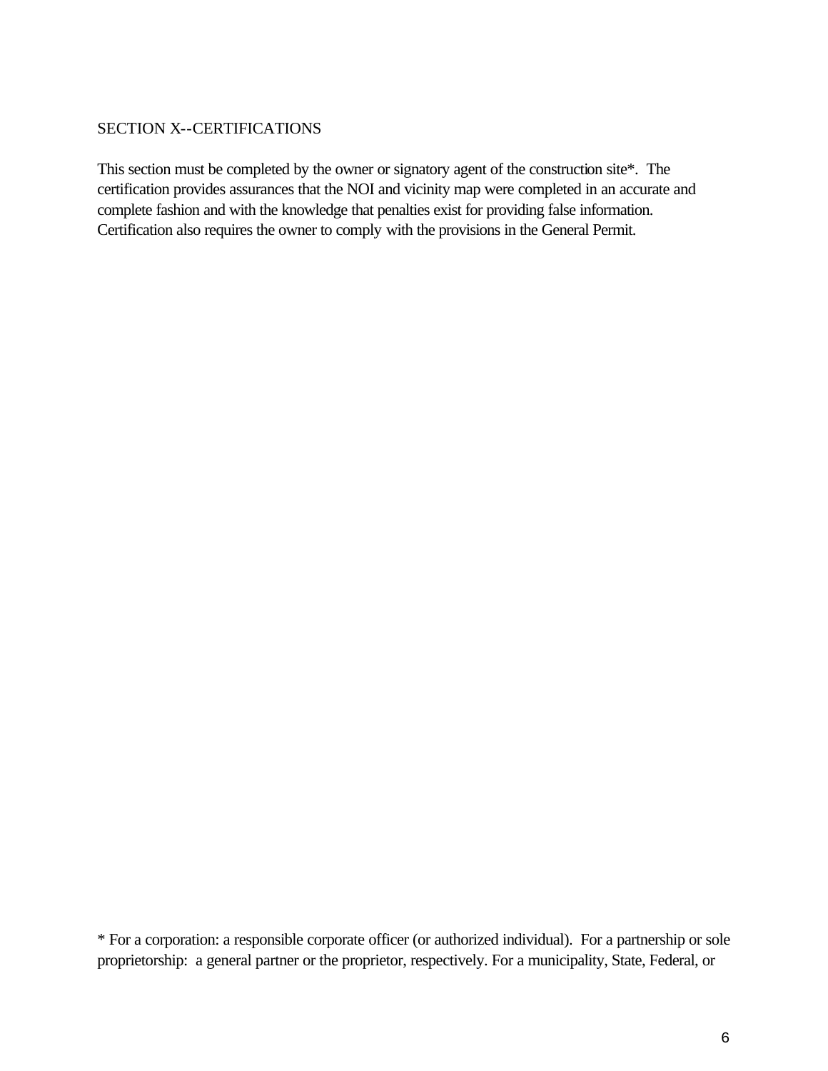SECTION X--CERTIFICATIONS

This section must be completed by the owner or signatory agent of the construction site*. The certification provides assurances that the NOI and vicinity map were completed in an accurate and complete fashion and with the knowledge that penalties exist for providing false information. Certification also requires the owner to comply with the provisions in the General Permit.

* For a corporation: a responsible corporate officer (or authorized individual). For a partnership or sole proprietorship: a general partner or the proprietor, respectively. For a municipality, State, Federal, or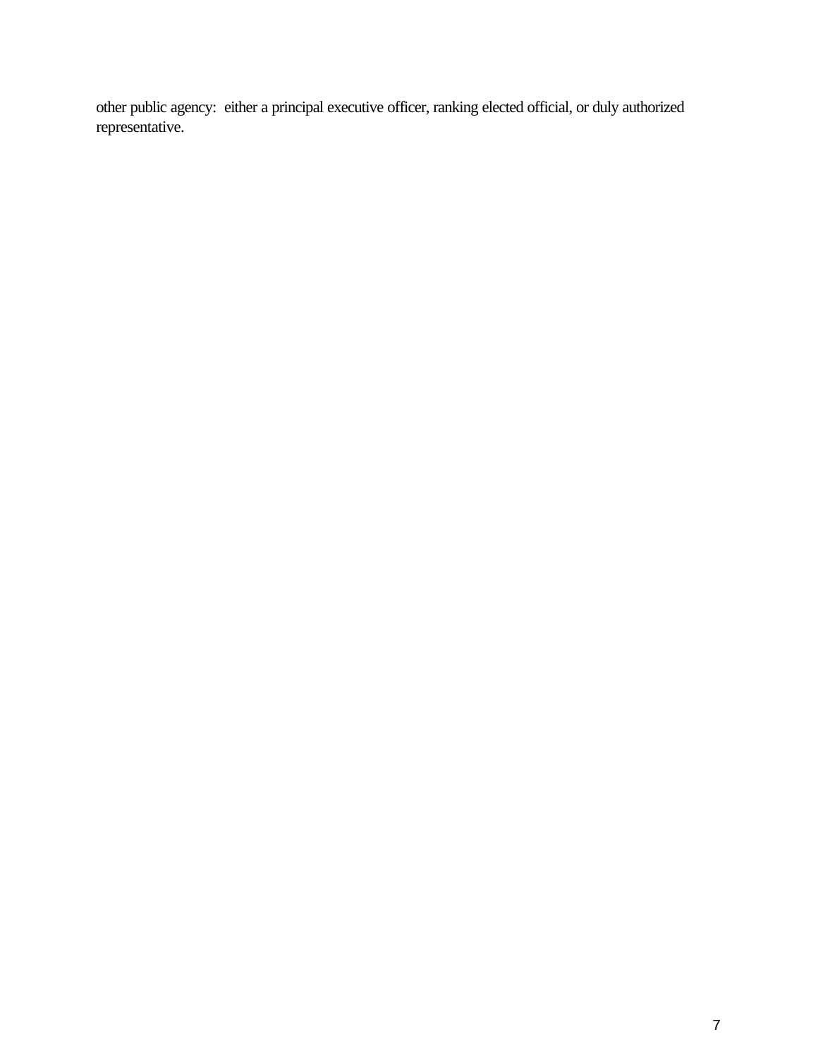other public agency:  either a principal executive officer, ranking elected official, or duly authorized representative.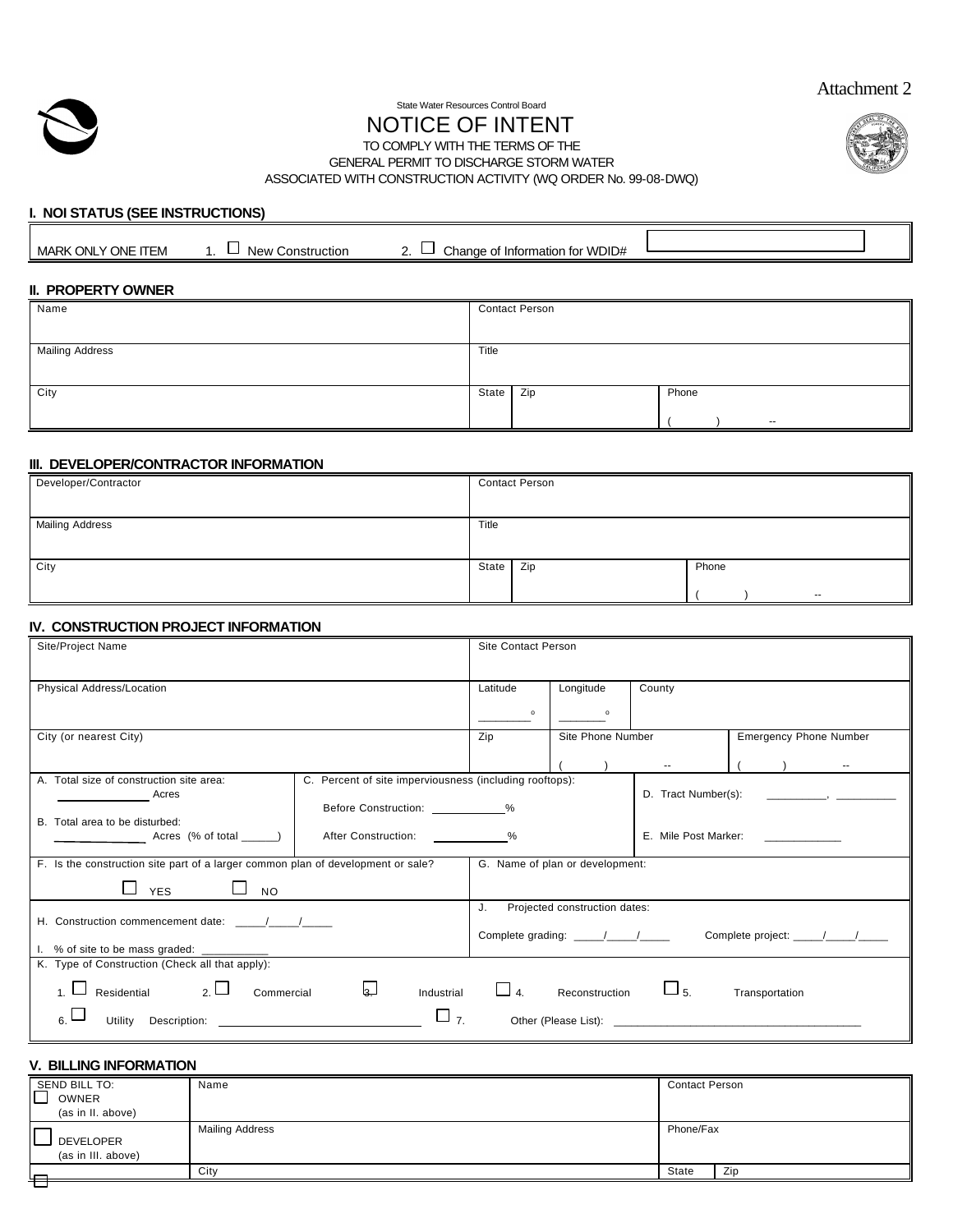Attachment 2

State Water Resources Control Board

# NOTICE OF INTENT

TO COMPLY WITH THE TERMS OF THE
GENERAL PERMIT TO DISCHARGE STORM WATER
ASSOCIATED WITH CONSTRUCTION ACTIVITY (WQ ORDER No. 99-08-DWQ)

## I. NOI STATUS (SEE INSTRUCTIONS)

| MARK ONLY ONE ITEM | 1. ☐ New Construction | 2. ☐ Change of Information for WDID# | |
|---|---|---|---|

## II. PROPERTY OWNER

| Name | Contact Person | | |
|---|---|---|---|
| Mailing Address | Title | | |
| City | State | Zip | Phone ( ) -- |

## III. DEVELOPER/CONTRACTOR INFORMATION

| Developer/Contractor | Contact Person | | |
|---|---|---|---|
| Mailing Address | Title | | |
| City | State | Zip | Phone ( ) -- |

## IV. CONSTRUCTION PROJECT INFORMATION

| Site/Project Name | Site Contact Person | | | |
|---|---|---|---|---|
| Physical Address/Location | Latitude ________° | Longitude ________° | County | |
| City (or nearest City) | Zip | Site Phone Number ( ) -- | | Emergency Phone Number ( ) -- |

| A. Total size of construction site area: ______________ Acres<br>B. Total area to be disturbed: ______________ Acres (% of total ______) | C. Percent of site imperviousness (including rooftops):<br>Before Construction: ____________%<br>After Construction: ____________% | D. Tract Number(s): __________, __________<br>E. Mile Post Marker: ____________ |
|---|---|---|

| F. Is the construction site part of a larger common plan of development or sale?<br>☐ YES ☐ NO | G. Name of plan or development: |
|---|---|
| H. Construction commencement date: _____/_____/_____<br>I. % of site to be mass graded: ___________ | J. Projected construction dates:<br>Complete grading: _____/_____/_____ Complete project: _____/_____/_____ |

K. Type of Construction (Check all that apply):

1. ☐ Residential 2. ☐ Commercial 3. ☐ Industrial 4. ☐ Reconstruction 5. ☐ Transportation
6. ☐ Utility Description: ______________________________ 7. ☐ Other (Please List): ________________________________________

## V. BILLING INFORMATION

| SEND BILL TO: | Name | Contact Person | |
|---|---|---|---|
| ☐ OWNER (as in II. above) | | | |
| ☐ DEVELOPER (as in III. above) | Mailing Address | Phone/Fax | |
| ☐ | City | State | Zip |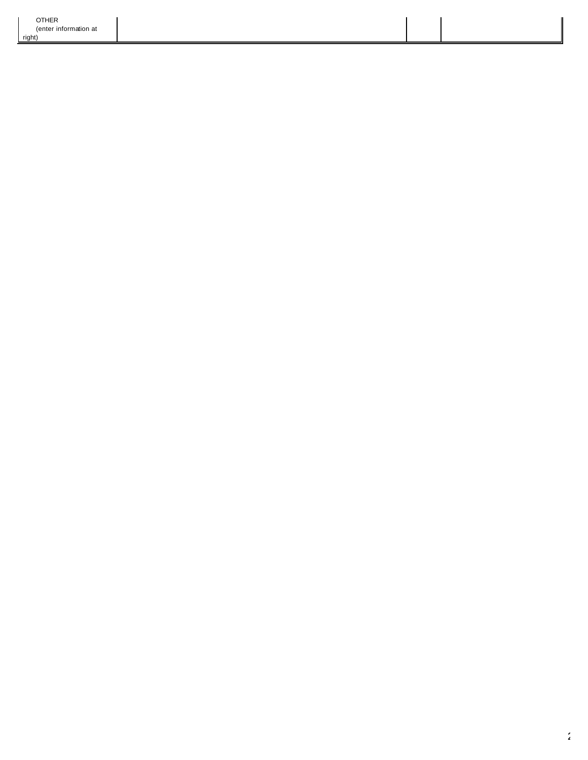| OTHER (enter information at right) | | | |
|---|---|---|---|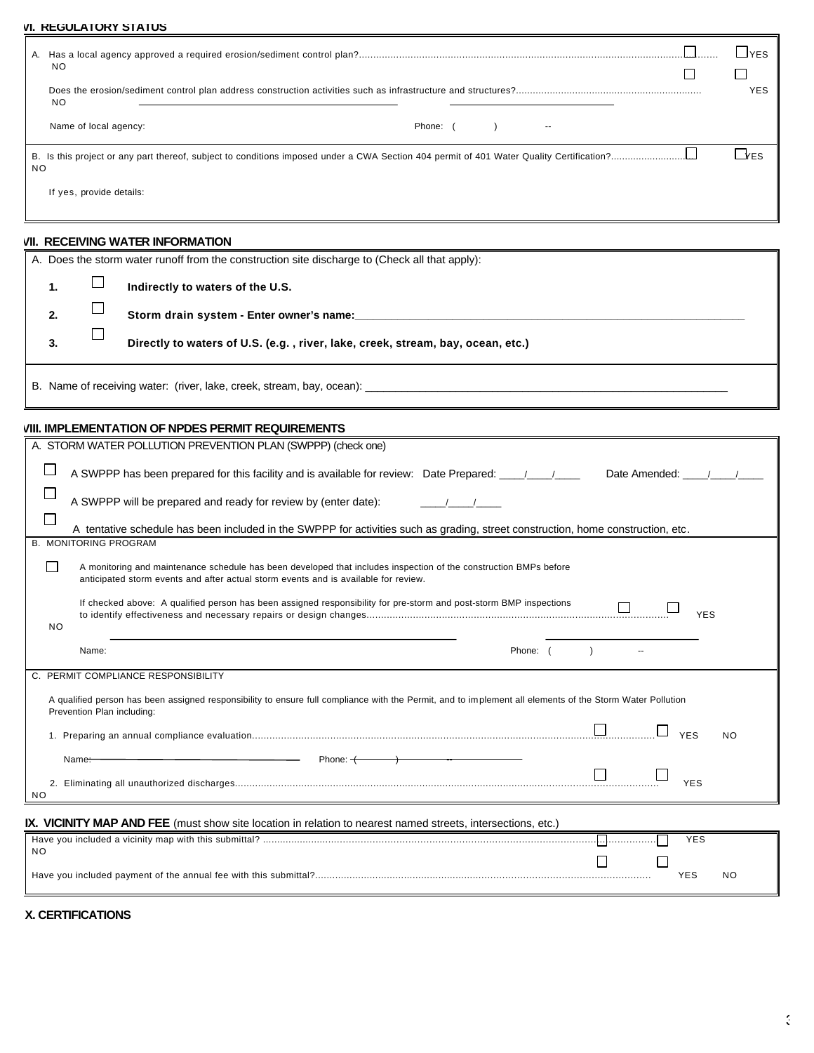## VI. REGULATORY STATUS

A. Has a local agency approved a required erosion/sediment control plan?................ ☐ YES ☐ NO

Does the erosion/sediment control plan address construction activities such as infrastructure and structures?................ ☐ YES ☐ NO

Name of local agency: ____________________ Phone: ( ) --

B. Is this project or any part thereof, subject to conditions imposed under a CWA Section 404 permit of 401 Water Quality Certification?.......................... ☐ YES ☐ NO

If yes, provide details:

## VII. RECEIVING WATER INFORMATION

A. Does the storm water runoff from the construction site discharge to (Check all that apply):

1. ☐ **Indirectly to waters of the U.S.**
2. ☐ **Storm drain system - Enter owner's name:**____________________
3. ☐ **Directly to waters of U.S. (e.g. , river, lake, creek, stream, bay, ocean, etc.)**

B. Name of receiving water: (river, lake, creek, stream, bay, ocean): ____________________

## VIII. IMPLEMENTATION OF NPDES PERMIT REQUIREMENTS

A. STORM WATER POLLUTION PREVENTION PLAN (SWPPP) (check one)

☐ A SWPPP has been prepared for this facility and is available for review: Date Prepared: ____/____/____ Date Amended: ____/____/____

☐ A SWPPP will be prepared and ready for review by (enter date): ____/____/____

☐ A tentative schedule has been included in the SWPPP for activities such as grading, street construction, home construction, etc.

B. MONITORING PROGRAM

☐ A monitoring and maintenance schedule has been developed that includes inspection of the construction BMPs before anticipated storm events and after actual storm events and is available for review.

If checked above: A qualified person has been assigned responsibility for pre-storm and post-storm BMP inspections to identify effectiveness and necessary repairs or design changes....................... ☐ YES ☐ NO

Name: ____________________ Phone: ( ) --

C. PERMIT COMPLIANCE RESPONSIBILITY

A qualified person has been assigned responsibility to ensure full compliance with the Permit, and to implement all elements of the Storm Water Pollution Prevention Plan including:

1. Preparing an annual compliance evaluation........................ ☐ YES ☐ NO

Name: ____________________ Phone: ( ) --

2. Eliminating all unauthorized discharges........................ ☐ YES ☐ NO

## IX. VICINITY MAP AND FEE (must show site location in relation to nearest named streets, intersections, etc.)

Have you included a vicinity map with this submittal? ........................ ☐ YES ☐ NO

Have you included payment of the annual fee with this submittal?........................ ☐ YES ☐ NO

## X. CERTIFICATIONS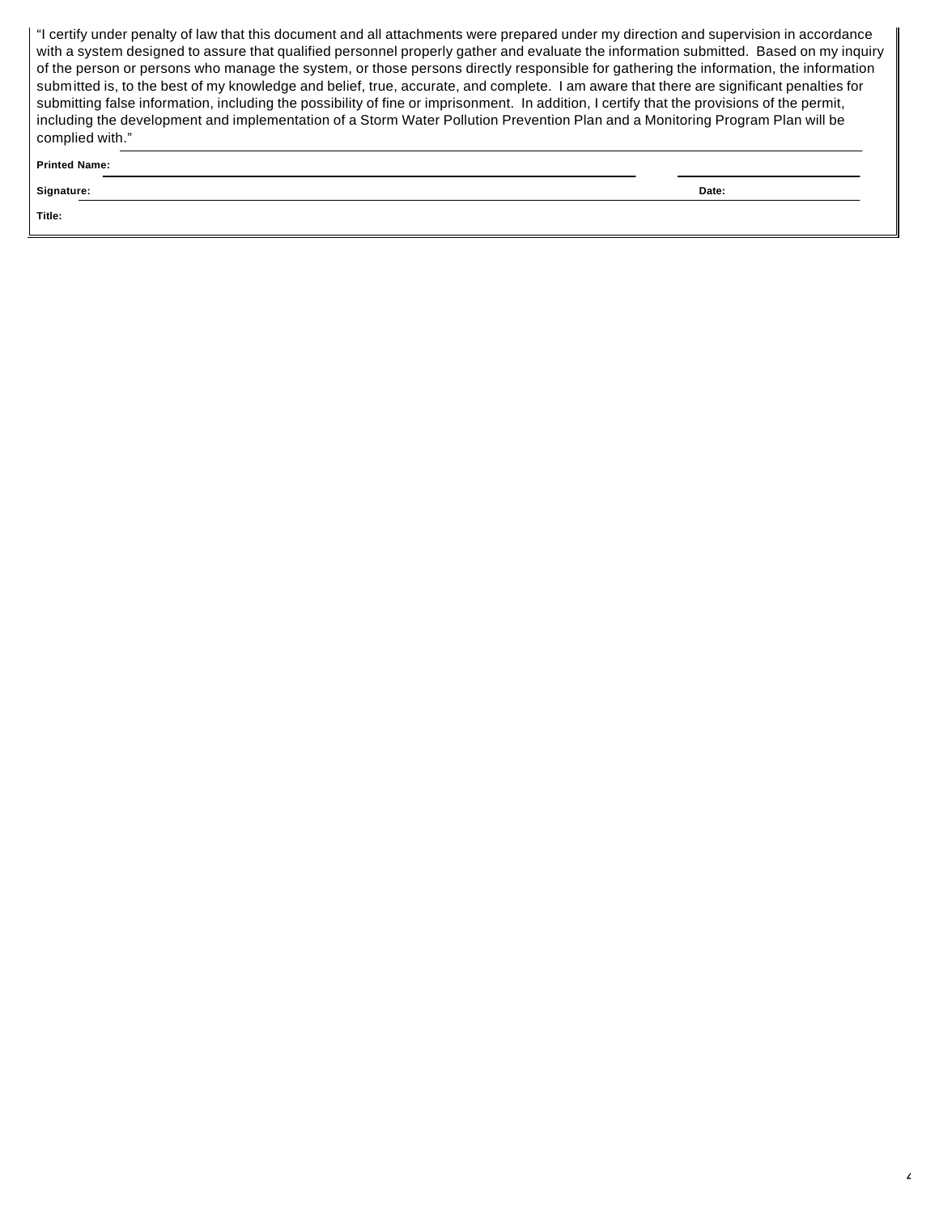"I certify under penalty of law that this document and all attachments were prepared under my direction and supervision in accordance with a system designed to assure that qualified personnel properly gather and evaluate the information submitted. Based on my inquiry of the person or persons who manage the system, or those persons directly responsible for gathering the information, the information submitted is, to the best of my knowledge and belief, true, accurate, and complete. I am aware that there are significant penalties for submitting false information, including the possibility of fine or imprisonment. In addition, I certify that the provisions of the permit, including the development and implementation of a Storm Water Pollution Prevention Plan and a Monitoring Program Plan will be complied with."

**Printed Name:** ______________________________

**Signature:** ______________________________ **Date:** ______________

**Title:** ______________________________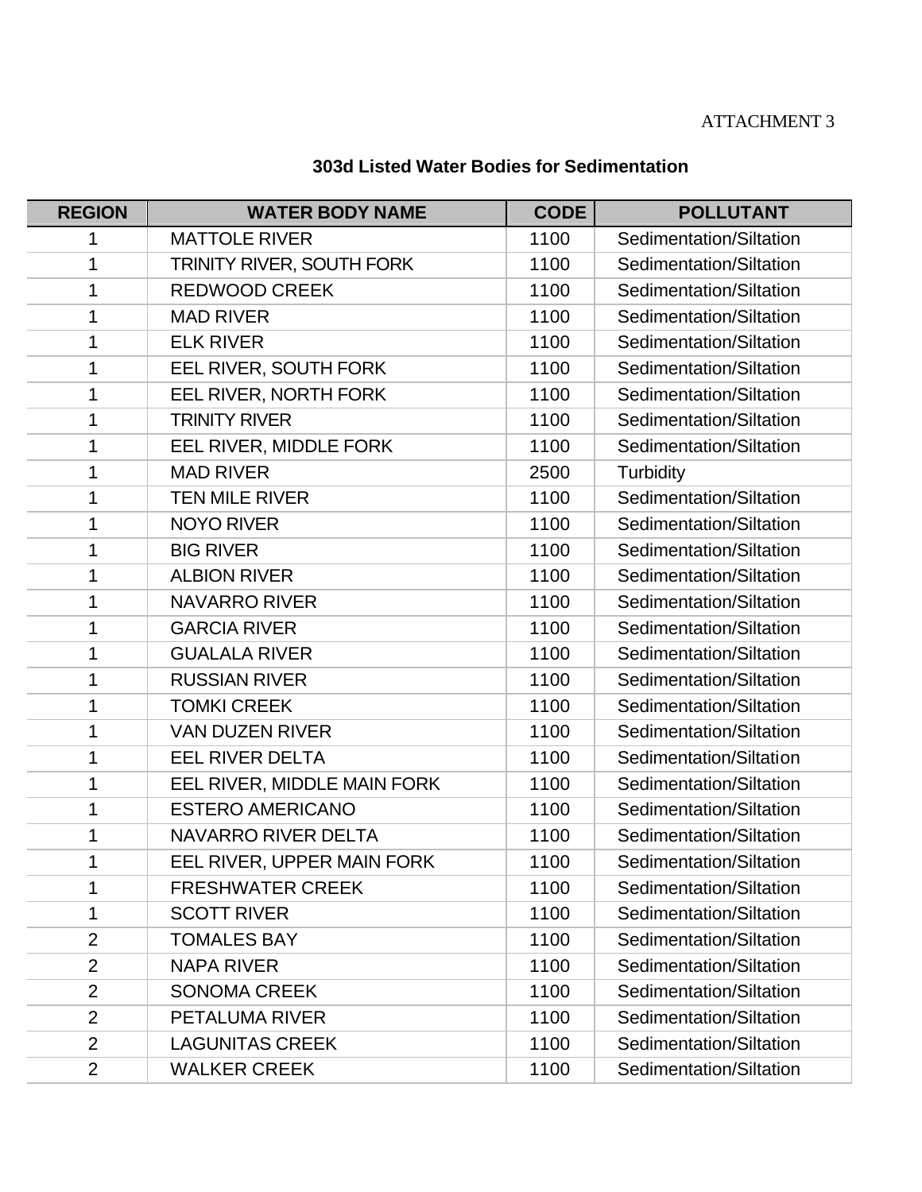ATTACHMENT 3

## 303d Listed Water Bodies for Sedimentation

| REGION | WATER BODY NAME | CODE | POLLUTANT |
|---|---|---|---|
| 1 | MATTOLE RIVER | 1100 | Sedimentation/Siltation |
| 1 | TRINITY RIVER, SOUTH FORK | 1100 | Sedimentation/Siltation |
| 1 | REDWOOD CREEK | 1100 | Sedimentation/Siltation |
| 1 | MAD RIVER | 1100 | Sedimentation/Siltation |
| 1 | ELK RIVER | 1100 | Sedimentation/Siltation |
| 1 | EEL RIVER, SOUTH FORK | 1100 | Sedimentation/Siltation |
| 1 | EEL RIVER, NORTH FORK | 1100 | Sedimentation/Siltation |
| 1 | TRINITY RIVER | 1100 | Sedimentation/Siltation |
| 1 | EEL RIVER, MIDDLE FORK | 1100 | Sedimentation/Siltation |
| 1 | MAD RIVER | 2500 | Turbidity |
| 1 | TEN MILE RIVER | 1100 | Sedimentation/Siltation |
| 1 | NOYO RIVER | 1100 | Sedimentation/Siltation |
| 1 | BIG RIVER | 1100 | Sedimentation/Siltation |
| 1 | ALBION RIVER | 1100 | Sedimentation/Siltation |
| 1 | NAVARRO RIVER | 1100 | Sedimentation/Siltation |
| 1 | GARCIA RIVER | 1100 | Sedimentation/Siltation |
| 1 | GUALALA RIVER | 1100 | Sedimentation/Siltation |
| 1 | RUSSIAN RIVER | 1100 | Sedimentation/Siltation |
| 1 | TOMKI CREEK | 1100 | Sedimentation/Siltation |
| 1 | VAN DUZEN RIVER | 1100 | Sedimentation/Siltation |
| 1 | EEL RIVER DELTA | 1100 | Sedimentation/Siltation |
| 1 | EEL RIVER, MIDDLE MAIN FORK | 1100 | Sedimentation/Siltation |
| 1 | ESTERO AMERICANO | 1100 | Sedimentation/Siltation |
| 1 | NAVARRO RIVER DELTA | 1100 | Sedimentation/Siltation |
| 1 | EEL RIVER, UPPER MAIN FORK | 1100 | Sedimentation/Siltation |
| 1 | FRESHWATER CREEK | 1100 | Sedimentation/Siltation |
| 1 | SCOTT RIVER | 1100 | Sedimentation/Siltation |
| 2 | TOMALES BAY | 1100 | Sedimentation/Siltation |
| 2 | NAPA RIVER | 1100 | Sedimentation/Siltation |
| 2 | SONOMA CREEK | 1100 | Sedimentation/Siltation |
| 2 | PETALUMA RIVER | 1100 | Sedimentation/Siltation |
| 2 | LAGUNITAS CREEK | 1100 | Sedimentation/Siltation |
| 2 | WALKER CREEK | 1100 | Sedimentation/Siltation |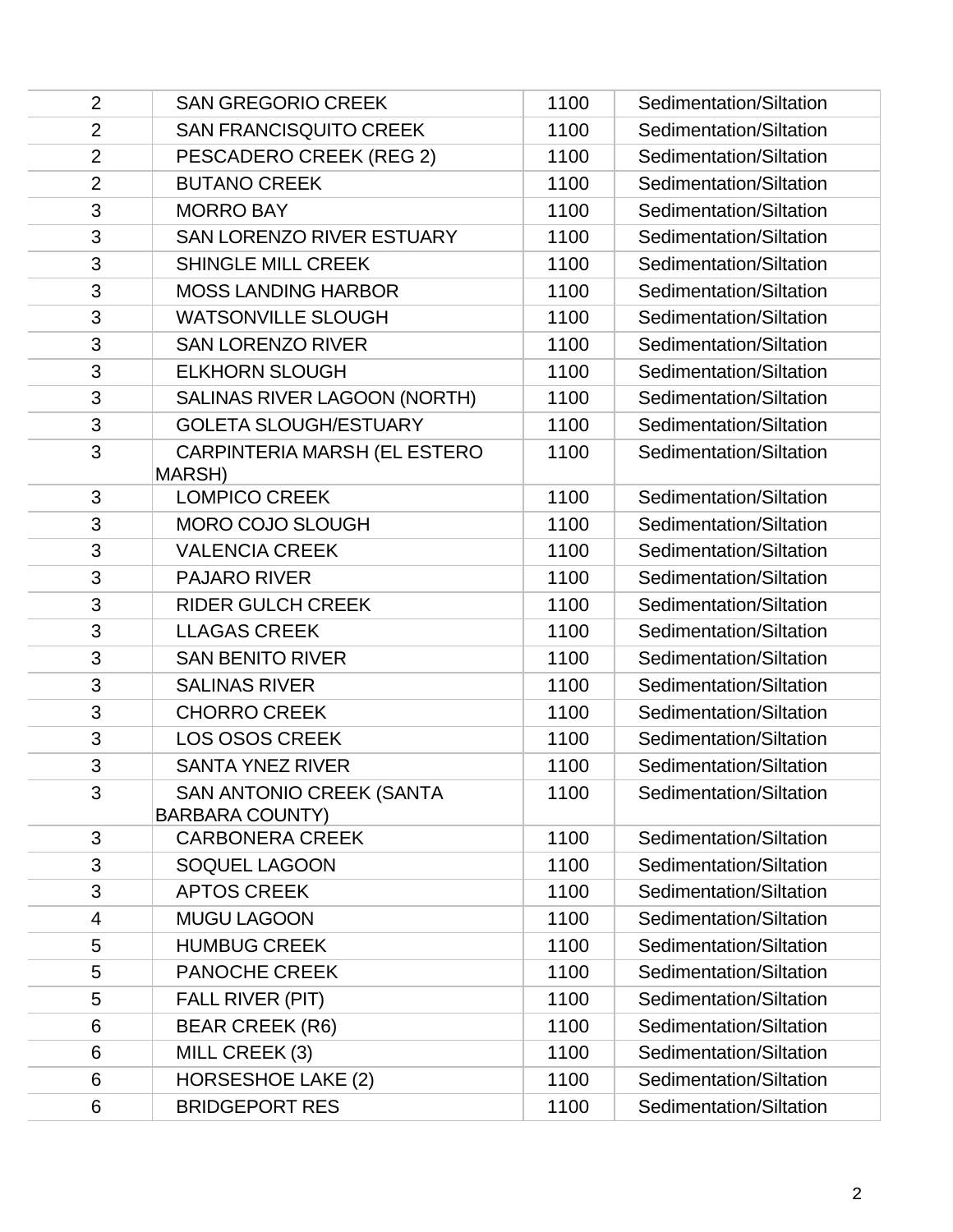| | | | |
|---|---|---|---|
| 2 | SAN GREGORIO CREEK | 1100 | Sedimentation/Siltation |
| 2 | SAN FRANCISQUITO CREEK | 1100 | Sedimentation/Siltation |
| 2 | PESCADERO CREEK (REG 2) | 1100 | Sedimentation/Siltation |
| 2 | BUTANO CREEK | 1100 | Sedimentation/Siltation |
| 3 | MORRO BAY | 1100 | Sedimentation/Siltation |
| 3 | SAN LORENZO RIVER ESTUARY | 1100 | Sedimentation/Siltation |
| 3 | SHINGLE MILL CREEK | 1100 | Sedimentation/Siltation |
| 3 | MOSS LANDING HARBOR | 1100 | Sedimentation/Siltation |
| 3 | WATSONVILLE SLOUGH | 1100 | Sedimentation/Siltation |
| 3 | SAN LORENZO RIVER | 1100 | Sedimentation/Siltation |
| 3 | ELKHORN SLOUGH | 1100 | Sedimentation/Siltation |
| 3 | SALINAS RIVER LAGOON (NORTH) | 1100 | Sedimentation/Siltation |
| 3 | GOLETA SLOUGH/ESTUARY | 1100 | Sedimentation/Siltation |
| 3 | CARPINTERIA MARSH (EL ESTERO MARSH) | 1100 | Sedimentation/Siltation |
| 3 | LOMPICO CREEK | 1100 | Sedimentation/Siltation |
| 3 | MORO COJO SLOUGH | 1100 | Sedimentation/Siltation |
| 3 | VALENCIA CREEK | 1100 | Sedimentation/Siltation |
| 3 | PAJARO RIVER | 1100 | Sedimentation/Siltation |
| 3 | RIDER GULCH CREEK | 1100 | Sedimentation/Siltation |
| 3 | LLAGAS CREEK | 1100 | Sedimentation/Siltation |
| 3 | SAN BENITO RIVER | 1100 | Sedimentation/Siltation |
| 3 | SALINAS RIVER | 1100 | Sedimentation/Siltation |
| 3 | CHORRO CREEK | 1100 | Sedimentation/Siltation |
| 3 | LOS OSOS CREEK | 1100 | Sedimentation/Siltation |
| 3 | SANTA YNEZ RIVER | 1100 | Sedimentation/Siltation |
| 3 | SAN ANTONIO CREEK (SANTA BARBARA COUNTY) | 1100 | Sedimentation/Siltation |
| 3 | CARBONERA CREEK | 1100 | Sedimentation/Siltation |
| 3 | SOQUEL LAGOON | 1100 | Sedimentation/Siltation |
| 3 | APTOS CREEK | 1100 | Sedimentation/Siltation |
| 4 | MUGU LAGOON | 1100 | Sedimentation/Siltation |
| 5 | HUMBUG CREEK | 1100 | Sedimentation/Siltation |
| 5 | PANOCHE CREEK | 1100 | Sedimentation/Siltation |
| 5 | FALL RIVER (PIT) | 1100 | Sedimentation/Siltation |
| 6 | BEAR CREEK (R6) | 1100 | Sedimentation/Siltation |
| 6 | MILL CREEK (3) | 1100 | Sedimentation/Siltation |
| 6 | HORSESHOE LAKE (2) | 1100 | Sedimentation/Siltation |
| 6 | BRIDGEPORT RES | 1100 | Sedimentation/Siltation |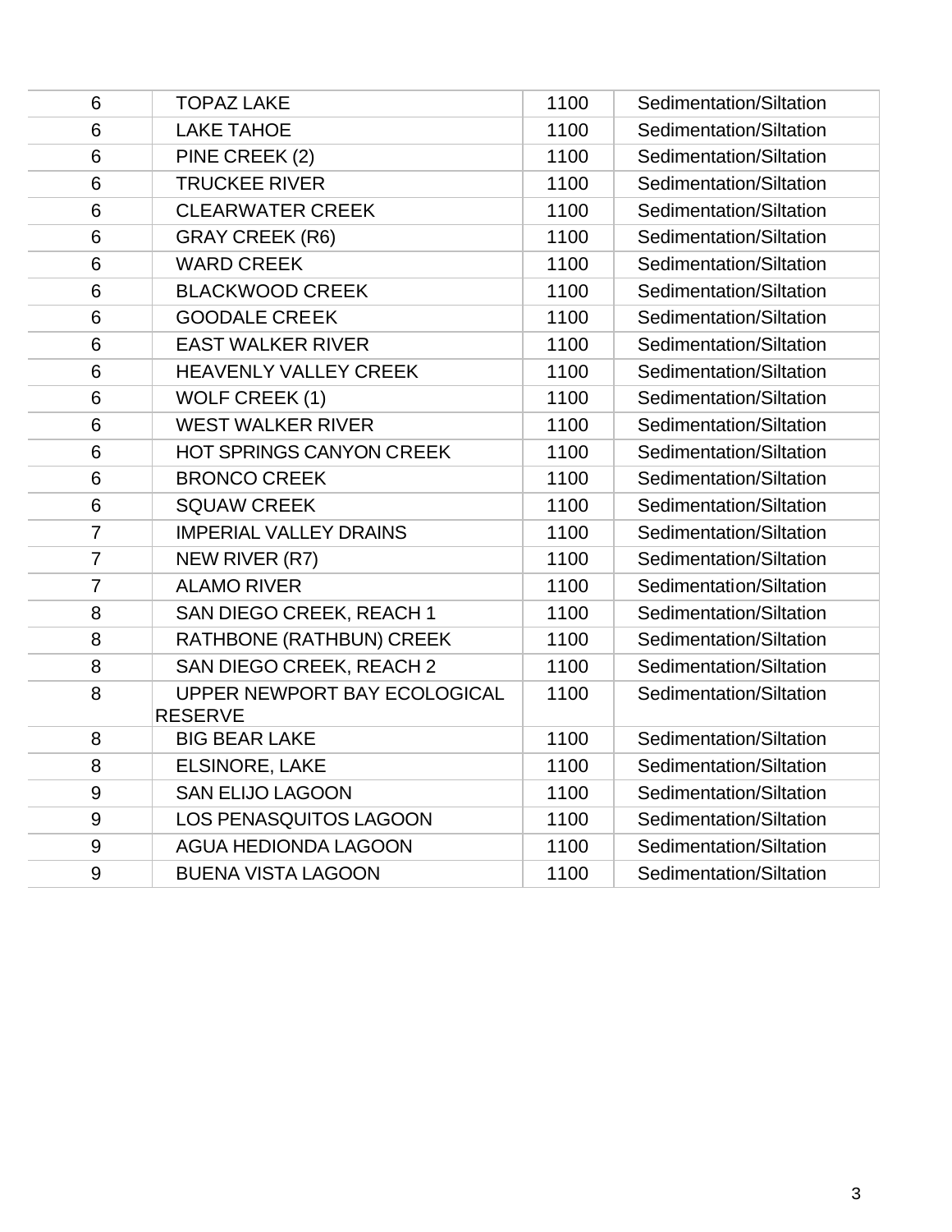| 6 | TOPAZ LAKE | 1100 | Sedimentation/Siltation |
|---|---|---|---|
| 6 | LAKE TAHOE | 1100 | Sedimentation/Siltation |
| 6 | PINE CREEK (2) | 1100 | Sedimentation/Siltation |
| 6 | TRUCKEE RIVER | 1100 | Sedimentation/Siltation |
| 6 | CLEARWATER CREEK | 1100 | Sedimentation/Siltation |
| 6 | GRAY CREEK (R6) | 1100 | Sedimentation/Siltation |
| 6 | WARD CREEK | 1100 | Sedimentation/Siltation |
| 6 | BLACKWOOD CREEK | 1100 | Sedimentation/Siltation |
| 6 | GOODALE CREEK | 1100 | Sedimentation/Siltation |
| 6 | EAST WALKER RIVER | 1100 | Sedimentation/Siltation |
| 6 | HEAVENLY VALLEY CREEK | 1100 | Sedimentation/Siltation |
| 6 | WOLF CREEK (1) | 1100 | Sedimentation/Siltation |
| 6 | WEST WALKER RIVER | 1100 | Sedimentation/Siltation |
| 6 | HOT SPRINGS CANYON CREEK | 1100 | Sedimentation/Siltation |
| 6 | BRONCO CREEK | 1100 | Sedimentation/Siltation |
| 6 | SQUAW CREEK | 1100 | Sedimentation/Siltation |
| 7 | IMPERIAL VALLEY DRAINS | 1100 | Sedimentation/Siltation |
| 7 | NEW RIVER (R7) | 1100 | Sedimentation/Siltation |
| 7 | ALAMO RIVER | 1100 | Sedimentation/Siltation |
| 8 | SAN DIEGO CREEK, REACH 1 | 1100 | Sedimentation/Siltation |
| 8 | RATHBONE (RATHBUN) CREEK | 1100 | Sedimentation/Siltation |
| 8 | SAN DIEGO CREEK, REACH 2 | 1100 | Sedimentation/Siltation |
| 8 | UPPER NEWPORT BAY ECOLOGICAL RESERVE | 1100 | Sedimentation/Siltation |
| 8 | BIG BEAR LAKE | 1100 | Sedimentation/Siltation |
| 8 | ELSINORE, LAKE | 1100 | Sedimentation/Siltation |
| 9 | SAN ELIJO LAGOON | 1100 | Sedimentation/Siltation |
| 9 | LOS PENASQUITOS LAGOON | 1100 | Sedimentation/Siltation |
| 9 | AGUA HEDIONDA LAGOON | 1100 | Sedimentation/Siltation |
| 9 | BUENA VISTA LAGOON | 1100 | Sedimentation/Siltation |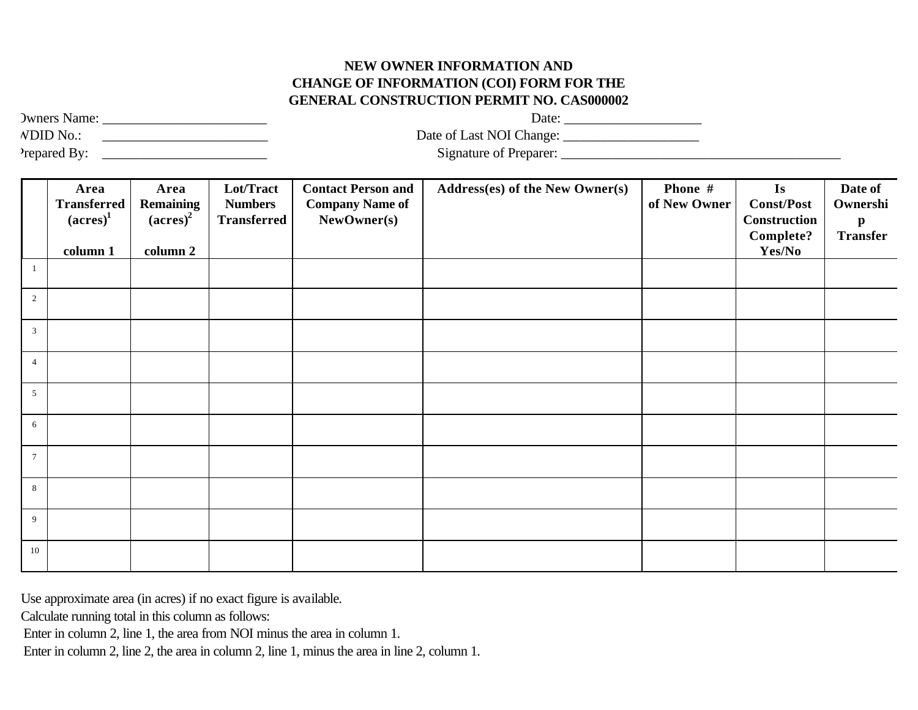**NEW OWNER INFORMATION AND**
**CHANGE OF INFORMATION (COI) FORM FOR THE**
**GENERAL CONSTRUCTION PERMIT NO. CAS000002**

Owners Name: ________________________ Date: ____________________

WDID No.: ________________________ Date of Last NOI Change: ____________________

Prepared By: ________________________ Signature of Preparer: ________________________________________

| | Area Transferred (acres)[1] column 1 | Area Remaining (acres)[2] column 2 | Lot/Tract Numbers Transferred | Contact Person and Company Name of NewOwner(s) | Address(es) of the New Owner(s) | Phone # of New Owner | Is Const/Post Construction Complete? Yes/No | Date of Ownership Transfer |
|---|---|---|---|---|---|---|---|---|
| 1 | | | | | | | | |
| 2 | | | | | | | | |
| 3 | | | | | | | | |
| 4 | | | | | | | | |
| 5 | | | | | | | | |
| 6 | | | | | | | | |
| 7 | | | | | | | | |
| 8 | | | | | | | | |
| 9 | | | | | | | | |
| 10 | | | | | | | | |

Use approximate area (in acres) if no exact figure is available.

Calculate running total in this column as follows:

Enter in column 2, line 1, the area from NOI minus the area in column 1.

Enter in column 2, line 2, the area in column 2, line 1, minus the area in line 2, column 1.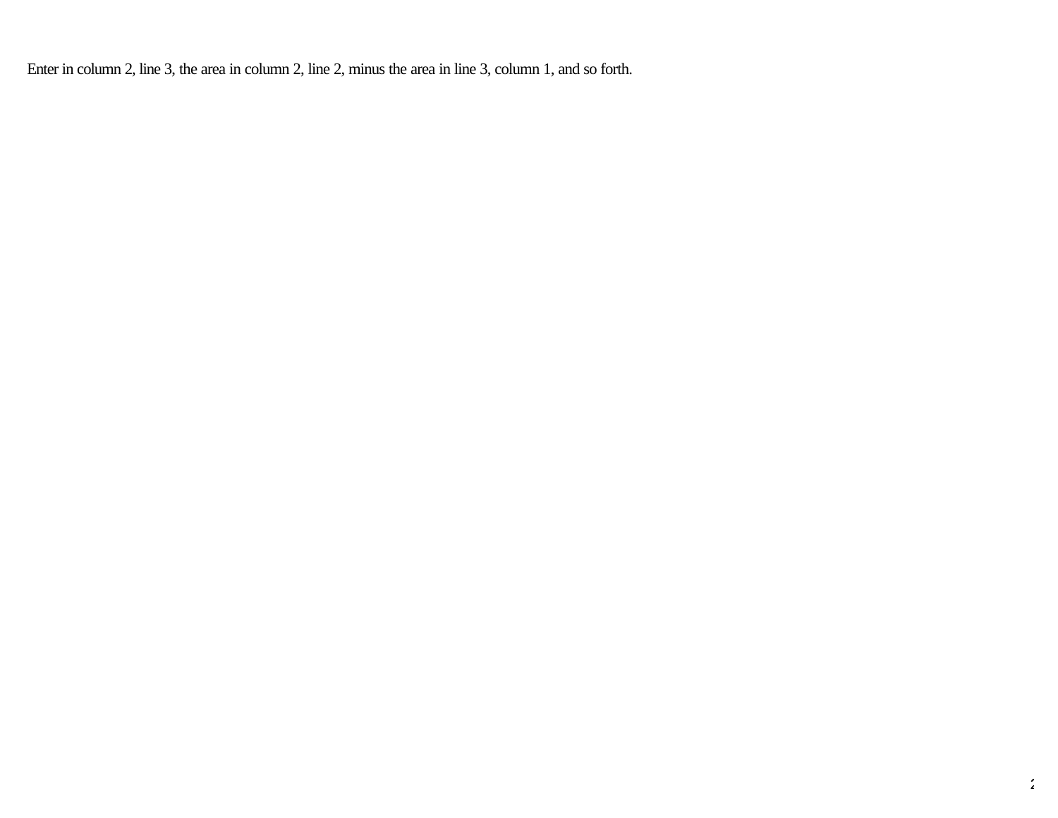Enter in column 2, line 3, the area in column 2, line 2, minus the area in line 3, column 1, and so forth.